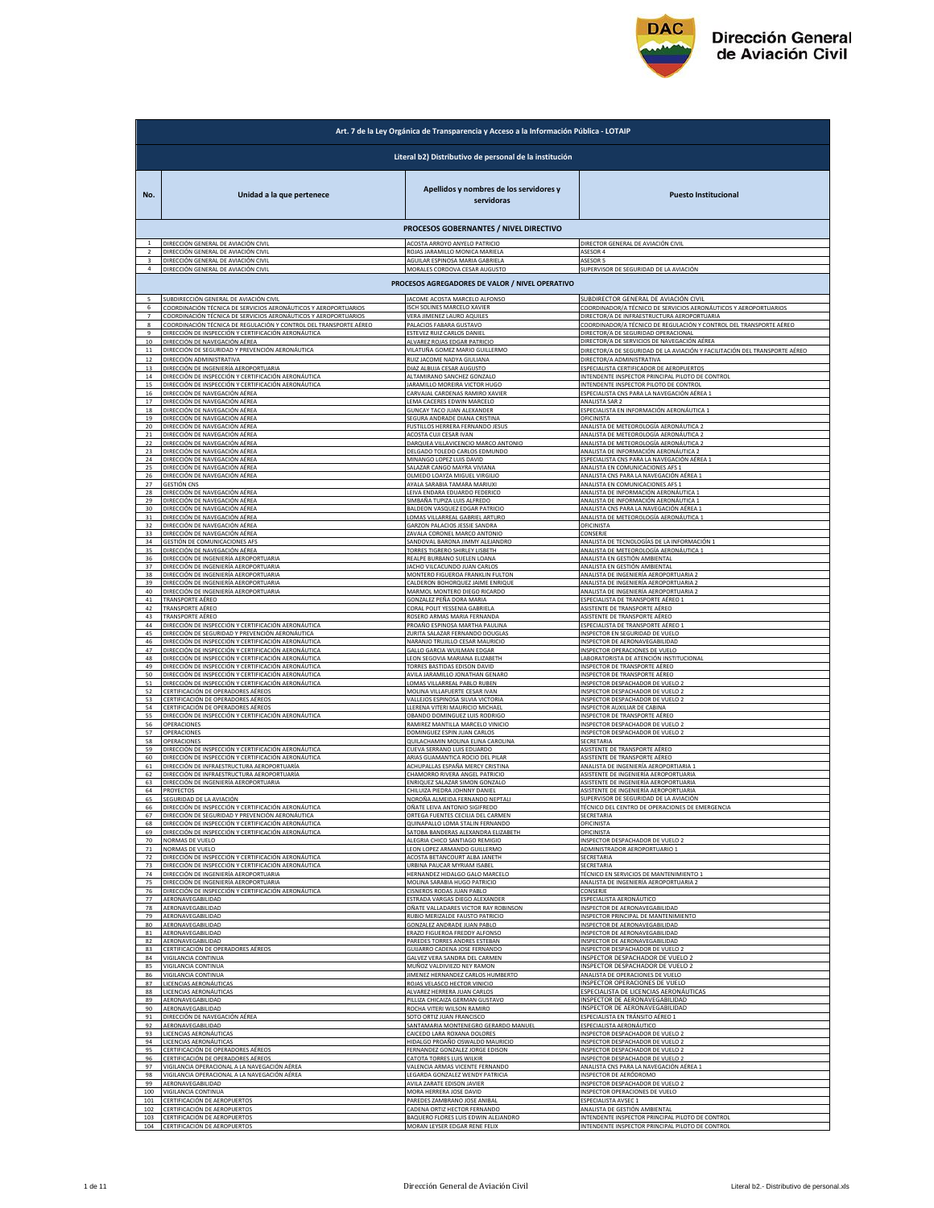# Dirección General de Aviación Civil

| Art. 7 de la Ley Orgánica de Transparencia y Acceso a la Información Pública - LOTAIP | | | |
|---|---|---|---|
| **Literal b2) Distributivo de personal de la institución** | | | |
| **No.** | **Unidad a la que pertenece** | **Apellidos y nombres de los servidores y servidoras** | **Puesto Institucional** |
| | | **PROCESOS GOBERNANTES / NIVEL DIRECTIVO** | |
| 1 | DIRECCIÓN GENERAL DE AVIACIÓN CIVIL | ACOSTA ARROYO ANYELO PATRICIO | DIRECTOR GENERAL DE AVIACIÓN CIVIL |
| 2 | DIRECCIÓN GENERAL DE AVIACIÓN CIVIL | ROJAS JARAMILLO MONICA MARIELA | ASESOR 4 |
| 3 | DIRECCIÓN GENERAL DE AVIACIÓN CIVIL | AGUILAR ESPINOSA MARIA GABRIELA | ASESOR 5 |
| 4 | DIRECCIÓN GENERAL DE AVIACIÓN CIVIL | MORALES CORDOVA CESAR AUGUSTO | SUPERVISOR DE SEGURIDAD DE LA AVIACIÓN |
| | | **PROCESOS AGREGADORES DE VALOR / NIVEL OPERATIVO** | |
| 5 | SUBDIRECCIÓN GENERAL DE AVIACIÓN CIVIL | JACOME ACOSTA MARCELO ALFONSO | SUBDIRECTOR GENERAL DE AVIACIÓN CIVIL |
| 6 | COORDINACIÓN TÉCNICA DE SERVICIOS AERONÁUTICOS Y AEROPORTUARIOS | ISCH SOLINES MARCELO XAVIER | COORDINADOR/A TÉCNICO DE SERVICIOS AERONÁUTICOS Y AEROPORTUARIOS |
| 7 | COORDINACIÓN TÉCNICA DE SERVICIOS AERONÁUTICOS Y AEROPORTUARIOS | VERA JIMENEZ LAURO AQUILES | DIRECTOR/A DE INFRAESTRUCTURA AEROPORTUARIA |
| 8 | COORDINACIÓN TÉCNICA DE REGULACIÓN Y CONTROL DEL TRANSPORTE AÉREO | PALACIOS FABARA GUSTAVO | COORDINADOR/A TÉCNICO DE REGULACIÓN Y CONTROL DEL TRANSPORTE AÉREO |
| 9 | DIRECCIÓN DE INSPECCIÓN Y CERTIFICACIÓN AERONÁUTICA | ESTEVEZ RUIZ CARLOS DANIEL | DIRECTOR/A DE SEGURIDAD OPERACIONAL |
| 10 | DIRECCIÓN DE NAVEGACIÓN AÉREA | ALVAREZ ROJAS EDGAR PATRICIO | DIRECTOR/A DE SERVICIOS DE NAVEGACIÓN AÉREA |
| 11 | DIRECCIÓN DE SEGURIDAD Y PREVENCIÓN AERONÁUTICA | VILATUÑA GOMEZ MARIO GUILLERMO | DIRECTOR/A DE SEGURIDAD DE LA AVIACIÓN Y FACILITACIÓN DEL TRANSPORTE AÉREO |
| 12 | DIRECCIÓN ADMINISTRATIVA | RUIZ JACOME NADYA GIULIANA | DIRECTOR/A ADMINISTRATIVA |
| 13 | DIRECCIÓN DE INGENIERÍA AEROPORTUARIA | DIAZ ALBUJA CESAR AUGUSTO | ESPECIALISTA CERTIFICADOR DE AEROPUERTOS |
| 14 | DIRECCIÓN DE INSPECCIÓN Y CERTIFICACIÓN AERONÁUTICA | ALTAMIRANO SANCHEZ GONZALO | INTENDENTE INSPECTOR PRINCIPAL PILOTO DE CONTROL |
| 15 | DIRECCIÓN DE INSPECCIÓN Y CERTIFICACIÓN AERONÁUTICA | JARAMILLO MOREIRA VICTOR HUGO | INTENDENTE INSPECTOR PILOTO DE CONTROL |
| 16 | DIRECCIÓN DE NAVEGACIÓN AÉREA | CARVAJAL CARDENAS RAMIRO XAVIER | ESPECIALISTA CNS PARA LA NAVEGACIÓN AÉREA 1 |
| 17 | DIRECCIÓN DE NAVEGACIÓN AÉREA | LEMA CACERES EDWIN MARCELO | ANALISTA SAR 2 |
| 18 | DIRECCIÓN DE NAVEGACIÓN AÉREA | GUNCAY TACO JUAN ALEXANDER | ESPECIALISTA EN INFORMACIÓN AERONÁUTICA 1 |
| 19 | DIRECCIÓN DE NAVEGACIÓN AÉREA | SEGURA ANDRADE DIANA CRISTINA | OFICINISTA |
| 20 | DIRECCIÓN DE NAVEGACIÓN AÉREA | FUSTILLOS HERRERA FERNANDO JESUS | ANALISTA DE METEOROLOGÍA AERONÁUTICA 2 |
| 21 | DIRECCIÓN DE NAVEGACIÓN AÉREA | ACOSTA CUJI CESAR IVAN | ANALISTA DE METEOROLOGÍA AERONÁUTICA 2 |
| 22 | DIRECCIÓN DE NAVEGACIÓN AÉREA | DARQUEA VILLAVICENCIO MARCO ANTONIO | ANALISTA DE METEOROLOGÍA AERONÁUTICA 2 |
| 23 | DIRECCIÓN DE NAVEGACIÓN AÉREA | DELGADO TOLEDO CARLOS EDMUNDO | ANALISTA DE INFORMACIÓN AERONÁUTICA 2 |
| 24 | DIRECCIÓN DE NAVEGACIÓN AÉREA | MINANGO LOPEZ LUIS DAVID | ESPECIALISTA CNS PARA LA NAVEGACIÓN AÉREA 1 |
| 25 | DIRECCIÓN DE NAVEGACIÓN AÉREA | SALAZAR CANGO MAYRA VIVIANA | ANALISTA EN COMUNICACIONES AFS 1 |
| 26 | DIRECCIÓN DE NAVEGACIÓN AÉREA | OLMEDO LOAYZA MIGUEL VIRGILIO | ANALISTA CNS PARA LA NAVEGACIÓN AÉREA 1 |
| 27 | GESTIÓN CNS | AYALA SARABIA TAMARA MARIUXI | ANALISTA EN COMUNICACIONES AFS 1 |
| 28 | DIRECCIÓN DE NAVEGACIÓN AÉREA | LEIVA ENDARA EDUARDO FEDERICO | ANALISTA DE INFORMACIÓN AERONÁUTICA 1 |
| 29 | DIRECCIÓN DE NAVEGACIÓN AÉREA | SIMBAÑA TUPIZA LUIS ALFREDO | ANALISTA DE INFORMACIÓN AERONÁUTICA 1 |
| 30 | DIRECCIÓN DE NAVEGACIÓN AÉREA | BALDEON VASQUEZ EDGAR PATRICIO | ANALISTA CNS PARA LA NAVEGACIÓN AÉREA 1 |
| 31 | DIRECCIÓN DE NAVEGACIÓN AÉREA | LOMAS VILLARREAL GABRIEL ARTURO | ANALISTA DE METEOROLOGÍA AERONÁUTICA 1 |
| 32 | DIRECCIÓN DE NAVEGACIÓN AÉREA | GARZON PALACIOS JESSIE SANDRA | OFICINISTA |
| 33 | DIRECCIÓN DE NAVEGACIÓN AÉREA | ZAVALA CORONEL MARCO ANTONIO | CONSERJE |
| 34 | GESTIÓN DE COMUNICACIONES AFS | SANDOVAL BARONA JIMMY ALEJANDRO | ANALISTA DE TECNOLOGÍAS DE LA INFORMACIÓN 1 |
| 35 | DIRECCIÓN DE NAVEGACIÓN AÉREA | TORRES TIGRERO SHIRLEY LISBETH | ANALISTA DE METEOROLOGÍA AERONÁUTICA 1 |
| 36 | DIRECCIÓN DE INGENIERÍA AEROPORTUARIA | REALPE BURBANO SUELEN LOANA | ANALISTA EN GESTIÓN AMBIENTAL |
| 37 | DIRECCIÓN DE INGENIERÍA AEROPORTUARIA | JACHO VILCACUNDO JUAN CARLOS | ANALISTA EN GESTIÓN AMBIENTAL |
| 38 | DIRECCIÓN DE INGENIERÍA AEROPORTUARIA | MONTERO FIGUEROA FRANKLIN FULTON | ANALISTA DE INGENIERÍA AEROPORTUARIA 2 |
| 39 | DIRECCIÓN DE INGENIERÍA AEROPORTUARIA | CALDERON BOHORQUEZ JAIME ENRIQUE | ANALISTA DE INGENIERÍA AEROPORTUARIA 2 |
| 40 | DIRECCIÓN DE INGENIERÍA AEROPORTUARIA | MARMOL MONTERO DIEGO RICARDO | ANALISTA DE INGENIERÍA AEROPORTUARIA 2 |
| 41 | TRANSPORTE AÉREO | GONZALEZ PEÑA DORA MARIA | ESPECIALISTA DE TRANSPORTE AÉREO 1 |
| 42 | TRANSPORTE AÉREO | CORAL POLIT YESSENIA GABRIELA | ASISTENTE DE TRANSPORTE AÉREO |
| 43 | TRANSPORTE AÉREO | ROSERO ARMAS MARIA FERNANDA | ASISTENTE DE TRANSPORTE AÉREO |
| 44 | DIRECCIÓN DE INSPECCIÓN Y CERTIFICACIÓN AERONÁUTICA | PROAÑO ESPINOSA MARTHA PAULINA | ESPECIALISTA DE TRANSPORTE AÉREO 1 |
| 45 | DIRECCIÓN DE SEGURIDAD Y PREVENCIÓN AERONÁUTICA | ZURITA SALAZAR FERNANDO DOUGLAS | INSPECTOR EN SEGURIDAD DE VUELO |
| 46 | DIRECCIÓN DE INSPECCIÓN Y CERTIFICACIÓN AERONÁUTICA | NARANJO TRUJILLO CESAR MAURICIO | INSPECTOR DE AERONAVEGABILIDAD |
| 47 | DIRECCIÓN DE INSPECCIÓN Y CERTIFICACIÓN AERONÁUTICA | GALLO GARCIA WUILMAN EDGAR | INSPECTOR OPERACIONES DE VUELO |
| 48 | DIRECCIÓN DE INSPECCIÓN Y CERTIFICACIÓN AERONÁUTICA | LEON SEGOVIA MARIANA ELIZABETH | LABORATORISTA DE ATENCIÓN INSTITUCIONAL |
| 49 | DIRECCIÓN DE INSPECCIÓN Y CERTIFICACIÓN AERONÁUTICA | TORRES BASTIDAS EDISON DAVID | INSPECTOR DE TRANSPORTE AÉREO |
| 50 | DIRECCIÓN DE INSPECCIÓN Y CERTIFICACIÓN AERONÁUTICA | AVILA JARAMILLO JONATHAN GENARO | INSPECTOR DE TRANSPORTE AÉREO |
| 51 | DIRECCIÓN DE INSPECCIÓN Y CERTIFICACIÓN AERONÁUTICA | LOMAS VILLARREAL PABLO RUBEN | INSPECTOR DESPACHADOR DE VUELO 2 |
| 52 | CERTIFICACIÓN DE OPERADORES AÉREOS | MOLINA VILLAFUERTE CESAR IVAN | INSPECTOR DESPACHADOR DE VUELO 2 |
| 53 | CERTIFICACIÓN DE OPERADORES AÉREOS | VALLEJOS ESPINOSA SILVIA VICTORIA | INSPECTOR DESPACHADOR DE VUELO 2 |
| 54 | CERTIFICACIÓN DE OPERADORES AÉREOS | LLERENA VITERI MAURICIO MICHAEL | INSPECTOR AUXILIAR DE CABINA |
| 55 | DIRECCIÓN DE INSPECCIÓN Y CERTIFICACIÓN AERONÁUTICA | OBANDO DOMINGUEZ LUIS RODRIGO | INSPECTOR DE TRANSPORTE AÉREO |
| 56 | OPERACIONES | RAMIREZ MANTILLA MARCELO VINICIO | INSPECTOR DESPACHADOR DE VUELO 2 |
| 57 | OPERACIONES | DOMINGUEZ ESPIN JUAN CARLOS | INSPECTOR DESPACHADOR DE VUELO 2 |
| 58 | OPERACIONES | QUILACHAMIN MOLINA ELINA CAROLINA | SECRETARIA |
| 59 | DIRECCIÓN DE INSPECCIÓN Y CERTIFICACIÓN AERONÁUTICA | CUEVA SERRANO LUIS EDUARDO | ASISTENTE DE TRANSPORTE AÉREO |
| 60 | DIRECCIÓN DE INSPECCIÓN Y CERTIFICACIÓN AERONÁUTICA | ARIAS GUAMANTICA ROCIO DEL PILAR | ASISTENTE DE TRANSPORTE AÉREO |
| 61 | DIRECCIÓN DE INFRAESTRUCTURA AEROPORTUARIA | ACHUPALLAS ESPAÑA MERCY CRISTINA | ANALISTA DE INGENIERÍA AEROPORTUARIA 1 |
| 62 | DIRECCIÓN DE INFRAESTRUCTURA AEROPORTUARIA | CHAMORRO RIVERA ANGEL PATRICIO | ASISTENTE DE INGENIERÍA AEROPORTUARIA |
| 63 | DIRECCIÓN DE INGENIERÍA AEROPORTUARIA | ENRIQUEZ SALAZAR SIMON GONZALO | ASISTENTE DE INGENIERÍA AEROPORTUARIA |
| 64 | PROYECTOS | CHILUIZA PIEDRA JOHNNY DANIEL | ASISTENTE DE INGENIERÍA AEROPORTUARIA |
| 65 | SEGURIDAD DE LA AVIACIÓN | NOROÑA ALMEIDA FERNANDO NEPTALI | SUPERVISOR DE SEGURIDAD DE LA AVIACIÓN |
| 66 | DIRECCIÓN DE INSPECCIÓN Y CERTIFICACIÓN AERONÁUTICA | OÑATE LEIVA ANTONIO SIGIFREDO | TÉCNICO DEL CENTRO DE OPERACIONES DE EMERGENCIA |
| 67 | DIRECCIÓN DE SEGURIDAD Y PREVENCIÓN AERONÁUTICA | ORTEGA FUENTES CECILIA DEL CARMEN | SECRETARIA |
| 68 | DIRECCIÓN DE INSPECCIÓN Y CERTIFICACIÓN AERONÁUTICA | QUINAPALLO LOMA STALIN FERNANDO | OFICINISTA |
| 69 | DIRECCIÓN DE INSPECCIÓN Y CERTIFICACIÓN AERONÁUTICA | SATOBA BANDERAS ALEXANDRA ELIZABETH | OFICINISTA |
| 70 | NORMAS DE VUELO | ALEGRIA CHICO SANTIAGO REMIGIO | INSPECTOR DESPACHADOR DE VUELO 2 |
| 71 | NORMAS DE VUELO | LEON LOPEZ ARMANDO GUILLERMO | ADMINISTRADOR AEROPORTUARIO 1 |
| 72 | DIRECCIÓN DE INSPECCIÓN Y CERTIFICACIÓN AERONÁUTICA | ACOSTA BETANCOURT ALBA JANETH | SECRETARIA |
| 73 | DIRECCIÓN DE INSPECCIÓN Y CERTIFICACIÓN AERONÁUTICA | URBINA PAUCAR MYRIAM ISABEL | SECRETARIA |
| 74 | DIRECCIÓN DE INGENIERÍA AEROPORTUARIA | HERNANDEZ HIDALGO GALO MARCELO | TÉCNICO EN SERVICIOS DE MANTENIMIENTO 1 |
| 75 | DIRECCIÓN DE INGENIERÍA AEROPORTUARIA | MOLINA SARABIA HUGO PATRICIO | ANALISTA DE INGENIERÍA AEROPORTUARIA 2 |
| 76 | DIRECCIÓN DE INSPECCIÓN Y CERTIFICACIÓN AERONÁUTICA | CISNEROS RODAS JUAN PABLO | CONSERJE |
| 77 | AERONAVEGABILIDAD | ESTRADA VARGAS DIEGO ALEXANDER | ESPECIALISTA AERONÁUTICO |
| 78 | AERONAVEGABILIDAD | OÑATE VALLADARES VICTOR RAY ROBINSON | INSPECTOR DE AERONAVEGABILIDAD |
| 79 | AERONAVEGABILIDAD | RUBIO MERIZALDE FAUSTO PATRICIO | INSPECTOR PRINCIPAL DE MANTENIMIENTO |
| 80 | AERONAVEGABILIDAD | GONZALEZ ANDRADE JUAN PABLO | INSPECTOR DE AERONAVEGABILIDAD |
| 81 | AERONAVEGABILIDAD | ERAZO FIGUEROA FREDDY ALFONSO | INSPECTOR DE AERONAVEGABILIDAD |
| 82 | AERONAVEGABILIDAD | PAREDES TORRES ANDRES ESTEBAN | INSPECTOR DE AERONAVEGABILIDAD |
| 83 | CERTIFICACIÓN DE OPERADORES AÉREOS | GUIJARRO CADENA JOSE FERNANDO | INSPECTOR DESPACHADOR DE VUELO 2 |
| 84 | VIGILANCIA CONTINUA | GALVEZ VERA SANDRA DEL CARMEN | INSPECTOR DESPACHADOR DE VUELO 2 |
| 85 | VIGILANCIA CONTINUA | MUÑOZ VALDIVIEZO NEY RAMON | INSPECTOR DESPACHADOR DE VUELO 2 |
| 86 | VIGILANCIA CONTINUA | JIMENEZ HERNANDEZ CARLOS HUMBERTO | ANALISTA DE OPERACIONES DE VUELO |
| 87 | LICENCIAS AERONÁUTICAS | ROJAS VELASCO HECTOR VINICIO | INSPECTOR OPERACIONES DE VUELO |
| 88 | LICENCIAS AERONÁUTICAS | ALVAREZ HERRERA JUAN CARLOS | ESPECIALISTA DE LICENCIAS AERONÁUTICAS |
| 89 | AERONAVEGABILIDAD | PILLIZA CHICAIZA GERMAN GUSTAVO | INSPECTOR DE AERONAVEGABILIDAD |
| 90 | AERONAVEGABILIDAD | ROCHA VITERI WILSON RAMIRO | INSPECTOR DE AERONAVEGABILIDAD |
| 91 | DIRECCIÓN DE NAVEGACIÓN AÉREA | SOTO ORTIZ JUAN FRANCISCO | ESPECIALISTA EN TRÁNSITO AÉREO 1 |
| 92 | AERONAVEGABILIDAD | SANTAMARIA MONTENEGRO GERARDO MANUEL | ESPECIALISTA AERONÁUTICO |
| 93 | LICENCIAS AERONÁUTICAS | CAICEDO LARA ROXANA DOLORES | INSPECTOR DESPACHADOR DE VUELO 2 |
| 94 | LICENCIAS AERONÁUTICAS | HIDALGO PROAÑO OSWALDO MAURICIO | INSPECTOR DESPACHADOR DE VUELO 2 |
| 95 | CERTIFICACIÓN DE OPERADORES AÉREOS | FERNANDEZ GONZALEZ JORGE EDISON | INSPECTOR DESPACHADOR DE VUELO 2 |
| 96 | CERTIFICACIÓN DE OPERADORES AÉREOS | CATOTA TORRES LUIS WILKIR | INSPECTOR DESPACHADOR DE VUELO 2 |
| 97 | VIGILANCIA OPERACIONAL A LA NAVEGACIÓN AÉREA | VALENCIA ARMAS VICENTE FERNANDO | ANALISTA CNS PARA LA NAVEGACIÓN AÉREA 1 |
| 98 | VIGILANCIA OPERACIONAL A LA NAVEGACIÓN AÉREA | LEGARDA GONZALEZ WENDY PATRICIA | INSPECTOR DE AERÓDROMO |
| 99 | AERONAVEGABILIDAD | AVILA ZARATE EDISON JAVIER | INSPECTOR DESPACHADOR DE VUELO 2 |
| 100 | VIGILANCIA CONTINUA | MORA HERRERA JOSE DAVID | INSPECTOR OPERACIONES DE VUELO |
| 101 | CERTIFICACIÓN DE AEROPUERTOS | PAREDES ZAMBRANO JOSE ANIBAL | ESPECIALISTA AVSEC 1 |
| 102 | CERTIFICACIÓN DE AEROPUERTOS | CADENA ORTIZ HECTOR FERNANDO | ANALISTA DE GESTIÓN AMBIENTAL |
| 103 | CERTIFICACIÓN DE AEROPUERTOS | BAQUERO FLORES LUIS EDWIN ALEJANDRO | INTENDENTE INSPECTOR PRINCIPAL PILOTO DE CONTROL |
| 104 | CERTIFICACIÓN DE AEROPUERTOS | MORAN LEYSER EDGAR RENE FELIX | INTENDENTE INSPECTOR PRINCIPAL PILOTO DE CONTROL |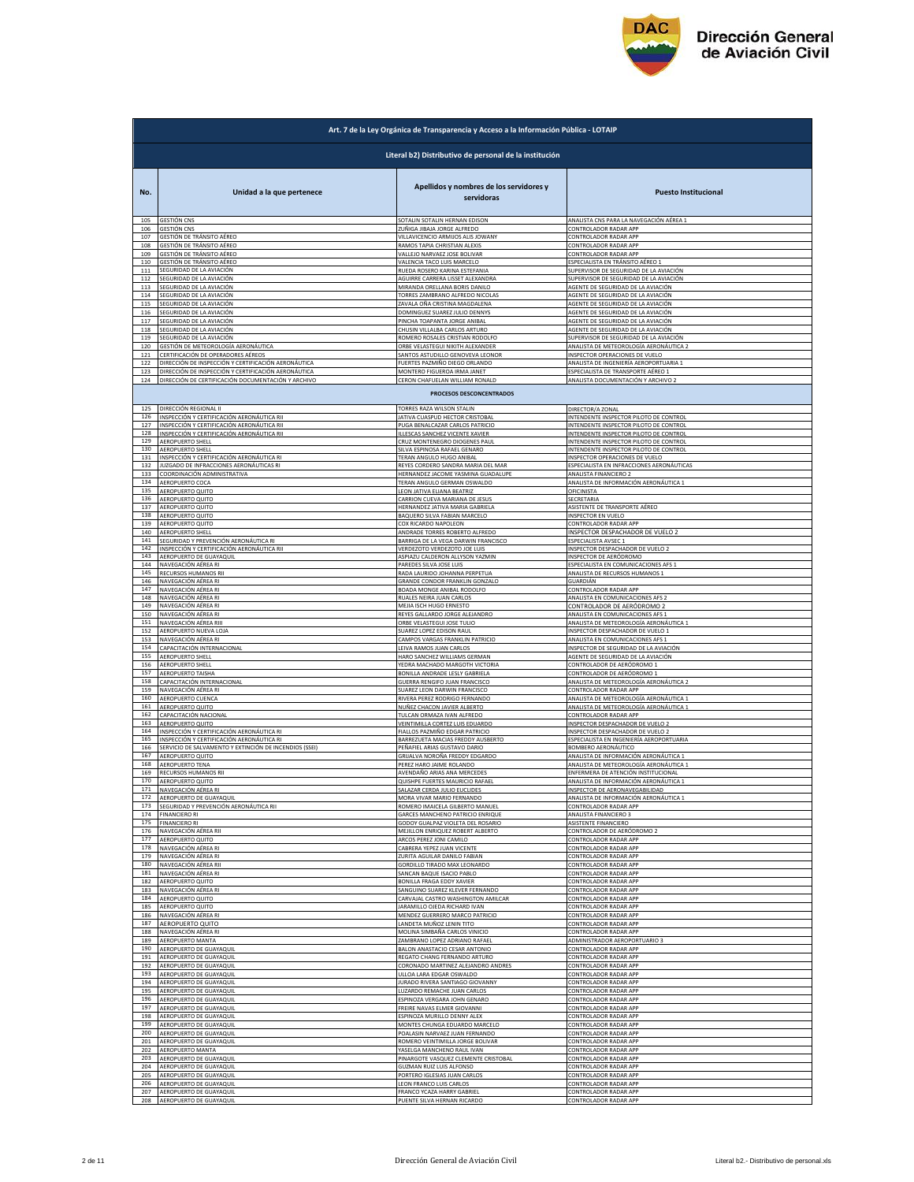| Art. 7 de la Ley Orgánica de Transparencia y Acceso a la Información Pública - LOTAIP | | | |
|---|---|---|---|
| Literal b2) Distributivo de personal de la institución | | | |
| **No.** | **Unidad a la que pertenece** | **Apellidos y nombres de los servidores y servidoras** | **Puesto Institucional** |
| 105 | GESTIÓN CNS | SOTALIN SOTALIN HERNAN EDISON | ANALISTA CNS PARA LA NAVEGACIÓN AÉREA 1 |
| 106 | GESTIÓN CNS | ZUÑIGA JIBAJA JORGE ALFREDO | CONTROLADOR RADAR APP |
| 107 | GESTIÓN DE TRÁNSITO AÉREO | VILLAVICENCIO ARMIJOS ALIS JOWANY | CONTROLADOR RADAR APP |
| 108 | GESTIÓN DE TRÁNSITO AÉREO | RAMOS TAPIA CHRISTIAN ALEXIS | CONTROLADOR RADAR APP |
| 109 | GESTIÓN DE TRÁNSITO AÉREO | VALLEJO NARVAEZ JOSE BOLIVAR | CONTROLADOR RADAR APP |
| 110 | GESTIÓN DE TRÁNSITO AÉREO | VALENCIA TACO LUIS MARCELO | ESPECIALISTA EN TRÁNSITO AÉREO 1 |
| 111 | SEGURIDAD DE LA AVIACIÓN | RUEDA ROSERO KARINA ESTEFANIA | SUPERVISOR DE SEGURIDAD DE LA AVIACIÓN |
| 112 | SEGURIDAD DE LA AVIACIÓN | AGUIRRE CARRERA LISSET ALEXANDRA | SUPERVISOR DE SEGURIDAD DE LA AVIACIÓN |
| 113 | SEGURIDAD DE LA AVIACIÓN | MIRANDA ORELLANA BORIS DANILO | AGENTE DE SEGURIDAD DE LA AVIACIÓN |
| 114 | SEGURIDAD DE LA AVIACIÓN | TORRES ZAMBRANO ALFREDO NICOLAS | AGENTE DE SEGURIDAD DE LA AVIACIÓN |
| 115 | SEGURIDAD DE LA AVIACIÓN | ZAVALA OÑA CRISTINA MAGDALENA | AGENTE DE SEGURIDAD DE LA AVIACIÓN |
| 116 | SEGURIDAD DE LA AVIACIÓN | DOMINGUEZ SUAREZ JULIO DENNYS | AGENTE DE SEGURIDAD DE LA AVIACIÓN |
| 117 | SEGURIDAD DE LA AVIACIÓN | PINCHA TOAPANTA JORGE ANIBAL | AGENTE DE SEGURIDAD DE LA AVIACIÓN |
| 118 | SEGURIDAD DE LA AVIACIÓN | CHUSIN VILLALBA CARLOS ARTURO | AGENTE DE SEGURIDAD DE LA AVIACIÓN |
| 119 | SEGURIDAD DE LA AVIACIÓN | ROMERO ROSALES CRISTIAN RODOLFO | SUPERVISOR DE SEGURIDAD DE LA AVIACIÓN |
| 120 | GESTIÓN DE METEOROLOGÍA AERONÁUTICA | ORBE VELASTEGUI NIKITH ALEXANDER | ANALISTA DE METEOROLOGÍA AERONÁUTICA 2 |
| 121 | CERTIFICACIÓN DE OPERADORES AÉREOS | SANTOS ASTUDILLO GENOVEVA LEONOR | INSPECTOR OPERACIONES DE VUELO |
| 122 | DIRECCIÓN DE INSPECCIÓN Y CERTIFICACIÓN AERONÁUTICA | FUERTES PAZMIÑO DIEGO ORLANDO | ANALISTA DE INGENIERÍA AEROPORTUARIA 1 |
| 123 | DIRECCIÓN DE INSPECCIÓN Y CERTIFICACIÓN AERONÁUTICA | MONTERO FIGUEROA IRMA JANET | ESPECIALISTA DE TRANSPORTE AÉREO 1 |
| 124 | DIRECCIÓN DE CERTIFICACIÓN DOCUMENTACIÓN Y ARCHIVO | CERON CHAFUELAN WILLIAM RONALD | ANALISTA DOCUMENTACIÓN Y ARCHIVO 2 |
| **PROCESOS DESCONCENTRADOS** | | | |
| 125 | DIRECCIÓN REGIONAL II | TORRES RAZA WILSON STALIN | DIRECTOR/A ZONAL |
| 126 | INSPECCIÓN Y CERTIFICACIÓN AERONÁUTICA RII | JATIVA CUASPUD HECTOR CRISTOBAL | INTENDENTE INSPECTOR PILOTO DE CONTROL |
| 127 | INSPECCIÓN Y CERTIFICACIÓN AERONÁUTICA RII | PUGA BENALCAZAR CARLOS PATRICIO | INTENDENTE INSPECTOR PILOTO DE CONTROL |
| 128 | INSPECCIÓN Y CERTIFICACIÓN AERONÁUTICA RII | ILLESCAS SANCHEZ VICENTE XAVIER | INTENDENTE INSPECTOR PILOTO DE CONTROL |
| 129 | AEROPUERTO SHELL | CRUZ MONTENEGRO DIOGENES PAUL | INTENDENTE INSPECTOR PILOTO DE CONTROL |
| 130 | AEROPUERTO SHELL | SILVA ESPINOSA RAFAEL GENARO | INTENDENTE INSPECTOR PILOTO DE CONTROL |
| 131 | INSPECCIÓN Y CERTIFICACIÓN AERONÁUTICA RI | TERAN ANGULO HUGO ANIBAL | INSPECTOR OPERACIONES DE VUELO |
| 132 | JUZGADO DE INFRACCIONES AERONÁUTICAS RI | REYES CORDERO SANDRA MARIA DEL MAR | ESPECIALISTA EN INFRACCIONES AERONÁUTICAS |
| 133 | COORDINACIÓN ADMINISTRATIVA | HERNANDEZ JACOME YASMINA GUADALUPE | ANALISTA FINANCIERO 2 |
| 134 | AEROPUERTO COCA | TERAN ANGULO GERMAN OSWALDO | ANALISTA DE INFORMACIÓN AERONÁUTICA 1 |
| 135 | AEROPUERTO QUITO | LEON JATIVA ELIANA BEATRIZ | OFICINISTA |
| 136 | AEROPUERTO QUITO | CARRION CUEVA MARIANA DE JESUS | SECRETARIA |
| 137 | AEROPUERTO QUITO | HERNANDEZ JATIVA MARIA GABRIELA | ASISTENTE DE TRANSPORTE AÉREO |
| 138 | AEROPUERTO QUITO | BAQUERO SILVA FABIAN MARCELO | INSPECTOR EN VUELO |
| 139 | AEROPUERTO QUITO | COX RICARDO NAPOLEON | CONTROLADOR RADAR APP |
| 140 | AEROPUERTO SHELL | ANDRADE TORRES ROBERTO ALFREDO | INSPECTOR DESPACHADOR DE VUELO 2 |
| 141 | SEGURIDAD Y PREVENCIÓN AERONÁUTICA RI | BARRIGA DE LA VEGA DARWIN FRANCISCO | ESPECIALISTA AVSEC 1 |
| 142 | INSPECCIÓN Y CERTIFICACIÓN AERONÁUTICA RII | VERDEZOTO VERDEZOTO JOE LUIS | INSPECTOR DESPACHADOR DE VUELO 2 |
| 143 | AEROPUERTO DE GUAYAQUIL | ASPIAZU CALDERON ALLYSON YAZMIN | INSPECTOR DE AERÓDROMO |
| 144 | NAVEGACIÓN AÉREA RI | PAREDES SILVA JOSE LUIS | ESPECIALISTA EN COMUNICACIONES AFS 1 |
| 145 | RECURSOS HUMANOS RII | RADA LAURIDO JOHANNA PERPETUA | ANALISTA DE RECURSOS HUMANOS 1 |
| 146 | NAVEGACIÓN AÉREA RI | GRANDE CONDOR FRANKLIN GONZALO | GUARDIÁN |
| 147 | NAVEGACIÓN AÉREA RI | BOADA MONGE ANIBAL RODOLFO | CONTROLADOR RADAR APP |
| 148 | NAVEGACIÓN AÉREA RI | RUALES NEIRA JUAN CARLOS | ANALISTA EN COMUNICACIONES AFS 2 |
| 149 | NAVEGACIÓN AÉREA RI | MEJIA ISCH HUGO ERNESTO | CONTROLADOR DE AERÓDROMO 2 |
| 150 | NAVEGACIÓN AÉREA RI | REYES GALLARDO JORGE ALEJANDRO | ANALISTA EN COMUNICACIONES AFS 1 |
| 151 | NAVEGACIÓN AÉREA RIII | ORBE VELASTEGUI JOSE TULIO | ANALISTA DE METEOROLOGÍA AERONÁUTICA 1 |
| 152 | AEROPUERTO NUEVA LOJA | SUAREZ LOPEZ EDISON RAUL | INSPECTOR DESPACHADOR DE VUELO 1 |
| 153 | NAVEGACIÓN AÉREA RI | CAMPOS VARGAS FRANKLIN PATRICIO | ANALISTA EN COMUNICACIONES AFS 1 |
| 154 | CAPACITACIÓN INTERNACIONAL | LEIVA RAMOS JUAN CARLOS | INSPECTOR DE SEGURIDAD DE LA AVIACIÓN |
| 155 | AEROPUERTO SHELL | HARO SANCHEZ WILLIAMS GERMAN | AGENTE DE SEGURIDAD DE LA AVIACIÓN |
| 156 | AEROPUERTO SHELL | YEDRA MACHADO MARGOTH VICTORIA | CONTROLADOR DE AERÓDROMO 1 |
| 157 | AEROPUERTO TAISHA | BONILLA ANDRADE LESLY GABRIELA | CONTROLADOR DE AERÓDROMO 1 |
| 158 | CAPACITACIÓN INTERNACIONAL | GUERRA RENGIFO JUAN FRANCISCO | ANALISTA DE METEOROLOGÍA AERONÁUTICA 2 |
| 159 | NAVEGACIÓN AÉREA RI | SUAREZ LEON DARWIN FRANCISCO | CONTROLADOR RADAR APP |
| 160 | AEROPUERTO CUENCA | RIVERA PEREZ RODRIGO FERNANDO | ANALISTA DE METEOROLOGÍA AERONÁUTICA 1 |
| 161 | AEROPUERTO QUITO | NUÑEZ CHACON JAVIER ALBERTO | ANALISTA DE METEOROLOGÍA AERONÁUTICA 1 |
| 162 | CAPACITACIÓN NACIONAL | TULCAN ORMAZA IVAN ALFREDO | CONTROLADOR RADAR APP |
| 163 | AEROPUERTO QUITO | VEINTIMILLA CORTEZ LUIS EDUARDO | INSPECTOR DESPACHADOR DE VUELO 2 |
| 164 | INSPECCIÓN Y CERTIFICACIÓN AERONÁUTICA RI | FIALLOS PAZMIÑO EDGAR PATRICIO | INSPECTOR DESPACHADOR DE VUELO 2 |
| 165 | INSPECCIÓN Y CERTIFICACIÓN AERONÁUTICA RI | BARREZUETA MACIAS FREDDY AUSBERTO | ESPECIALISTA EN INGENIERÍA AEROPORTUARIA |
| 166 | SERVICIO DE SALVAMENTO Y EXTINCIÓN DE INCENDIOS (SSEI) | PEÑAFIEL ARIAS GUSTAVO DARIO | BOMBERO AERONÁUTICO |
| 167 | AEROPUERTO QUITO | GRIJALVA NOROÑA FREDDY EDGARDO | ANALISTA DE INFORMACIÓN AERONÁUTICA 1 |
| 168 | AEROPUERTO TENA | PEREZ HARO JAIME ROLANDO | ANALISTA DE METEOROLOGÍA AERONÁUTICA 1 |
| 169 | RECURSOS HUMANOS RII | AVENDAÑO ARIAS ANA MERCEDES | ENFERMERA DE ATENCIÓN INSTITUCIONAL |
| 170 | AEROPUERTO QUITO | QUISHPE FUERTES MAURICIO RAFAEL | ANALISTA DE INFORMACIÓN AERONÁUTICA 1 |
| 171 | NAVEGACIÓN AÉREA RI | SALAZAR CERDA JULIO EUCLIDES | INSPECTOR DE AERONAVEGABILIDAD |
| 172 | AEROPUERTO DE GUAYAQUIL | MORA VIVAR MARIO FERNANDO | ANALISTA DE INFORMACIÓN AERONÁUTICA 1 |
| 173 | SEGURIDAD Y PREVENCIÓN AERONÁUTICA RII | ROMERO IMAICELA GILBERTO MANUEL | CONTROLADOR RADAR APP |
| 174 | FINANCIERO RI | GARCES MANCHENO PATRICIO ENRIQUE | ANALISTA FINANCIERO 3 |
| 175 | FINANCIERO RI | GODOY GUALPAZ VIOLETA DEL ROSARIO | ASISTENTE FINANCIERO |
| 176 | NAVEGACIÓN AÉREA RII | MEJILLON ENRIQUEZ ROBERT ALBERTO | CONTROLADOR DE AERÓDROMO 2 |
| 177 | AEROPUERTO QUITO | ARCOS PEREZ JONI CAMILO | CONTROLADOR RADAR APP |
| 178 | NAVEGACIÓN AÉREA RI | CABRERA YEPEZ JUAN VICENTE | CONTROLADOR RADAR APP |
| 179 | NAVEGACIÓN AÉREA RI | ZURITA AGUILAR DANILO FABIAN | CONTROLADOR RADAR APP |
| 180 | NAVEGACIÓN AÉREA RII | GORDILLO TIRADO MAX LEONARDO | CONTROLADOR RADAR APP |
| 181 | NAVEGACIÓN AÉREA RI | SANCAN BAQUE ISACIO PABLO | CONTROLADOR RADAR APP |
| 182 | AEROPUERTO QUITO | BONILLA FRAGA EDDY XAVIER | CONTROLADOR RADAR APP |
| 183 | NAVEGACIÓN AÉREA RI | SANGUINO SUAREZ KLEVER FERNANDO | CONTROLADOR RADAR APP |
| 184 | AEROPUERTO QUITO | CARVAJAL CASTRO WASHINGTON AMILCAR | CONTROLADOR RADAR APP |
| 185 | AEROPUERTO QUITO | JARAMILLO OJEDA RICHARD IVAN | CONTROLADOR RADAR APP |
| 186 | NAVEGACIÓN AÉREA RI | MENDEZ GUERRERO MARCO PATRICIO | CONTROLADOR RADAR APP |
| 187 | AEROPUERTO QUITO | LANDETA MUÑOZ LENIN TITO | CONTROLADOR RADAR APP |
| 188 | NAVEGACIÓN AÉREA RI | MOLINA SIMBAÑA CARLOS VINICIO | CONTROLADOR RADAR APP |
| 189 | AEROPUERTO MANTA | ZAMBRANO LOPEZ ADRIANO RAFAEL | ADMINISTRADOR AEROPORTUARIO 3 |
| 190 | AEROPUERTO DE GUAYAQUIL | BALON ANASTACIO CESAR ANTONIO | CONTROLADOR RADAR APP |
| 191 | AEROPUERTO DE GUAYAQUIL | REGATO CHANG FERNANDO ARTURO | CONTROLADOR RADAR APP |
| 192 | AEROPUERTO DE GUAYAQUIL | CORONADO MARTINEZ ALEJANDRO ANDRES | CONTROLADOR RADAR APP |
| 193 | AEROPUERTO DE GUAYAQUIL | ULLOA LARA EDGAR OSWALDO | CONTROLADOR RADAR APP |
| 194 | AEROPUERTO DE GUAYAQUIL | JURADO RIVERA SANTIAGO GIOVANNY | CONTROLADOR RADAR APP |
| 195 | AEROPUERTO DE GUAYAQUIL | LUZARDO REMACHE JUAN CARLOS | CONTROLADOR RADAR APP |
| 196 | AEROPUERTO DE GUAYAQUIL | ESPINOZA VERGARA JOHN GENARO | CONTROLADOR RADAR APP |
| 197 | AEROPUERTO DE GUAYAQUIL | FREIRE NAVAS ELMER GIOVANNI | CONTROLADOR RADAR APP |
| 198 | AEROPUERTO DE GUAYAQUIL | ESPINOZA MURILLO DENNY ALEX | CONTROLADOR RADAR APP |
| 199 | AEROPUERTO DE GUAYAQUIL | MONTES CHUNGA EDUARDO MARCELO | CONTROLADOR RADAR APP |
| 200 | AEROPUERTO DE GUAYAQUIL | POALASIN NARVAEZ JUAN FERNANDO | CONTROLADOR RADAR APP |
| 201 | AEROPUERTO DE GUAYAQUIL | ROMERO VEINTIMILLA JORGE BOLIVAR | CONTROLADOR RADAR APP |
| 202 | AEROPUERTO MANTA | YASELGA MANCHENO RAUL IVAN | CONTROLADOR RADAR APP |
| 203 | AEROPUERTO DE GUAYAQUIL | PINARGOTE VASQUEZ CLEMENTE CRISTOBAL | CONTROLADOR RADAR APP |
| 204 | AEROPUERTO DE GUAYAQUIL | GUZMAN RUIZ LUIS ALFONSO | CONTROLADOR RADAR APP |
| 205 | AEROPUERTO DE GUAYAQUIL | PORTERO IGLESIAS JUAN CARLOS | CONTROLADOR RADAR APP |
| 206 | AEROPUERTO DE GUAYAQUIL | LEON FRANCO LUIS CARLOS | CONTROLADOR RADAR APP |
| 207 | AEROPUERTO DE GUAYAQUIL | FRANCO YCAZA HARRY GABRIEL | CONTROLADOR RADAR APP |
| 208 | AEROPUERTO DE GUAYAQUIL | PUENTE SILVA HERNAN RICARDO | CONTROLADOR RADAR APP |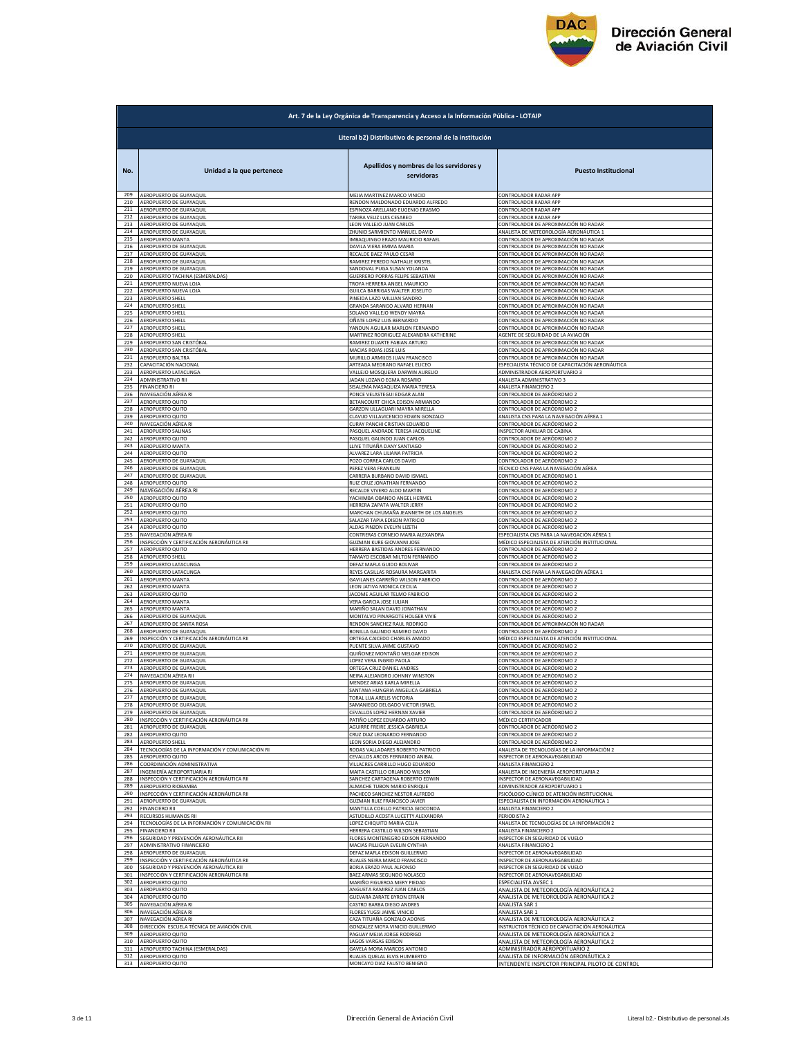| Art. 7 de la Ley Orgánica de Transparencia y Acceso a la Información Pública - LOTAIP | | | |
|---|---|---|---|
| **Literal b2) Distributivo de personal de la institución** | | | |
| **No.** | **Unidad a la que pertenece** | **Apellidos y nombres de los servidores y servidoras** | **Puesto Institucional** |
| 209 | AEROPUERTO DE GUAYAQUIL | MEJIA MARTINEZ MARCO VINICIO | CONTROLADOR RADAR APP |
| 210 | AEROPUERTO DE GUAYAQUIL | RENDON MALDONADO EDUARDO ALFREDO | CONTROLADOR RADAR APP |
| 211 | AEROPUERTO DE GUAYAQUIL | ESPINOZA ARELLANO EUGENIO ERASMO | CONTROLADOR RADAR APP |
| 212 | AEROPUERTO DE GUAYAQUIL | TARIRA VELIZ LUIS CESAREO | CONTROLADOR RADAR APP |
| 213 | AEROPUERTO DE GUAYAQUIL | LEON VALLEJO JUAN CARLOS | CONTROLADOR DE APROXIMACIÓN NO RADAR |
| 214 | AEROPUERTO DE GUAYAQUIL | ZHUNIO SARMIENTO MANUEL DAVID | ANALISTA DE METEOROLOGÍA AERONÁUTICA 1 |
| 215 | AEROPUERTO MANTA | IMBAQUINGO ERAZO MAURICIO RAFAEL | CONTROLADOR DE APROXIMACIÓN NO RADAR |
| 216 | AEROPUERTO DE GUAYAQUIL | DAVILA VIERA EMMA MARIA | CONTROLADOR DE APROXIMACIÓN NO RADAR |
| 217 | AEROPUERTO DE GUAYAQUIL | RECALDE BAEZ PAULO CESAR | CONTROLADOR DE APROXIMACIÓN NO RADAR |
| 218 | AEROPUERTO DE GUAYAQUIL | RAMIREZ PEREDO NATHALIE KRISTEL | CONTROLADOR DE APROXIMACIÓN NO RADAR |
| 219 | AEROPUERTO DE GUAYAQUIL | SANDOVAL PUGA SUSAN YOLANDA | CONTROLADOR DE APROXIMACIÓN NO RADAR |
| 220 | AEROPUERTO TACHINA (ESMERALDAS) | GUERRERO PORRAS FELIPE SEBASTIAN | CONTROLADOR DE APROXIMACIÓN NO RADAR |
| 221 | AEROPUERTO NUEVA LOJA | TROYA HERRERA ANGEL MAURICIO | CONTROLADOR DE APROXIMACIÓN NO RADAR |
| 222 | AEROPUERTO NUEVA LOJA | GUILCA BARRIGAS WALTER JOSELITO | CONTROLADOR DE APROXIMACIÓN NO RADAR |
| 223 | AEROPUERTO SHELL | PINEIDA LAZO WILLIAN SANDRO | CONTROLADOR DE APROXIMACIÓN NO RADAR |
| 224 | AEROPUERTO SHELL | GRANDA SARANGO ALVARO HERNAN | CONTROLADOR DE APROXIMACIÓN NO RADAR |
| 225 | AEROPUERTO SHELL | SOLANO VALLEJO WENDY MAYRA | CONTROLADOR DE APROXIMACIÓN NO RADAR |
| 226 | AEROPUERTO SHELL | OÑATE LOPEZ LUIS BERNARDO | CONTROLADOR DE APROXIMACIÓN NO RADAR |
| 227 | AEROPUERTO SHELL | YANDUN AGUILAR MARLON FERNANDO | CONTROLADOR DE APROXIMACIÓN NO RADAR |
| 228 | AEROPUERTO SHELL | MARTINEZ RODRIGUEZ ALEXANDRA KATHERINE | AGENTE DE SEGURIDAD DE LA AVIACIÓN |
| 229 | AEROPUERTO SAN CRISTÓBAL | RAMIREZ DUARTE FABIAN ARTURO | CONTROLADOR DE APROXIMACIÓN NO RADAR |
| 230 | AEROPUERTO SAN CRISTÓBAL | MACIAS ROJAS JOSE LUIS | CONTROLADOR DE APROXIMACIÓN NO RADAR |
| 231 | AEROPUERTO BALTRA | MURILLO ARMIJOS JUAN FRANCISCO | CONTROLADOR DE APROXIMACIÓN NO RADAR |
| 232 | CAPACITACIÓN NACIONAL | ARTEAGA MEDRANO RAFAEL ELICEO | ESPECIALISTA TÉCNICO DE CAPACITACIÓN AERONÁUTICA |
| 233 | AEROPUERTO LATACUNGA | VALLEJO MOSQUERA DARWIN AURELIO | ADMINISTRADOR AEROPORTUARIO 3 |
| 234 | ADMINISTRATIVO RII | JADAN LOZANO EGMA ROSARIO | ANALISTA ADMINISTRATIVO 3 |
| 235 | FINANCIERO RI | SISALEMA MASAQUIZA MARIA TERESA | ANALISTA FINANCIERO 2 |
| 236 | NAVEGACIÓN AÉREA RI | PONCE VELASTEGUI EDGAR ALAN | CONTROLADOR DE AERÓDROMO 2 |
| 237 | AEROPUERTO QUITO | BETANCOURT CHICA EDISON ARMANDO | CONTROLADOR DE AERÓDROMO 2 |
| 238 | AEROPUERTO QUITO | GARZON ULLAGUARI MAYRA MIRELLA | CONTROLADOR DE AERÓDROMO 2 |
| 239 | AEROPUERTO QUITO | CLAVIJO VILLAVICENCIO EDWIN GONZALO | ANALISTA CNS PARA LA NAVEGACIÓN AÉREA 1 |
| 240 | NAVEGACIÓN AÉREA RI | CURAY PANCHI CRISTIAN EDUARDO | CONTROLADOR DE AERÓDROMO 2 |
| 241 | AEROPUERTO SALINAS | PASQUEL ANDRADE TERESA JACQUELINE | INSPECTOR AUXILIAR DE CABINA |
| 242 | AEROPUERTO QUITO | PASQUEL GALINDO JUAN CARLOS | CONTROLADOR DE AERÓDROMO 2 |
| 243 | AEROPUERTO MANTA | LLIVE TITUAÑA DANY SANTIAGO | CONTROLADOR DE AERÓDROMO 2 |
| 244 | AEROPUERTO QUITO | ALVAREZ LARA LILIANA PATRICIA | CONTROLADOR DE AERÓDROMO 2 |
| 245 | AEROPUERTO DE GUAYAQUIL | POZO CORREA CARLOS DAVID | CONTROLADOR DE AERÓDROMO 2 |
| 246 | AEROPUERTO DE GUAYAQUIL | PEREZ VERA FRANKLIN | TÉCNICO CNS PARA LA NAVEGACIÓN AÉREA |
| 247 | AEROPUERTO DE GUAYAQUIL | CARRERA BURBANO DAVID ISMAEL | CONTROLADOR DE AERÓDROMO 1 |
| 248 | AEROPUERTO QUITO | RUIZ CRUZ JONATHAN FERNANDO | CONTROLADOR DE AERÓDROMO 2 |
| 249 | NAVEGACIÓN AÉREA RI | RECALDE VIVERO ALDO MARTIN | CONTROLADOR DE AERÓDROMO 2 |
| 250 | AEROPUERTO QUITO | YACHIMBA OBANDO ANGEL HERMEL | CONTROLADOR DE AERÓDROMO 2 |
| 251 | AEROPUERTO QUITO | HERRERA ZAPATA WALTER JERRY | CONTROLADOR DE AERÓDROMO 2 |
| 252 | AEROPUERTO QUITO | MARCHAN CHUMAÑA JEANNETH DE LOS ANGELES | CONTROLADOR DE AERÓDROMO 2 |
| 253 | AEROPUERTO QUITO | SALAZAR TAPIA EDISON PATRICIO | CONTROLADOR DE AERÓDROMO 2 |
| 254 | AEROPUERTO QUITO | ALDAS PINZON EVELYN LIZETH | CONTROLADOR DE AERÓDROMO 2 |
| 255 | NAVEGACIÓN AÉREA RI | CONTRERAS CORNEJO MARIA ALEXANDRA | ESPECIALISTA CNS PARA LA NAVEGACIÓN AÉREA 1 |
| 256 | INSPECCIÓN Y CERTIFICACIÓN AERONÁUTICA RII | GUZMAN KURE GIOVANNI JOSE | MÉDICO ESPECIALISTA DE ATENCIÓN INSTITUCIONAL |
| 257 | AEROPUERTO QUITO | HERRERA BASTIDAS ANDRES FERNANDO | CONTROLADOR DE AERÓDROMO 2 |
| 258 | AEROPUERTO SHELL | TAMAYO ESCOBAR MILTON FERNANDO | CONTROLADOR DE AERÓDROMO 2 |
| 259 | AEROPUERTO LATACUNGA | DEFAZ MAFLA GUIDO BOLIVAR | CONTROLADOR DE AERÓDROMO 2 |
| 260 | AEROPUERTO LATACUNGA | REYES CASILLAS ROSAURA MARGARITA | ANALISTA CNS PARA LA NAVEGACIÓN AÉREA 1 |
| 261 | AEROPUERTO MANTA | GAVILANES CARREÑO WILSON FABRICIO | CONTROLADOR DE AERÓDROMO 2 |
| 262 | AEROPUERTO MANTA | LEON JATIVA MONICA CECILIA | CONTROLADOR DE AERÓDROMO 2 |
| 263 | AEROPUERTO QUITO | JACOME AGUILAR TELMO FABRICIO | CONTROLADOR DE AERÓDROMO 2 |
| 264 | AEROPUERTO MANTA | VERA GARCIA JOSE JULIAN | CONTROLADOR DE AERÓDROMO 2 |
| 265 | AEROPUERTO MANTA | MARIÑO SALAN DAVID JONATHAN | CONTROLADOR DE AERÓDROMO 2 |
| 266 | AEROPUERTO DE GUAYAQUIL | MONTALVO PINARGOTE HOLGER VIVIE | CONTROLADOR DE AERÓDROMO 2 |
| 267 | AEROPUERTO DE SANTA ROSA | RENDON SANCHEZ RAUL RODRIGO | CONTROLADOR DE APROXIMACIÓN NO RADAR |
| 268 | AEROPUERTO DE GUAYAQUIL | BONILLA GALINDO RAMIRO DAVID | CONTROLADOR DE AERÓDROMO 2 |
| 269 | INSPECCIÓN Y CERTIFICACIÓN AERONÁUTICA RII | ORTEGA CAICEDO CHARLES AMADO | MÉDICO ESPECIALISTA DE ATENCIÓN INSTITUCIONAL |
| 270 | AEROPUERTO DE GUAYAQUIL | PUENTE SILVA JAIME GUSTAVO | CONTROLADOR DE AERÓDROMO 2 |
| 271 | AEROPUERTO DE GUAYAQUIL | QUIÑONEZ MONTAÑO MELGAR EDISON | CONTROLADOR DE AERÓDROMO 2 |
| 272 | AEROPUERTO DE GUAYAQUIL | LOPEZ VERA INGRID PAOLA | CONTROLADOR DE AERÓDROMO 2 |
| 273 | AEROPUERTO DE GUAYAQUIL | ORTEGA CRUZ DANIEL ANDRES | CONTROLADOR DE AERÓDROMO 2 |
| 274 | NAVEGACIÓN AÉREA RII | NEIRA ALEJANDRO JOHNNY WINSTON | CONTROLADOR DE AERÓDROMO 2 |
| 275 | AEROPUERTO DE GUAYAQUIL | MENDEZ ARIAS KARLA MIRELLA | CONTROLADOR DE AERÓDROMO 2 |
| 276 | AEROPUERTO DE GUAYAQUIL | SANTANA HUNGRIA ANGELICA GABRIELA | CONTROLADOR DE AERÓDROMO 2 |
| 277 | AEROPUERTO DE GUAYAQUIL | TORAL LUA ARELIS VICTORIA | CONTROLADOR DE AERÓDROMO 2 |
| 278 | AEROPUERTO DE GUAYAQUIL | SAMANIEGO DELGADO VICTOR ISRAEL | CONTROLADOR DE AERÓDROMO 2 |
| 279 | AEROPUERTO DE GUAYAQUIL | CEVALLOS LOPEZ HERNAN XAVIER | CONTROLADOR DE AERÓDROMO 2 |
| 280 | INSPECCIÓN Y CERTIFICACIÓN AERONÁUTICA RII | PATIÑO LOPEZ EDUARDO ARTURO | MÉDICO CERTIFICADOR |
| 281 | AEROPUERTO DE GUAYAQUIL | AGUIRRE FREIRE JESSICA GABRIELA | CONTROLADOR DE AERÓDROMO 2 |
| 282 | AEROPUERTO QUITO | CRUZ DIAZ LEONARDO FERNANDO | CONTROLADOR DE AERÓDROMO 2 |
| 283 | AEROPUERTO SHELL | LEON SORIA DIEGO ALEJANDRO | CONTROLADOR DE AERÓDROMO 2 |
| 284 | TECNOLOGÍAS DE LA INFORMACIÓN Y COMUNICACIÓN RI | RODAS VALLADARES ROBERTO PATRICIO | ANALISTA DE TECNOLOGÍAS DE LA INFORMACIÓN 2 |
| 285 | AEROPUERTO QUITO | CEVALLOS ARCOS FERNANDO ANIBAL | INSPECTOR DE AERONAVEGABILIDAD |
| 286 | COORDINACIÓN ADMINISTRATIVA | VILLACRES CARRILLO HUGO EDUARDO | ANALISTA FINANCIERO 2 |
| 287 | INGENIERÍA AEROPORTUARIA RI | MAITA CASTILLO ORLANDO WILSON | ANALISTA DE INGENIERÍA AEROPORTUARIA 2 |
| 288 | INSPECCIÓN Y CERTIFICACIÓN AERONÁUTICA RII | SANCHEZ CARTAGENA ROBERTO EDWIN | INSPECTOR DE AERONAVEGABILIDAD |
| 289 | AEROPUERTO RIOBAMBA | ALMACHE TUBON MARIO ENRIQUE | ADMINISTRADOR AEROPORTUARIO 1 |
| 290 | INSPECCIÓN Y CERTIFICACIÓN AERONÁUTICA RII | PACHECO SANCHEZ NESTOR ALFREDO | PSICÓLOGO CLÍNICO DE ATENCIÓN INSTITUCIONAL |
| 291 | AEROPUERTO DE GUAYAQUIL | GUZMAN RUIZ FRANCISCO JAVIER | ESPECIALISTA EN INFORMACIÓN AERONÁUTICA 1 |
| 292 | FINANCIERO RII | MANTILLA COELLO PATRICIA GIOCONDA | ANALISTA FINANCIERO 2 |
| 293 | RECURSOS HUMANOS RII | ASTUDILLO ACOSTA LUCETTY ALEXANDRA | PERIODISTA 2 |
| 294 | TECNOLOGÍAS DE LA INFORMACIÓN Y COMUNICACIÓN RII | LOPEZ CHIQUITO MARIA CELIA | ANALISTA DE TECNOLOGÍAS DE LA INFORMACIÓN 2 |
| 295 | FINANCIERO RII | HERRERA CASTILLO WILSON SEBASTIAN | ANALISTA FINANCIERO 2 |
| 296 | SEGURIDAD Y PREVENCIÓN AERONÁUTICA RII | FLORES MONTENEGRO EDISON FERNANDO | INSPECTOR EN SEGURIDAD DE VUELO |
| 297 | ADMINISTRATIVO FINANCIERO | MACIAS PILLIGUA EVELIN CYNTHIA | ANALISTA FINANCIERO 2 |
| 298 | AEROPUERTO DE GUAYAQUIL | DEFAZ MAFLA EDISON GUILLERMO | INSPECTOR DE AERONAVEGABILIDAD |
| 299 | INSPECCIÓN Y CERTIFICACIÓN AERONÁUTICA RII | RUALES NEIRA MARCO FRANCISCO | INSPECTOR DE AERONAVEGABILIDAD |
| 300 | SEGURIDAD Y PREVENCIÓN AERONÁUTICA RII | BORJA ERAZO PAUL ALFONSO | INSPECTOR EN SEGURIDAD DE VUELO |
| 301 | INSPECCIÓN Y CERTIFICACIÓN AERONÁUTICA RII | BAEZ ARMAS SEGUNDO NOLASCO | INSPECTOR DE AERONAVEGABILIDAD |
| 302 | AEROPUERTO QUITO | MARIÑO FIGUEROA MERY PIEDAD | ESPECIALISTA AVSEC 1 |
| 303 | AEROPUERTO QUITO | ANGUETA RAMIREZ JUAN CARLOS | ANALISTA DE METEOROLOGÍA AERONÁUTICA 2 |
| 304 | AEROPUERTO QUITO | GUEVARA ZARATE BYRON EFRAIN | ANALISTA DE METEOROLOGÍA AERONÁUTICA 2 |
| 305 | NAVEGACIÓN AÉREA RI | CASTRO BARBA DIEGO ANDRES | ANALISTA SAR 1 |
| 306 | NAVEGACIÓN AÉREA RI | FLORES YUGSI JAIME VINICIO | ANALISTA SAR 1 |
| 307 | NAVEGACIÓN AÉREA RI | CAZA TITUAÑA GONZALO ADONIS | ANALISTA DE METEOROLOGÍA AERONÁUTICA 2 |
| 308 | DIRECCIÓN ESCUELA TÉCNICA DE AVIACIÓN CIVIL | GONZALEZ MOYA VINICIO GUILLERMO | INSTRUCTOR TÉCNICO DE CAPACITACIÓN AERONÁUTICA |
| 309 | AEROPUERTO QUITO | PAGUAY MEJIA JORGE RODRIGO | ANALISTA DE METEOROLOGÍA AERONÁUTICA 2 |
| 310 | AEROPUERTO QUITO | LAGOS VARGAS EDISON | ANALISTA DE METEOROLOGÍA AERONÁUTICA 2 |
| 311 | AEROPUERTO TACHINA (ESMERALDAS) | GAVELA MORA MARCOS ANTONIO | ADMINISTRADOR AEROPORTUARIO 2 |
| 312 | AEROPUERTO QUITO | RUALES QUELAL ELVIS HUMBERTO | ANALISTA DE INFORMACIÓN AERONÁUTICA 2 |
| 313 | AEROPUERTO QUITO | MONCAYO DIAZ FAUSTO BENIGNO | INTENDENTE INSPECTOR PRINCIPAL PILOTO DE CONTROL |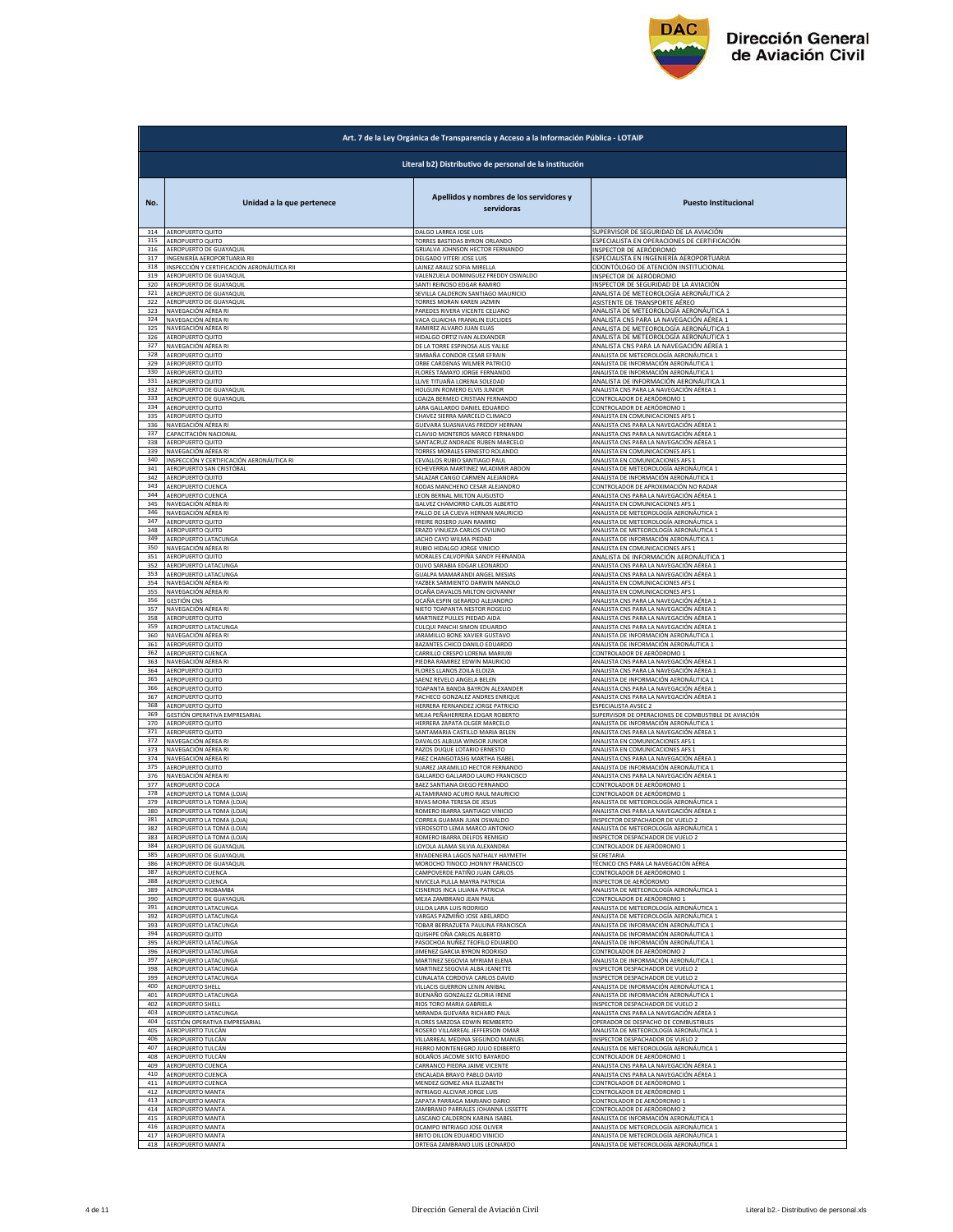**Art. 7 de la Ley Orgánica de Transparencia y Acceso a la Información Pública - LOTAIP**

**Literal b2) Distributivo de personal de la institución**

| No. | Unidad a la que pertenece | Apellidos y nombres de los servidores y servidoras | Puesto Institucional |
|---|---|---|---|
| 314 | AEROPUERTO QUITO | DALGO LARREA JOSE LUIS | SUPERVISOR DE SEGURIDAD DE LA AVIACIÓN |
| 315 | AEROPUERTO QUITO | TORRES BASTIDAS BYRON ORLANDO | ESPECIALISTA EN OPERACIONES DE CERTIFICACIÓN |
| 316 | AEROPUERTO DE GUAYAQUIL | GRIJALVA JOHNSON HECTOR FERNANDO | INSPECTOR DE AERÓDROMO |
| 317 | INGENIERÍA AEROPORTUARIA RII | DELGADO VITERI JOSE LUIS | ESPECIALISTA EN INGENIERÍA AEROPORTUARIA |
| 318 | INSPECCIÓN Y CERTIFICACIÓN AERONÁUTICA RII | LAINEZ ARAUZ SOFIA MIRELLA | ODONTÓLOGO DE ATENCIÓN INSTITUCIONAL |
| 319 | AEROPUERTO DE GUAYAQUIL | VALENZUELA DOMINGUEZ FREDDY OSWALDO | INSPECTOR DE AERÓDROMO |
| 320 | AEROPUERTO DE GUAYAQUIL | SANTI REINOSO EDGAR RAMIRO | INSPECTOR DE SEGURIDAD DE LA AVIACIÓN |
| 321 | AEROPUERTO DE GUAYAQUIL | SEVILLA CALDERON SANTIAGO MAURICIO | ANALISTA DE METEOROLOGÍA AERONÁUTICA 2 |
| 322 | AEROPUERTO DE GUAYAQUIL | TORRES MORAN KAREN JAZMIN | ASISTENTE DE TRANSPORTE AÉREO |
| 323 | NAVEGACIÓN AÉREA RI | PAREDES RIVERA VICENTE CELIANO | ANALISTA DE METEOROLOGÍA AERONÁUTICA 1 |
| 324 | NAVEGACIÓN AÉREA RI | VACA GUAICHA FRANKLIN EUCLIDES | ANALISTA CNS PARA LA NAVEGACIÓN AÉREA 1 |
| 325 | NAVEGACIÓN AÉREA RI | RAMIREZ ALVARO JUAN ELIAS | ANALISTA DE METEOROLOGÍA AERONÁUTICA 1 |
| 326 | AEROPUERTO QUITO | HIDALGO ORTIZ IVAN ALEXANDER | ANALISTA DE METEOROLOGÍA AERONÁUTICA 1 |
| 327 | NAVEGACIÓN AÉREA RI | DE LA TORRE ESPINOSA ALIS YALILE | ANALISTA CNS PARA LA NAVEGACIÓN AÉREA 1 |
| 328 | AEROPUERTO QUITO | SIMBAÑA CONDOR CESAR EFRAIN | ANALISTA DE METEOROLOGÍA AERONÁUTICA 1 |
| 329 | AEROPUERTO QUITO | ORBE CARDENAS WILMER PATRICIO | ANALISTA DE INFORMACIÓN AERONÁUTICA 1 |
| 330 | AEROPUERTO QUITO | FLORES TAMAYO JORGE FERNANDO | ANALISTA DE INFORMACIÓN AERONÁUTICA 1 |
| 331 | AEROPUERTO QUITO | LLIVE TITUAÑA LORENA SOLEDAD | ANALISTA DE INFORMACIÓN AERONÁUTICA 1 |
| 332 | AEROPUERTO DE GUAYAQUIL | HOLGUIN ROMERO ELVIS JUNIOR | ANALISTA CNS PARA LA NAVEGACIÓN AÉREA 1 |
| 333 | AEROPUERTO DE GUAYAQUIL | LOAIZA BERMEO CRISTIAN FERNANDO | CONTROLADOR DE AERÓDROMO 1 |
| 334 | AEROPUERTO QUITO | LARA GALLARDO DANIEL EDUARDO | CONTROLADOR DE AERÓDROMO 1 |
| 335 | AEROPUERTO QUITO | CHAVEZ SIERRA MARCELO CLIMACO | ANALISTA EN COMUNICACIONES AFS 1 |
| 336 | NAVEGACIÓN AÉREA RI | GUEVARA SUASNAVAS FREDDY HERNAN | ANALISTA CNS PARA LA NAVEGACIÓN AÉREA 1 |
| 337 | CAPACITACIÓN NACIONAL | CLAVIJO MONTEROS MARCO FERNANDO | ANALISTA CNS PARA LA NAVEGACIÓN AÉREA 1 |
| 338 | AEROPUERTO QUITO | SANTACRUZ ANDRADE RUBEN MARCELO | ANALISTA CNS PARA LA NAVEGACIÓN AÉREA 1 |
| 339 | NAVEGACIÓN AÉREA RI | TORRES MORALES ERNESTO ROLANDO | ANALISTA EN COMUNICACIONES AFS 1 |
| 340 | INSPECCIÓN Y CERTIFICACIÓN AERONÁUTICA RI | CEVALLOS RUBIO SANTIAGO PAUL | ANALISTA EN COMUNICACIONES AFS 1 |
| 341 | AEROPUERTO SAN CRISTÓBAL | ECHEVERRIA MARTINEZ WLADIMIR ABDON | ANALISTA DE METEOROLOGÍA AERONÁUTICA 1 |
| 342 | AEROPUERTO QUITO | SALAZAR CANGO CARMEN ALEJANDRA | ANALISTA DE INFORMACIÓN AERONÁUTICA 1 |
| 343 | AEROPUERTO CUENCA | RODAS MANCHENO CESAR ALEJANDRO | CONTROLADOR DE APROXIMACIÓN NO RADAR |
| 344 | AEROPUERTO CUENCA | LEON BERNAL MILTON AUGUSTO | ANALISTA CNS PARA LA NAVEGACIÓN AÉREA 1 |
| 345 | NAVEGACIÓN AÉREA RI | GALVEZ CHAMORRO CARLOS ALBERTO | ANALISTA EN COMUNICACIONES AFS 1 |
| 346 | NAVEGACIÓN AÉREA RI | PALLO DE LA CUEVA HERNAN MAURICIO | ANALISTA DE METEOROLOGÍA AERONÁUTICA 1 |
| 347 | AEROPUERTO QUITO | FREIRE ROSERO JUAN RAMIRO | ANALISTA DE METEOROLOGÍA AERONÁUTICA 1 |
| 348 | AEROPUERTO QUITO | ERAZO VINUEZA CARLOS CIVILINO | ANALISTA DE METEOROLOGÍA AERONÁUTICA 1 |
| 349 | AEROPUERTO LATACUNGA | JACHO CAYO WILMA PIEDAD | ANALISTA DE INFORMACIÓN AERONÁUTICA 1 |
| 350 | NAVEGACIÓN AÉREA RI | RUBIO HIDALGO JORGE VINICIO | ANALISTA EN COMUNICACIONES AFS 1 |
| 351 | AEROPUERTO QUITO | MORALES CALVOPIÑA SANDY FERNANDA | ANALISTA DE INFORMACIÓN AERONÁUTICA 1 |
| 352 | AEROPUERTO LATACUNGA | OLIVO SARABIA EDGAR LEONARDO | ANALISTA CNS PARA LA NAVEGACIÓN AÉREA 1 |
| 353 | AEROPUERTO LATACUNGA | GUALPA MAMARANDI ANGEL MESIAS | ANALISTA CNS PARA LA NAVEGACIÓN AÉREA 1 |
| 354 | NAVEGACIÓN AÉREA RI | YAZBEK SARMIENTO DARWIN MANOLO | ANALISTA EN COMUNICACIONES AFS 1 |
| 355 | NAVEGACIÓN AÉREA RI | OCAÑA DAVALOS MILTON GIOVANNY | ANALISTA EN COMUNICACIONES AFS 1 |
| 356 | GESTIÓN CNS | OCAÑA ESPIN GERARDO ALEJANDRO | ANALISTA CNS PARA LA NAVEGACIÓN AÉREA 1 |
| 357 | NAVEGACIÓN AÉREA RI | NIETO TOAPANTA NESTOR ROGELIO | ANALISTA CNS PARA LA NAVEGACIÓN AÉREA 1 |
| 358 | AEROPUERTO QUITO | MARTINEZ PULLES PIEDAD AIDA | ANALISTA CNS PARA LA NAVEGACIÓN AÉREA 1 |
| 359 | AEROPUERTO LATACUNGA | CULQUI PANCHI SIMON EDUARDO | ANALISTA CNS PARA LA NAVEGACIÓN AÉREA 1 |
| 360 | NAVEGACIÓN AÉREA RI | JARAMILLO BONE XAVIER GUSTAVO | ANALISTA DE INFORMACIÓN AERONÁUTICA 1 |
| 361 | AEROPUERTO QUITO | BAZANTES CHICO DANILO EDUARDO | ANALISTA DE INFORMACIÓN AERONÁUTICA 1 |
| 362 | AEROPUERTO CUENCA | CARRILLO CRESPO LORENA MARIUXI | CONTROLADOR DE AERÓDROMO 1 |
| 363 | NAVEGACIÓN AÉREA RI | PIEDRA RAMIREZ EDWIN MAURICIO | ANALISTA CNS PARA LA NAVEGACIÓN AÉREA 1 |
| 364 | AEROPUERTO QUITO | FLORES LLANOS ZOILA ELOIZA | ANALISTA CNS PARA LA NAVEGACIÓN AÉREA 1 |
| 365 | AEROPUERTO QUITO | SAENZ REVELO ANGELA BELEN | ANALISTA DE INFORMACIÓN AERONÁUTICA 1 |
| 366 | AEROPUERTO QUITO | TOAPANTA BANDA BAYRON ALEXANDER | ANALISTA CNS PARA LA NAVEGACIÓN AÉREA 1 |
| 367 | AEROPUERTO QUITO | PACHECO GONZALEZ ANDRES ENRIQUE | ANALISTA CNS PARA LA NAVEGACIÓN AÉREA 1 |
| 368 | AEROPUERTO QUITO | HERRERA FERNANDEZ JORGE PATRICIO | ESPECIALISTA AVSEC 2 |
| 369 | GESTIÓN OPERATIVA EMPRESARIAL | MEJIA PEÑAHERRERA EDGAR ROBERTO | SUPERVISOR DE OPERACIONES DE COMBUSTIBLE DE AVIACIÓN |
| 370 | AEROPUERTO QUITO | HERRERA ZAPATA OLGER MARCELO | ANALISTA DE INFORMACIÓN AERONÁUTICA 1 |
| 371 | AEROPUERTO QUITO | SANTAMARIA CASTILLO MARIA BELEN | ANALISTA CNS PARA LA NAVEGACIÓN AÉREA 1 |
| 372 | NAVEGACIÓN AÉREA RI | DAVALOS ALBUJA WINSOR JUNIOR | ANALISTA EN COMUNICACIONES AFS 1 |
| 373 | NAVEGACIÓN AÉREA RI | PAZOS DUQUE LOTARIO ERNESTO | ANALISTA EN COMUNICACIONES AFS 1 |
| 374 | NAVEGACIÓN AÉREA RI | PAEZ CHANGOTASIG MARTHA ISABEL | ANALISTA CNS PARA LA NAVEGACIÓN AÉREA 1 |
| 375 | AEROPUERTO QUITO | SUAREZ JARAMILLO HECTOR FERNANDO | ANALISTA DE INFORMACIÓN AERONÁUTICA 1 |
| 376 | NAVEGACIÓN AÉREA RI | GALLARDO GALLARDO LAURO FRANCISCO | ANALISTA CNS PARA LA NAVEGACIÓN AÉREA 1 |
| 377 | AEROPUERTO COCA | BAEZ SANTIANA DIEGO FERNANDO | CONTROLADOR DE AERÓDROMO 1 |
| 378 | AEROPUERTO LA TOMA (LOJA) | ALTAMIRANO ACURIO RAUL MAURICIO | CONTROLADOR DE AERÓDROMO 1 |
| 379 | AEROPUERTO LA TOMA (LOJA) | RIVAS MORA TERESA DE JESUS | ANALISTA DE METEOROLOGÍA AERONÁUTICA 1 |
| 380 | AEROPUERTO LA TOMA (LOJA) | ROMERO IBARRA SANTIAGO VINICIO | ANALISTA CNS PARA LA NAVEGACIÓN AÉREA 1 |
| 381 | AEROPUERTO LA TOMA (LOJA) | CORREA GUAMAN JUAN OSWALDO | INSPECTOR DESPACHADOR DE VUELO 2 |
| 382 | AEROPUERTO LA TOMA (LOJA) | VERDESOTO LEMA MARCO ANTONIO | ANALISTA DE METEOROLOGÍA AERONÁUTICA 1 |
| 383 | AEROPUERTO LA TOMA (LOJA) | ROMERO IBARRA DELFOS REMIGIO | INSPECTOR DESPACHADOR DE VUELO 2 |
| 384 | AEROPUERTO DE GUAYAQUIL | LOYOLA ALAMA SILVIA ALEXANDRA | CONTROLADOR DE AERÓDROMO 1 |
| 385 | AEROPUERTO DE GUAYAQUIL | RIVADENEIRA LAGOS NATHALY HAYMETH | SECRETARIA |
| 386 | AEROPUERTO DE GUAYAQUIL | MOROCHO TINOCO JHONNY FRANCISCO | TÉCNICO CNS PARA LA NAVEGACIÓN AÉREA |
| 387 | AEROPUERTO CUENCA | CAMPOVERDE PATIÑO JUAN CARLOS | CONTROLADOR DE AERÓDROMO 1 |
| 388 | AEROPUERTO CUENCA | NIVICELA PULLA MAYRA PATRICIA | INSPECTOR DE AERÓDROMO |
| 389 | AEROPUERTO RIOBAMBA | CISNEROS INCA LILIANA PATRICIA | ANALISTA DE METEOROLOGÍA AERONÁUTICA 1 |
| 390 | AEROPUERTO DE GUAYAQUIL | MEJIA ZAMBRANO JEAN PAUL | CONTROLADOR DE AERÓDROMO 1 |
| 391 | AEROPUERTO LATACUNGA | ULLOA LARA LUIS RODRIGO | ANALISTA DE METEOROLOGÍA AERONÁUTICA 1 |
| 392 | AEROPUERTO LATACUNGA | VARGAS PAZMIÑO JOSE ABELARDO | ANALISTA DE METEOROLOGÍA AERONÁUTICA 1 |
| 393 | AEROPUERTO LATACUNGA | TOBAR BERRAZUETA PAULINA FRANCISCA | ANALISTA DE INFORMACIÓN AERONÁUTICA 1 |
| 394 | AEROPUERTO QUITO | QUISHPE OÑA CARLOS ALBERTO | ANALISTA DE INFORMACIÓN AERONÁUTICA 1 |
| 395 | AEROPUERTO LATACUNGA | PASOCHOA NUÑEZ TEOFILO EDUARDO | ANALISTA DE INFORMACIÓN AERONÁUTICA 1 |
| 396 | AEROPUERTO LATACUNGA | JIMENEZ GARCIA BYRON RODRIGO | CONTROLADOR DE AERÓDROMO 2 |
| 397 | AEROPUERTO LATACUNGA | MARTINEZ SEGOVIA MYRIAM ELENA | ANALISTA DE INFORMACIÓN AERONÁUTICA 1 |
| 398 | AEROPUERTO LATACUNGA | MARTINEZ SEGOVIA ALBA JEANETTE | INSPECTOR DESPACHADOR DE VUELO 2 |
| 399 | AEROPUERTO LATACUNGA | CUNALATA CORDOVA CARLOS DAVID | INSPECTOR DESPACHADOR DE VUELO 2 |
| 400 | AEROPUERTO SHELL | VILLACIS GUERRON LENIN ANIBAL | ANALISTA DE INFORMACIÓN AERONÁUTICA 1 |
| 401 | AEROPUERTO LATACUNGA | BUENAÑO GONZALEZ GLORIA IRENE | ANALISTA DE INFORMACIÓN AERONÁUTICA 1 |
| 402 | AEROPUERTO SHELL | RIOS TORO MARIA GABRIELA | INSPECTOR DESPACHADOR DE VUELO 2 |
| 403 | AEROPUERTO LATACUNGA | MIRANDA GUEVARA RICHARD PAUL | ANALISTA CNS PARA LA NAVEGACIÓN AÉREA 1 |
| 404 | GESTIÓN OPERATIVA EMPRESARIAL | FLORES SARZOSA EDWIN REMBERTO | OPERADOR DE DESPACHO DE COMBUSTIBLES |
| 405 | AEROPUERTO TULCÁN | ROSERO VILLARREAL JEFFERSON OMAR | ANALISTA DE METEOROLOGÍA AERONÁUTICA 1 |
| 406 | AEROPUERTO TULCÁN | VILLARREAL MEDINA SEGUNDO MANUEL | INSPECTOR DESPACHADOR DE VUELO 2 |
| 407 | AEROPUERTO TULCÁN | FIERRO MONTENEGRO JULIO EDIBERTO | ANALISTA DE METEOROLOGÍA AERONÁUTICA 1 |
| 408 | AEROPUERTO TULCÁN | BOLAÑOS JACOME SIXTO BAYARDO | CONTROLADOR DE AERÓDROMO 1 |
| 409 | AEROPUERTO CUENCA | CARRANCO PIEDRA JAIME VICENTE | ANALISTA CNS PARA LA NAVEGACIÓN AÉREA 1 |
| 410 | AEROPUERTO CUENCA | ENCALADA BRAVO PABLO DAVID | ANALISTA CNS PARA LA NAVEGACIÓN AÉREA 1 |
| 411 | AEROPUERTO CUENCA | MENDEZ GOMEZ ANA ELIZABETH | CONTROLADOR DE AERÓDROMO 1 |
| 412 | AEROPUERTO MANTA | INTRIAGO ALCIVAR JORGE LUIS | CONTROLADOR DE AERÓDROMO 1 |
| 413 | AEROPUERTO MANTA | ZAPATA PARRAGA MARIANO DARIO | CONTROLADOR DE AERÓDROMO 1 |
| 414 | AEROPUERTO MANTA | ZAMBRANO PARRALES JOHANNA LISSETTE | CONTROLADOR DE AERÓDROMO 2 |
| 415 | AEROPUERTO MANTA | LASCANO CALDERON KARINA ISABEL | ANALISTA DE INFORMACIÓN AERONÁUTICA 1 |
| 416 | AEROPUERTO MANTA | OCAMPO INTRIAGO JOSE OLIVER | ANALISTA DE METEOROLOGÍA AERONÁUTICA 1 |
| 417 | AEROPUERTO MANTA | BRITO DILLON EDUARDO VINICIO | ANALISTA DE METEOROLOGÍA AERONÁUTICA 1 |
| 418 | AEROPUERTO MANTA | ORTEGA ZAMBRANO LUIS LEONARDO | ANALISTA DE METEOROLOGÍA AERONÁUTICA 1 |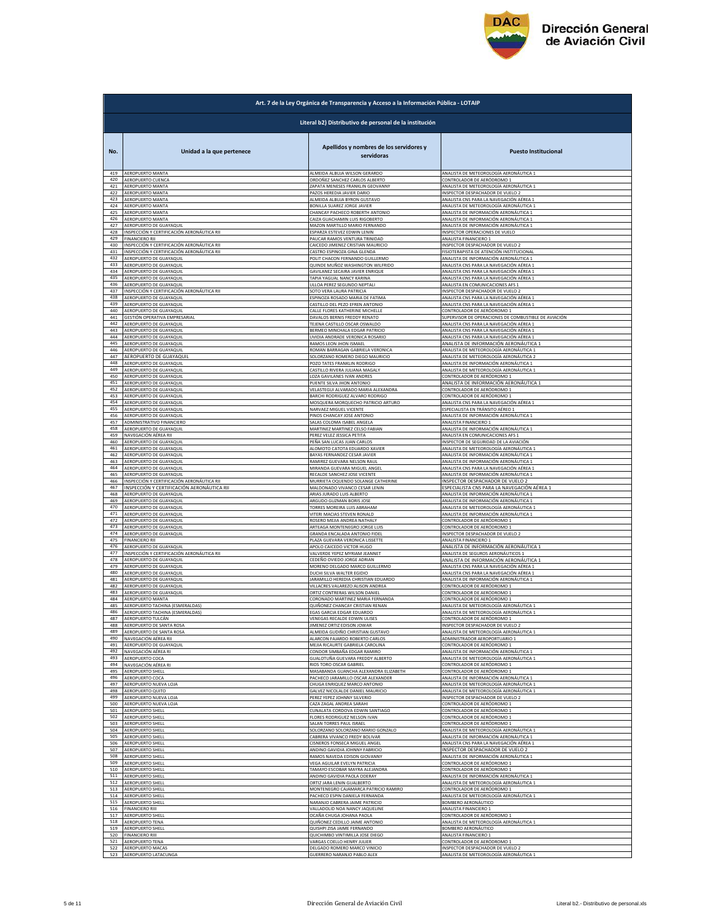| Art. 7 de la Ley Orgánica de Transparencia y Acceso a la Información Pública - LOTAIP | | | |
|---|---|---|---|
| **Literal b2) Distributivo de personal de la institución** | | | |
| **No.** | **Unidad a la que pertenece** | **Apellidos y nombres de los servidores y servidoras** | **Puesto Institucional** |
| 419 | AEROPUERTO MANTA | ALMEIDA ALBUJA WILSON GERARDO | ANALISTA DE METEOROLOGÍA AERONÁUTICA 1 |
| 420 | AEROPUERTO CUENCA | ORDOÑEZ SANCHEZ CARLOS ALBERTO | CONTROLADOR DE AERÓDROMO 1 |
| 421 | AEROPUERTO MANTA | ZAPATA MENESES FRANKLIN GEOVANNY | ANALISTA DE METEOROLOGÍA AERONÁUTICA 1 |
| 422 | AEROPUERTO MANTA | PAZOS HEREDIA JAVIER DARIO | INSPECTOR DESPACHADOR DE VUELO 2 |
| 423 | AEROPUERTO MANTA | ALMEIDA ALBUJA BYRON GUSTAVO | ANALISTA CNS PARA LA NAVEGACIÓN AÉREA 1 |
| 424 | AEROPUERTO MANTA | BONILLA SUAREZ JORGE JAVIER | ANALISTA DE METEOROLOGÍA AERONÁUTICA 1 |
| 425 | AEROPUERTO MANTA | CHANCAY PACHECO ROBERTH ANTONIO | ANALISTA DE INFORMACIÓN AERONÁUTICA 1 |
| 426 | AEROPUERTO MANTA | CAIZA GUACHAMIN LUIS RIGOBERTO | ANALISTA DE INFORMACIÓN AERONÁUTICA 1 |
| 427 | AEROPUERTO DE GUAYAQUIL | MAZON MARTILLO MARIO FERNANDO | ANALISTA DE INFORMACIÓN AERONÁUTICA 1 |
| 428 | INSPECCIÓN Y CERTIFICACIÓN AERONÁUTICA RII | ESPARZA ESTEVEZ EDWIN LENIN | INSPECTOR OPERACIONES DE VUELO |
| 429 | FINANCIERO RII | PAUCAR RAMOS VENTURA TRINIDAD | ANALISTA FINANCIERO 1 |
| 430 | INSPECCIÓN Y CERTIFICACIÓN AERONÁUTICA RII | CAICEDO JIMENEZ CRISTIAN MAURICIO | INSPECTOR DESPACHADOR DE VUELO 2 |
| 431 | INSPECCIÓN Y CERTIFICACIÓN AERONÁUTICA RII | CASTRO ESPINOZA GINA GLENDA | FISIOTERAPISTA DE ATENCIÓN INSTITUCIONAL |
| 432 | AEROPUERTO DE GUAYAQUIL | POLIT CHACON FERNANDO GUILLERMO | ANALISTA DE INFORMACIÓN AERONÁUTICA 1 |
| 433 | AEROPUERTO DE GUAYAQUIL | QUINDE MUÑOZ WASHINGTON WILFRIDO | ANALISTA CNS PARA LA NAVEGACIÓN AÉREA 1 |
| 434 | AEROPUERTO DE GUAYAQUIL | GAVILANEZ SECAIRA JAVIER ENRIQUE | ANALISTA CNS PARA LA NAVEGACIÓN AÉREA 1 |
| 435 | AEROPUERTO DE GUAYAQUIL | TAPIA YAGUAL NANCY KARINA | ANALISTA CNS PARA LA NAVEGACIÓN AÉREA 1 |
| 436 | AEROPUERTO DE GUAYAQUIL | ULLOA PEREZ SEGUNDO NEPTALI | ANALISTA EN COMUNICACIONES AFS 1 |
| 437 | INSPECCIÓN Y CERTIFICACIÓN AERONÁUTICA RII | SOTO VERA LAURA PATRICIA | INSPECTOR DESPACHADOR DE VUELO 2 |
| 438 | AEROPUERTO DE GUAYAQUIL | ESPINOZA ROSADO MARIA DE FATIMA | ANALISTA CNS PARA LA NAVEGACIÓN AÉREA 1 |
| 439 | AEROPUERTO DE GUAYAQUIL | CASTILLO DEL PEZO EFREN ANTONIO | ANALISTA CNS PARA LA NAVEGACIÓN AÉREA 1 |
| 440 | AEROPUERTO DE GUAYAQUIL | CALLE FLORES KATHERINE MICHELLE | CONTROLADOR DE AERÓDROMO 1 |
| 441 | GESTIÓN OPERATIVA EMPRESARIAL | DAVALOS BERNIS FREDDY RENATO | SUPERVISOR DE OPERACIONES DE COMBUSTIBLE DE AVIACIÓN |
| 442 | AEROPUERTO DE GUAYAQUIL | TEJENA CASTILLO OSCAR OSWALDO | ANALISTA CNS PARA LA NAVEGACIÓN AÉREA 1 |
| 443 | AEROPUERTO DE GUAYAQUIL | BERMEO MINCHALA EDGAR PATRICIO | ANALISTA CNS PARA LA NAVEGACIÓN AÉREA 1 |
| 444 | AEROPUERTO DE GUAYAQUIL | UVIDIA ANDRADE VERONICA ROSARIO | ANALISTA CNS PARA LA NAVEGACIÓN AÉREA 1 |
| 445 | AEROPUERTO DE GUAYAQUIL | RAMOS LEON JHON ISMAEL | ANALISTA DE INFORMACIÓN AERONÁUTICA 1 |
| 446 | AEROPUERTO DE GUAYAQUIL | ROMAN BARRAGAN GABRIELA VERONICA | ANALISTA DE METEOROLOGÍA AERONÁUTICA 1 |
| 447 | AEROPUERTO DE GUAYAQUIL | SOLORZANO ROMERO DIEGO MAURICIO | ANALISTA DE METEOROLOGÍA AERONÁUTICA 2 |
| 448 | AEROPUERTO DE GUAYAQUIL | POZO TATES FRANKLIN RODRIGO | ANALISTA DE INFORMACIÓN AERONÁUTICA 1 |
| 449 | AEROPUERTO DE GUAYAQUIL | CASTILLO RIVERA JULIANA MAGALY | ANALISTA DE METEOROLOGÍA AERONÁUTICA 1 |
| 450 | AEROPUERTO DE GUAYAQUIL | LOZA GAVILANES IVAN ANDRES | CONTROLADOR DE AERÓDROMO 1 |
| 451 | AEROPUERTO DE GUAYAQUIL | PUENTE SILVA JHON ANTONIO | ANALISTA DE INFORMACIÓN AERONÁUTICA 1 |
| 452 | AEROPUERTO DE GUAYAQUIL | VELASTEGUI ALVARADO MARIA ALEXANDRA | CONTROLADOR DE AERÓDROMO 1 |
| 453 | AEROPUERTO DE GUAYAQUIL | BARCHI RODRIGUEZ ALVARO RODRIGO | CONTROLADOR DE AERÓDROMO 1 |
| 454 | AEROPUERTO DE GUAYAQUIL | MOSQUERA MORQUECHO PATRICIO ARTURO | ANALISTA CNS PARA LA NAVEGACIÓN AÉREA 1 |
| 455 | AEROPUERTO DE GUAYAQUIL | NARVAEZ MIGUEL VICENTE | ESPECIALISTA EN TRÁNSITO AÉREO 1 |
| 456 | AEROPUERTO DE GUAYAQUIL | PINOS CHANCAY JOSE ANTONIO | ANALISTA DE INFORMACIÓN AERONÁUTICA 1 |
| 457 | ADMINISTRATIVO FINANCIERO | SALAS COLOMA ISABEL ANGELA | ANALISTA FINANCIERO 1 |
| 458 | AEROPUERTO DE GUAYAQUIL | MARTINEZ MARTINEZ CELSO FABIAN | ANALISTA DE INFORMACIÓN AERONÁUTICA 1 |
| 459 | NAVEGACIÓN AÉREA RII | PEREZ VELEZ JESSICA PETITA | ANALISTA EN COMUNICACIONES AFS 1 |
| 460 | AEROPUERTO DE GUAYAQUIL | PEÑA SAN LUCAS JUAN CARLOS | INSPECTOR DE SEGURIDAD DE LA AVIACIÓN |
| 461 | AEROPUERTO DE GUAYAQUIL | ALOMOTO CATOTA EDUARDO XAVIER | ANALISTA DE METEOROLOGÍA AERONÁUTICA 1 |
| 462 | AEROPUERTO DE GUAYAQUIL | BAYAS FERNANDEZ CESAR JAVIER | ANALISTA DE INFORMACIÓN AERONÁUTICA 1 |
| 463 | AEROPUERTO DE GUAYAQUIL | RAMIREZ GUEVARA NELSON RAUL | ANALISTA DE INFORMACIÓN AERONÁUTICA 1 |
| 464 | AEROPUERTO DE GUAYAQUIL | MIRANDA GUEVARA MIGUEL ANGEL | ANALISTA CNS PARA LA NAVEGACIÓN AÉREA 1 |
| 465 | AEROPUERTO DE GUAYAQUIL | RECALDE SANCHEZ JOSE VICENTE | ANALISTA DE INFORMACIÓN AERONÁUTICA 1 |
| 466 | INSPECCIÓN Y CERTIFICACIÓN AERONÁUTICA RII | MURRIETA OQUENDO SOLANGE CATHERINE | INSPECTOR DESPACHADOR DE VUELO 2 |
| 467 | INSPECCIÓN Y CERTIFICACIÓN AERONÁUTICA RII | MALDONADO VIVANCO CESAR LENIN | ESPECIALISTA CNS PARA LA NAVEGACIÓN AÉREA 1 |
| 468 | AEROPUERTO DE GUAYAQUIL | ARIAS JURADO LUIS ALBERTO | ANALISTA DE INFORMACIÓN AERONÁUTICA 1 |
| 469 | AEROPUERTO DE GUAYAQUIL | ARGUDO GUZMAN BORIS JOSE | ANALISTA DE INFORMACIÓN AERONÁUTICA 1 |
| 470 | AEROPUERTO DE GUAYAQUIL | TORRES MOREIRA LUIS ABRAHAM | ANALISTA DE METEOROLOGÍA AERONÁUTICA 1 |
| 471 | AEROPUERTO DE GUAYAQUIL | VITERI MACIAS STEVEN RONALD | ANALISTA DE INFORMACIÓN AERONÁUTICA 1 |
| 472 | AEROPUERTO DE GUAYAQUIL | ROSERO MEJIA ANDREA NATHALY | CONTROLADOR DE AERÓDROMO 1 |
| 473 | AEROPUERTO DE GUAYAQUIL | ARTEAGA MONTENEGRO JORGE LUIS | CONTROLADOR DE AERÓDROMO 1 |
| 474 | AEROPUERTO DE GUAYAQUIL | GRANDA ENCALADA ANTONIO FIDEL | INSPECTOR DESPACHADOR DE VUELO 2 |
| 475 | FINANCIERO RII | PLAZA GUEVARA VERONICA LISSETTE | ANALISTA FINANCIERO 1 |
| 476 | AEROPUERTO DE GUAYAQUIL | APOLO CAICEDO VICTOR HUGO | ANALISTA DE INFORMACIÓN AERONÁUTICA 1 |
| 477 | INSPECCIÓN Y CERTIFICACIÓN AERONÁUTICA RII | VALVERDE YEPEZ MYRIAM JEANNET | ANALISTA DE SEGUROS AERONÁUTICOS 1 |
| 478 | AEROPUERTO DE GUAYAQUIL | CEDEÑO OVIEDO JORGE ADRIAN | ANALISTA DE INFORMACIÓN AERONÁUTICA 1 |
| 479 | AEROPUERTO DE GUAYAQUIL | MORENO DELGADO MARCO GUILLERMO | ANALISTA CNS PARA LA NAVEGACIÓN AÉREA 1 |
| 480 | AEROPUERTO DE GUAYAQUIL | DUCHI SILVA WALTER EGIDIO | ANALISTA CNS PARA LA NAVEGACIÓN AÉREA 1 |
| 481 | AEROPUERTO DE GUAYAQUIL | JARAMILLO HEREDIA CHRISTIAN EDUARDO | ANALISTA DE INFORMACIÓN AERONÁUTICA 1 |
| 482 | AEROPUERTO DE GUAYAQUIL | VILLACRES VALAREZO ALISON ANDREA | CONTROLADOR DE AERÓDROMO 1 |
| 483 | AEROPUERTO DE GUAYAQUIL | ORTIZ CONTRERAS WILSON DANIEL | CONTROLADOR DE AERÓDROMO 1 |
| 484 | AEROPUERTO MANTA | CORONADO MARTINEZ MARIA FERNANDA | CONTROLADOR DE AERÓDROMO 1 |
| 485 | AEROPUERTO TACHINA (ESMERALDAS) | QUIÑONEZ CHANCAY CRISTIAN RENAN | ANALISTA DE METEOROLOGÍA AERONÁUTICA 1 |
| 486 | AEROPUERTO TACHINA (ESMERALDAS) | EGAS GARCIA EDGAR EDUARDO | ANALISTA DE METEOROLOGÍA AERONÁUTICA 1 |
| 487 | AEROPUERTO TULCAN | VENEGAS RECALDE EDWIN ULISES | CONTROLADOR DE AERÓDROMO 1 |
| 488 | AEROPUERTO DE SANTA ROSA | JIMENEZ ORTIZ EDISON JOWAR | INSPECTOR DESPACHADOR DE VUELO 2 |
| 489 | AEROPUERTO DE SANTA ROSA | ALMEIDA GUDIÑO CHRISTIAN GUSTAVO | ANALISTA DE METEOROLOGÍA AERONÁUTICA 1 |
| 490 | NAVEGACIÓN AÉREA RII | ALARCON FAJARDO ROBERTO CARLOS | ADMINISTRADOR AEROPORTUARIO 1 |
| 491 | AEROPUERTO DE GUAYAQUIL | MEJIA RICAURTE GABRIELA CAROLINA | CONTROLADOR DE AERÓDROMO 1 |
| 492 | NAVEGACIÓN AÉREA RI | CONDOR SIMBAÑA EDGAR RAMIRO | ANALISTA DE INFORMACIÓN AERONÁUTICA 1 |
| 493 | AEROPUERTO COCA | GUALOTUÑA GUEVARA FREDDY ALBERTO | ANALISTA DE METEOROLOGÍA AERONÁUTICA 1 |
| 494 | NAVEGACIÓN AÉREA RI | RIOS TORO OSCAR GABRIEL | CONTROLADOR DE AERÓDROMO 1 |
| 495 | AEROPUERTO SHELL | MASABANDA GUANCHA ALEXANDRA ELIZABETH | CONTROLADOR DE AERÓDROMO 1 |
| 496 | AEROPUERTO COCA | PACHECO JARAMILLO OSCAR ALEXANDER | ANALISTA DE INFORMACIÓN AERONÁUTICA 1 |
| 497 | AEROPUERTO NUEVA LOJA | CHUGA ENRIQUEZ MARCO ANTONIO | ANALISTA DE METEOROLOGÍA AERONÁUTICA 1 |
| 498 | AEROPUERTO QUITO | GALVEZ NICOLALDE DANIEL MAURICIO | ANALISTA DE METEOROLOGÍA AERONÁUTICA 1 |
| 499 | AEROPUERTO NUEVA LOJA | PEREZ YEPEZ JOHNNY SILVERIO | INSPECTOR DESPACHADOR DE VUELO 2 |
| 500 | AEROPUERTO NUEVA LOJA | CAZA ZAGAL ANDREA SARAHI | CONTROLADOR DE AERÓDROMO 1 |
| 501 | AEROPUERTO SHELL | CUNALATA CORDOVA EDWIN SANTIAGO | CONTROLADOR DE AERÓDROMO 1 |
| 502 | AEROPUERTO SHELL | FLORES RODRIGUEZ NELSON IVAN | CONTROLADOR DE AERÓDROMO 1 |
| 503 | AEROPUERTO SHELL | SALAN TORRES PAUL ISRAEL | CONTROLADOR DE AERÓDROMO 1 |
| 504 | AEROPUERTO SHELL | SOLORZANO SOLORZANO MARIO GONZALO | ANALISTA DE METEOROLOGÍA AERONÁUTICA 1 |
| 505 | AEROPUERTO SHELL | CABRERA VIVANCO FREDY BOLIVAR | ANALISTA DE INFORMACIÓN AERONÁUTICA 1 |
| 506 | AEROPUERTO SHELL | CISNEROS FONSECA MIGUEL ANGEL | ANALISTA CNS PARA LA NAVEGACIÓN AÉREA 1 |
| 507 | AEROPUERTO SHELL | ANDINO GAVIDIA JOHNNY FABRICIO | INSPECTOR DESPACHADOR DE VUELO 2 |
| 508 | AEROPUERTO SHELL | RAMOS NAVEDA EDISON GIOVANNY | ANALISTA DE INFORMACIÓN AERONÁUTICA 1 |
| 509 | AEROPUERTO SHELL | VEGA AGUILAR EVELYN PATRICIA | CONTROLADOR DE AERÓDROMO 1 |
| 510 | AEROPUERTO SHELL | TAMAYO ESCOBAR MAYRA ALEJANDRA | CONTROLADOR DE AERÓDROMO 1 |
| 511 | AEROPUERTO SHELL | ANDINO GAVIDIA PAOLA ODERAY | ANALISTA DE INFORMACIÓN AERONÁUTICA 1 |
| 512 | AEROPUERTO SHELL | ORTIZ JARA LENIN GUALBERTO | ANALISTA DE METEOROLOGÍA AERONÁUTICA 1 |
| 513 | AEROPUERTO SHELL | MONTENEGRO CAJAMARCA PATRICIO RAMIRO | CONTROLADOR DE AERÓDROMO 1 |
| 514 | AEROPUERTO SHELL | PACHECO ESPIN DANIELA FERNANDA | ANALISTA DE METEOROLOGÍA AERONÁUTICA 1 |
| 515 | AEROPUERTO SHELL | NARANJO CABRERA JAIME PATRICIO | BOMBERO AERONÁUTICO |
| 516 | FINANCIERO RIII | VALLADOLID NOA NANCY JAQUELINE | ANALISTA FINANCIERO 1 |
| 517 | AEROPUERTO SHELL | OCAÑA CHUGA JOHANA PAOLA | CONTROLADOR DE AERÓDROMO 1 |
| 518 | AEROPUERTO TENA | QUIÑONEZ CEDILLO JAIME ANTONIO | ANALISTA DE METEOROLOGÍA AERONÁUTICA 1 |
| 519 | AEROPUERTO SHELL | QUISHPI ZISA JAIME FERNANDO | BOMBERO AERONÁUTICO |
| 520 | FINANCIERO RIII | QUICHIMBO VINTIMILLA JOSE DIEGO | ANALISTA FINANCIERO 1 |
| 521 | AEROPUERTO TENA | VARGAS COELLO HENRY JULIER | CONTROLADOR DE AERÓDROMO 1 |
| 522 | AEROPUERTO MACAS | DELGADO ROMERO MARCO VINICIO | INSPECTOR DESPACHADOR DE VUELO 2 |
| 523 | AEROPUERTO LATACUNGA | GUERRERO NARANJO PABLO ALEX | ANALISTA DE METEOROLOGÍA AERONÁUTICA 1 |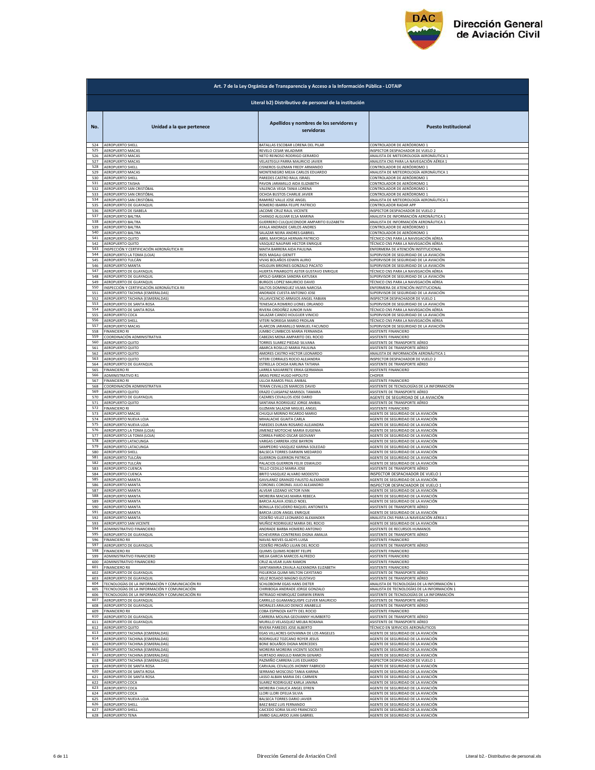| Art. 7 de la Ley Orgánica de Transparencia y Acceso a la Información Pública - LOTAIP | | | |
|---|---|---|---|
| Literal b2) Distributivo de personal de la institución | | | |
| **No.** | **Unidad a la que pertenece** | **Apellidos y nombres de los servidores y servidoras** | **Puesto Institucional** |
| 524 | AEROPUERTO SHELL | BATALLAS ESCOBAR LORENA DEL PILAR | CONTROLADOR DE AERÓDROMO 1 |
| 525 | AEROPUERTO MACAS | REVELO CESAR WLADIMIR | INSPECTOR DESPACHADOR DE VUELO 2 |
| 526 | AEROPUERTO MACAS | NETO REINOSO RODRIGO GERARDO | ANALISTA DE METEOROLOGÍA AERONÁUTICA 1 |
| 527 | AEROPUERTO MACAS | VELASTEGUI PARRA MAURICIO JAVIER | ANALISTA CNS PARA LA NAVEGACIÓN AÉREA 1 |
| 528 | AEROPUERTO SHELL | CISNEROS GUZMAN FREDY ARMANDO | CONTROLADOR DE AERÓDROMO 1 |
| 529 | AEROPUERTO MACAS | MONTENEGRO MEJIA CARLOS EDUARDO | ANALISTA DE METEOROLOGÍA AERONÁUTICA 1 |
| 530 | AEROPUERTO SHELL | PAREDES CASTRO RAUL ISRAEL | CONTROLADOR DE AERÓDROMO 1 |
| 531 | AEROPUERTO TAISHA | PAVON JARAMILLO AIDA ELIZABETH | CONTROLADOR DE AERÓDROMO 1 |
| 532 | AEROPUERTO SAN CRISTÓBAL | VALENCIA VEGA TANIA LORENA | CONTROLADOR DE AERÓDROMO 1 |
| 533 | AEROPUERTO SAN CRISTÓBAL | OCHOA BUSTOS CHARLIE JAVIER | CONTROLADOR DE AERÓDROMO 1 |
| 534 | AEROPUERTO SAN CRISTÓBAL | RAMIREZ VALLE JOSE ANGEL | ANALISTA DE METEOROLOGÍA AERONÁUTICA 1 |
| 535 | AEROPUERTO DE GUAYAQUIL | ROMERO IBARRA FELIPE PATRICIO | CONTROLADOR RADAR APP |
| 536 | AEROPUERTO DE ISABELA | JACOME CRUZ RAUL VICENTE | INSPECTOR DESPACHADOR DE VUELO 2 |
| 537 | AEROPUERTO BALTRA | CHANGO ALGUIAR ELSA MARINA | ANALISTA DE INFORMACIÓN AERONÁUTICA 1 |
| 538 | AEROPUERTO BALTRA | GUERRERO CULQUICONDOR AMPARITO ELIZABETH | ANALISTA DE INFORMACIÓN AERONÁUTICA 1 |
| 539 | AEROPUERTO BALTRA | AYALA ANDRADE CARLOS ANDRES | CONTROLADOR DE AERÓDROMO 1 |
| 540 | AEROPUERTO BALTRA | SALAZAR NEIRA ANDRES GABRIEL | CONTROLADOR DE AERÓDROMO 1 |
| 541 | AEROPUERTO QUITO | ABRIL MAYORGA HERNAN PATRICIO | TÉCNICO CNS PARA LA NAVEGACIÓN AÉREA |
| 542 | AEROPUERTO QUITO | VASQUEZ NAUPARI HECTOR ENRIQUE | TÉCNICO CNS PARA LA NAVEGACIÓN AÉREA |
| 543 | INSPECCIÓN Y CERTIFICACIÓN AERONÁUTICA RI | MAITA BARRERA AIDA PAULINA | ENFERMERA DE ATENCIÓN INSTITUCIONAL |
| 544 | AEROPUERTO LA TOMA (LOJA) | RIOS MAGALI GIENITT | SUPERVISOR DE SEGURIDAD DE LA AVIACIÓN |
| 545 | AEROPUERTO TULCÁN | VIVAS BOLAÑOS EDWIN ALIRIO | SUPERVISOR DE SEGURIDAD DE LA AVIACIÓN |
| 546 | AEROPUERTO MANTA | HOLGUIN BRIONES GONZALO PACATO | SUPERVISOR DE SEGURIDAD DE LA AVIACIÓN |
| 547 | AEROPUERTO DE GUAYAQUIL | HUERTA PINARGOTE ASTER GUSTAVO ENRIQUE | TÉCNICO CNS PARA LA NAVEGACIÓN AÉREA |
| 548 | AEROPUERTO DE GUAYAQUIL | APOLO GARBOA SANDRA KATUSKA | SUPERVISOR DE SEGURIDAD DE LA AVIACIÓN |
| 549 | AEROPUERTO DE GUAYAQUIL | BURGOS LOPEZ MAURICIO DAVID | TÉCNICO CNS PARA LA NAVEGACIÓN AÉREA |
| 550 | INSPECCIÓN Y CERTIFICACIÓN AERONÁUTICA RII | SALTOS DOMINGUEZ VILMA NARCISA | ENFERMERA DE ATENCIÓN INSTITUCIONAL |
| 551 | AEROPUERTO TACHINA (ESMERALDAS) | ANDRADE CUESTA ANTONIO JOSE | SUPERVISOR DE SEGURIDAD DE LA AVIACIÓN |
| 552 | AEROPUERTO TACHINA (ESMERALDAS) | VILLAVICENCIO ARMIJOS ANGEL FABIAN | INSPECTOR DESPACHADOR DE VUELO 1 |
| 553 | AEROPUERTO DE SANTA ROSA | TENESACA ROMERO LIONEL ORLANDO | SUPERVISOR DE SEGURIDAD DE LA AVIACIÓN |
| 554 | AEROPUERTO DE SANTA ROSA | RIVERA ORDOÑEZ JUNIOR IVAN | TÉCNICO CNS PARA LA NAVEGACIÓN AÉREA |
| 555 | AEROPUERTO COCA | SALAZAR CANDO HOLGUER VINICIO | SUPERVISOR DE SEGURIDAD DE LA AVIACIÓN |
| 556 | AEROPUERTO SHELL | VITERI NORIEGA MARIO FROILAN | TÉCNICO CNS PARA LA NAVEGACIÓN AÉREA |
| 557 | AEROPUERTO MACAS | ALARCON JARAMILLO MANUEL FACUNDO | SUPERVISOR DE SEGURIDAD DE LA AVIACIÓN |
| 558 | FINANCIERO RI | JUMBO CUMBICOS MARIA FERNANDA | ASISTENTE FINANCIERO |
| 559 | COORDINACIÓN ADMINISTRATIVA | CABEZAS MENA AMPARITO DEL ROCIO | ASISTENTE FINANCIERO |
| 560 | AEROPUERTO QUITO | TORRES SUAREZ PIEDAD SILVANA | ASISTENTE DE TRANSPORTE AÉREO |
| 561 | AEROPUERTO QUITO | ABARCA ROSILLO MARIA PAULINA | ASISTENTE DE TRANSPORTE AÉREO |
| 562 | AEROPUERTO QUITO | AMORES CASTRO HECTOR LEONARDO | ANALISTA DE INFORMACIÓN AERONÁUTICA 1 |
| 563 | AEROPUERTO QUITO | VITERI CORRALES ROCIO ALEJANDRA | INSPECTOR DESPACHADOR DE VUELO 2 |
| 564 | AEROPUERTO DE GUAYAQUIL | ESTRELLA OCHOA KARLINA TATIANA | ASISTENTE DE TRANSPORTE AÉREO |
| 565 | FINANCIERO RI | LARREA NAVARRETE ERIKA GERMANIA | ASISTENTE FINANCIERO |
| 566 | ADMINISTRATIVO R1 | ARIAS PEREZ HUGO HIPOLITO | CHOFER |
| 567 | FINANCIERO RI | ULLOA RAMOS PAUL ANIBAL | ASISTENTE FINANCIERO |
| 568 | COORDINACIÓN ADMINISTRATIVA | TERAN CEVALLOS MARCOS DAVID | ASISTENTE DE TECNOLOGÍAS DE LA INFORMACIÓN |
| 569 | AEROPUERTO QUITO | ERAZO CUASAPAZ MARISOL TAMARA | ASISTENTE DE TRANSPORTE AÉREO |
| 570 | AEROPUERTO DE GUAYAQUIL | CAZARES CEVALLOS JOSE DARIO | AGENTE DE SEGURIDAD DE LA AVIACIÓN |
| 571 | AEROPUERTO QUITO | SANTANA RODRIGUEZ JORGE ANIBAL | ASISTENTE DE TRANSPORTE AÉREO |
| 572 | FINANCIERO RI | GUZMAN SALAZAR MIGUEL ANGEL | ASISTENTE FINANCIERO |
| 573 | AEROPUERTO MACAS | CHUQUI MERINO RICARDO MARIO | AGENTE DE SEGURIDAD DE LA AVIACIÓN |
| 574 | AEROPUERTO NUEVA LOJA | MIHALACHE GUAITA CARLA | AGENTE DE SEGURIDAD DE LA AVIACIÓN |
| 575 | AEROPUERTO NUEVA LOJA | PAREDES DURAN ROSARIO ALEJANDRA | AGENTE DE SEGURIDAD DE LA AVIACIÓN |
| 576 | AEROPUERTO LA TOMA (LOJA) | JIMENEZ MOTOCHE MARIA EUGENIA | AGENTE DE SEGURIDAD DE LA AVIACIÓN |
| 577 | AEROPUERTO LA TOMA (LOJA) | CORREA PARDO OSCAR GEOVANY | AGENTE DE SEGURIDAD DE LA AVIACIÓN |
| 578 | AEROPUERTO LATACUNGA | VARGAS CARRERA JOSE BAYRON | AGENTE DE SEGURIDAD DE LA AVIACIÓN |
| 579 | AEROPUERTO LATACUNGA | SAMPEDRO VASQUEZ KARINA SOLEDAD | AGENTE DE SEGURIDAD DE LA AVIACIÓN |
| 580 | AEROPUERTO SHELL | BALSECA TORRES DARWIN MEDARDO | AGENTE DE SEGURIDAD DE LA AVIACIÓN |
| 581 | AEROPUERTO TULCÁN | GUERRON GUERRON PATRICIA | AGENTE DE SEGURIDAD DE LA AVIACIÓN |
| 582 | AEROPUERTO TULCÁN | PALACIOS GUERRON FELIX OSWALDO | AGENTE DE SEGURIDAD DE LA AVIACIÓN |
| 583 | AEROPUERTO CUENCA | TELLO CEDILLO MARIA JOSE | ASISTENTE DE TRANSPORTE AÉREO |
| 584 | AEROPUERTO CUENCA | BRITO VASQUEZ ALVARO MODESTO | INSPECTOR DESPACHADOR DE VUELO 1 |
| 585 | AEROPUERTO MANTA | GAVILANEZ GRANIZO FAUSTO ALEXANDER | AGENTE DE SEGURIDAD DE LA AVIACIÓN |
| 586 | AEROPUERTO MANTA | CORONEL CORONEL JULIO ALEJANDRO | INSPECTOR DESPACHADOR DE VUELO 1 |
| 587 | AEROPUERTO MANTA | ALVEAR LOZANO VICTOR IVAN | AGENTE DE SEGURIDAD DE LA AVIACIÓN |
| 588 | AEROPUERTO MANTA | MOREIRA MACIAS MARIA REBECA | AGENTE DE SEGURIDAD DE LA AVIACIÓN |
| 589 | AEROPUERTO MANTA | BARCIA ALAVA JOSELO NOEL | AGENTE DE SEGURIDAD DE LA AVIACIÓN |
| 590 | AEROPUERTO MANTA | BONILLA ESCUDERO RAQUEL ANTONIETA | ASISTENTE DE TRANSPORTE AÉREO |
| 591 | AEROPUERTO MANTA | BARCIA LEON ANGEL ENRIQUE | AGENTE DE SEGURIDAD DE LA AVIACIÓN |
| 592 | AEROPUERTO MANTA | CEDEÑO VELEZ LEONARDO ALEXANDER | ANALISTA CNS PARA LA NAVEGACIÓN AÉREA 1 |
| 593 | AEROPUERTO SAN VICENTE | MUÑOZ RODRIGUEZ MARIA DEL ROCIO | AGENTE DE SEGURIDAD DE LA AVIACIÓN |
| 594 | ADMINISTRATIVO FINANCIERO | ANDRADE BARBA HOMERO ANTONIO | ASISTENTE DE RECURSOS HUMANOS |
| 595 | AEROPUERTO DE GUAYAQUIL | ECHEVERRIA CONTRERAS DIGNA AMALIA | ASISTENTE DE TRANSPORTE AÉREO |
| 596 | FINANCIERO RII | NAVAS NIEVES GLADYS LUISA | ASISTENTE FINANCIERO |
| 597 | AEROPUERTO DE GUAYAQUIL | CEDEÑO PROAÑO LILIAN DEL ROCIO | ASISTENTE DE TRANSPORTE AÉREO |
| 598 | FINANCIERO RII | QUIMIS QUIMIS ROBERT FELIPE | ASISTENTE FINANCIERO |
| 599 | ADMINISTRATIVO FINANCIERO | MEJIA GARCIA MARCOS ALFREDO | ASISTENTE FINANCIERO |
| 600 | ADMINISTRATIVO FINANCIERO | CRUZ ALVEAR JUAN RAMON | ASISTENTE FINANCIERO |
| 601 | FINANCIERO RII | SANTAMARIA ZAVALA ALEXANDRA ELIZABETH | ASISTENTE FINANCIERO |
| 602 | AEROPUERTO DE GUAYAQUIL | FIGUEROA QUIMI MILTON CAYETANO | ASISTENTE DE TRANSPORTE AÉREO |
| 603 | AEROPUERTO DE GUAYAQUIL | VELIZ ROSADO MAGNO GUSTAVO | ASISTENTE DE TRANSPORTE AÉREO |
| 604 | TECNOLOGÍAS DE LA INFORMACIÓN Y COMUNICACIÓN RII | SCHLOBOHM EGAS HANS DIETER | ANALISTA DE TECNOLOGÍAS DE LA INFORMACIÓN 1 |
| 605 | TECNOLOGÍAS DE LA INFORMACIÓN Y COMUNICACIÓN | CHIRIBOGA ANDRADE JORGE GONZALO | ANALISTA DE TECNOLOGÍAS DE LA INFORMACIÓN 1 |
| 606 | TECNOLOGÍAS DE LA INFORMACIÓN Y COMUNICACIÓN RII | INTRIAGO HENRIQUEZ DARWIN ERWIN | ASISTENTE DE TECNOLOGÍAS DE LA INFORMACIÓN |
| 607 | AEROPUERTO DE GUAYAQUIL | CARRILLO GUAMANQUISPE CLEVER MAURICIO | ASISTENTE DE TRANSPORTE AÉREO |
| 608 | AEROPUERTO DE GUAYAQUIL | MORALES ARAUJO DENICE ANABELLE | ASISTENTE DE TRANSPORTE AÉREO |
| 609 | FINANCIERO RII | COBA ESPINOZA KATTY DEL ROCIO | ASISTENTE FINANCIERO |
| 610 | AEROPUERTO DE GUAYAQUIL | CARRERA MOLINA GEOVANNY HUMBERTO | ASISTENTE DE TRANSPORTE AÉREO |
| 611 | AEROPUERTO DE GUAYAQUIL | MURILLO VELASQUEZ MELBA ROXANA | ASISTENTE DE TRANSPORTE AÉREO |
| 612 | AEROPUERTO QUITO | RIVERA PAREDES JOSE ALBERTO | TÉCNICO EN SERVICIOS AERONÁUTICOS |
| 613 | AEROPUERTO TACHINA (ESMERALDAS) | EGAS VILLACRES GIOVANNA DE LOS ANGELES | AGENTE DE SEGURIDAD DE LA AVIACIÓN |
| 614 | AEROPUERTO TACHINA (ESMERALDAS) | RODRIGUEZ TOZCANO ROYER JESUS | AGENTE DE SEGURIDAD DE LA AVIACIÓN |
| 615 | AEROPUERTO TACHINA (ESMERALDAS) | BONE BOLAÑOS DIGNA MERCEDES | AGENTE DE SEGURIDAD DE LA AVIACIÓN |
| 616 | AEROPUERTO TACHINA (ESMERALDAS) | MOREIRA MOREIRA VICENTE SOCRATE | AGENTE DE SEGURIDAD DE LA AVIACIÓN |
| 617 | AEROPUERTO TACHINA (ESMERALDAS) | HURTADO ANGULO RAMON GENARO | AGENTE DE SEGURIDAD DE LA AVIACIÓN |
| 618 | AEROPUERTO TACHINA (ESMERALDAS) | PAZMIÑO CARRERA LUIS EDUARDO | INSPECTOR DESPACHADOR DE VUELO 1 |
| 619 | AEROPUERTO DE SANTA ROSA | CARVAJAL CEVALLOS JHONNY FABRICIO | AGENTE DE SEGURIDAD DE LA AVIACIÓN |
| 620 | AEROPUERTO DE SANTA ROSA | SERRANO MOSCOSO TANIA KARINA | AGENTE DE SEGURIDAD DE LA AVIACIÓN |
| 621 | AEROPUERTO DE SANTA ROSA | LASSO ALBAN MARIA DEL CARMEN | AGENTE DE SEGURIDAD DE LA AVIACIÓN |
| 622 | AEROPUERTO COCA | SUAREZ RODRIGUEZ KARLA JANINA | AGENTE DE SEGURIDAD DE LA AVIACIÓN |
| 623 | AEROPUERTO COCA | MOREIRA CHAUCA ANGEL EFREN | AGENTE DE SEGURIDAD DE LA AVIACIÓN |
| 624 | AEROPUERTO COCA | LLORI LLORI OFELIA SILVIA | AGENTE DE SEGURIDAD DE LA AVIACIÓN |
| 625 | AEROPUERTO NUEVA LOJA | BALSECA TORRES DARIO JAVIER | AGENTE DE SEGURIDAD DE LA AVIACIÓN |
| 626 | AEROPUERTO SHELL | BAEZ BAEZ LUIS FERNANDO | AGENTE DE SEGURIDAD DE LA AVIACIÓN |
| 627 | AEROPUERTO SHELL | CAICEDO SORIA SILVIO FRANCISCO | AGENTE DE SEGURIDAD DE LA AVIACIÓN |
| 628 | AEROPUERTO TENA | JIMBO GALLARDO JUAN GABRIEL | AGENTE DE SEGURIDAD DE LA AVIACIÓN |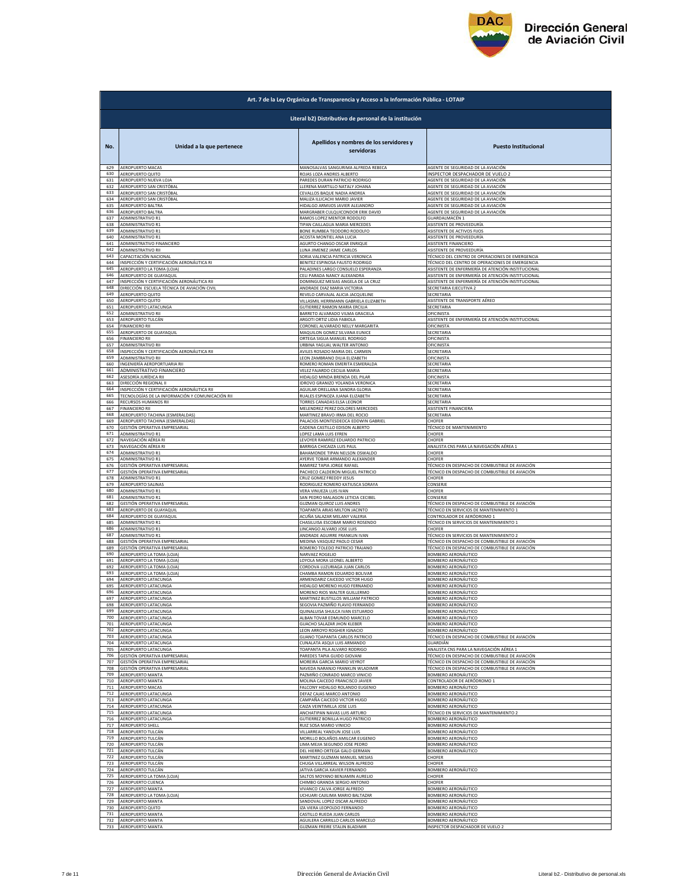| Art. 7 de la Ley Orgánica de Transparencia y Acceso a la Información Pública - LOTAIP | | | |
|---|---|---|---|
| Literal b2) Distributivo de personal de la institución | | | |
| No. | Unidad a la que pertenece | Apellidos y nombres de los servidores y servidoras | Puesto Institucional |
| 629 | AEROPUERTO MACAS | MANOSALVAS SANGURIMA ALFREDA REBECA | AGENTE DE SEGURIDAD DE LA AVIACIÓN |
| 630 | AEROPUERTO QUITO | ROJAS LOZA ANDRES ALBERTO | INSPECTOR DESPACHADOR DE VUELO 2 |
| 631 | AEROPUERTO NUEVA LOJA | PAREDES DURAN PATRICIO RODRIGO | AGENTE DE SEGURIDAD DE LA AVIACIÓN |
| 632 | AEROPUERTO SAN CRISTÓBAL | LLERENA MARTILLO NATALY JOHANA | AGENTE DE SEGURIDAD DE LA AVIACIÓN |
| 633 | AEROPUERTO SAN CRISTÓBAL | CEVALLOS BAQUE NADIA ANDREA | AGENTE DE SEGURIDAD DE LA AVIACIÓN |
| 634 | AEROPUERTO SAN CRISTÓBAL | MALIZA ILLICACHI MARIO JAVIER | AGENTE DE SEGURIDAD DE LA AVIACIÓN |
| 635 | AEROPUERTO BALTRA | HIDALGO ARMIJOS JAVIER ALEJANDRO | AGENTE DE SEGURIDAD DE LA AVIACIÓN |
| 636 | AEROPUERTO BALTRA | MARGRABER CULQUICONDOR ERIK DAVID | AGENTE DE SEGURIDAD DE LA AVIACIÓN |
| 637 | ADMINISTRATIVO R1 | RAMOS LOPEZ MENTOR RODOLFO | GUARDALMACÉN 1 |
| 638 | ADMINISTRATIVO R1 | TIPAN CAILLAGUA MARIA MERCEDES | ASISTENTE DE PROVEEDURÍA |
| 639 | ADMINISTRATIVO R1 | BONE RUMBEA TEODORO RODOLFO | ASISTENTE DE ACTIVOS FIJOS |
| 640 | ADMINISTRATIVO R1 | ACOSTA MONTIEL ANA LUCIA | ASISTENTE DE PROVEEDURÍA |
| 641 | ADMINISTRATIVO FINANCIERO | AGURTO CHANGO OSCAR ENRIQUE | ASISTENTE FINANCIERO |
| 642 | ADMINISTRATIVO RII | LUNA JIMENEZ JAIME CARLOS | ASISTENTE DE PROVEEDURÍA |
| 643 | CAPACITACIÓN NACIONAL | SORIA VALENCIA PATRICIA VERONICA | TÉCNICO DEL CENTRO DE OPERACIONES DE EMERGENCIA |
| 644 | INSPECCIÓN Y CERTIFICACIÓN AERONÁUTICA RI | BENITEZ ESPINOSA FAUSTO RODRIGO | TÉCNICO DEL CENTRO DE OPERACIONES DE EMERGENCIA |
| 645 | AEROPUERTO LA TOMA (LOJA) | PALADINES LARGO CONSUELO ESPERANZA | ASISTENTE DE ENFERMERÍA DE ATENCIÓN INSTITUCIONAL |
| 646 | AEROPUERTO DE GUAYAQUIL | CELI PARADA NANCY ALEXANDRA | ASISTENTE DE ENFERMERÍA DE ATENCIÓN INSTITUCIONAL |
| 647 | INSPECCIÓN Y CERTIFICACIÓN AERONÁUTICA RII | DOMINGUEZ MESIAS ANGELA DE LA CRUZ | ASISTENTE DE ENFERMERÍA DE ATENCIÓN INSTITUCIONAL |
| 648 | DIRECCIÓN ESCUELA TÉCNICA DE AVIACIÓN CIVIL | ANDRADE DIAZ MARIA VICTORIA | SECRETARIA EJECUTIVA 2 |
| 649 | AEROPUERTO QUITO | REVELO CARVAJAL ALICIA JACQUELINE | SECRETARIA |
| 650 | AEROPUERTO QUITO | VILLASMIL HERRMANN GABRIELA ELIZABETH | ASISTENTE DE TRANSPORTE AÉREO |
| 651 | AEROPUERTO LATACUNGA | GUTIERREZ RAMON MARIA ERCILIA | SECRETARIA |
| 652 | ADMINISTRATIVO RII | BARRETO ALVARADO VILMA GRACIELA | OFICINISTA |
| 653 | AEROPUERTO TULCÁN | ARGOTI ORTIZ LIDIA FABIOLA | ASISTENTE DE ENFERMERÍA DE ATENCIÓN INSTITUCIONAL |
| 654 | FINANCIERO RII | CORONEL ALVARADO NELLY MARGARITA | OFICINISTA |
| 655 | AEROPUERTO DE GUAYAQUIL | MAQUILON GOMEZ SILVANA EUNICE | SECRETARIA |
| 656 | FINANCIERO RII | ORTEGA SIGUA MANUEL RODRIGO | OFICINISTA |
| 657 | ADMINISTRATIVO RII | URBINA YAGUAL WALTER ANTONIO | OFICINISTA |
| 658 | INSPECCIÓN Y CERTIFICACIÓN AERONÁUTICA RII | AVILES ROSADO MARIA DEL CARMEN | SECRETARIA |
| 659 | ADMINISTRATIVO RII | LEON ZAMBRANO DILIA ELIZABETH | OFICINISTA |
| 660 | INGENIERÍA AEROPORTUARIA RII | ROMERO ROMAN EMERITA ESMERALDA | SECRETARIA |
| 661 | ADMINISTRATIVO FINANCIERO | VELEZ FAJARDO CECILIA MARIA | SECRETARIA |
| 662 | ASESORÍA JURÍDICA RII | HIDALGO MINDA BRENDA DEL PILAR | OFICINISTA |
| 663 | DIRECCIÓN REGIONAL II | IDROVO GRANIZO YOLANDA VERONICA | SECRETARIA |
| 664 | INSPECCIÓN Y CERTIFICACIÓN AERONÁUTICA RII | AGUILAR ORELLANA SANDRA GLORIA | SECRETARIA |
| 665 | TECNOLOGÍAS DE LA INFORMACIÓN Y COMUNICACIÓN RII | RUALES ESPINOZA JUANA ELIZABETH | SECRETARIA |
| 666 | RECURSOS HUMANOS RII | TORRES CANADAS ELSA LEONOR | SECRETARIA |
| 667 | FINANCIERO RII | MELENDREZ PEREZ DOLORES MERCEDES | ASISTENTE FINANCIERA |
| 668 | AEROPUERTO TACHINA (ESMERALDAS) | MARTINEZ BRAVO IRMA DEL ROCIO | SECRETARIA |
| 669 | AEROPUERTO TACHINA (ESMERALDAS) | PALACIOS MONTESDEOCA EDWIN GABRIEL | CHOFER |
| 670 | GESTIÓN OPERATIVA EMPRESARIAL | CADENA CASTILLO EDISON ALBERTO | TÉCNICO DE MANTENIMIENTO |
| 671 | ADMINISTRATIVO R1 | LOPEZ LAMA LUIS EFREN | CHOFER |
| 672 | NAVEGACIÓN AÉREA RI | LEVOYER RAMIREZ EDUARDO PATRICIO | CHOFER |
| 673 | NAVEGACIÓN AÉREA RI | BARRIGA CHICAIZA LUIS PAUL | ANALISTA CNS PARA LA NAVEGACIÓN AÉREA 1 |
| 674 | ADMINISTRATIVO R1 | BAHAMONDE TIPAN NELSON OSWALDO | CHOFER |
| 675 | ADMINISTRATIVO R1 | AYERVE TOBAR ARMANDO ALEXANDER | CHOFER |
| 676 | GESTIÓN OPERATIVA EMPRESARIAL | RAMIREZ TAPIA JORGE RAFAEL | TÉCNICO EN DESPACHO DE COMBUSTIBLE DE AVIACIÓN |
| 677 | GESTIÓN OPERATIVA EMPRESARIAL | PACHECO CALDERON MIGUEL PATRICIO | TÉCNICO EN DESPACHO DE COMBUSTIBLE DE AVIACIÓN |
| 678 | ADMINISTRATIVO R1 | CRUZ GOMEZ FREDDY JESUS | CHOFER |
| 679 | AEROPUERTO SALINAS | RODRIGUEZ ROMERO KATIUSCA SORAYA | CONSERJE |
| 680 | ADMINISTRATIVO R1 | VERA VINUEZA LUIS IVAN | CHOFER |
| 681 | ADMINISTRATIVO R1 | SAN PEDRO MALAGON LETICIA CECIBEL | CONSERJE |
| 682 | GESTIÓN OPERATIVA EMPRESARIAL | GUZMAN QUIROZ LUIS ANDRES | TÉCNICO EN DESPACHO DE COMBUSTIBLE DE AVIACIÓN |
| 683 | AEROPUERTO DE GUAYAQUIL | TOAPANTA ARIAS MILTON JACINTO | TÉCNICO EN SERVICIOS DE MANTENIMIENTO 1 |
| 684 | AEROPUERTO DE GUAYAQUIL | ACUÑA SALAZAR MELANY VALERIA | CONTROLADOR DE AERÓDROMO 1 |
| 685 | ADMINISTRATIVO R1 | CHASILUISA ESCOBAR MARIO ROSENDO | TÉCNICO EN SERVICIOS DE MANTENIMIENTO 1 |
| 686 | ADMINISTRATIVO R1 | LINCANGO ALVARO JOSE LUIS | CHOFER |
| 687 | ADMINISTRATIVO R1 | ANDRADE AGUIRRE FRANKLIN IVAN | TÉCNICO EN SERVICIOS DE MANTENIMIENTO 2 |
| 688 | GESTIÓN OPERATIVA EMPRESARIAL | MEDINA VASQUEZ PAOLO CESAR | TÉCNICO EN DESPACHO DE COMBUSTIBLE DE AVIACIÓN |
| 689 | GESTIÓN OPERATIVA EMPRESARIAL | ROMERO TOLEDO PATRICIO TRAJANO | TÉCNICO EN DESPACHO DE COMBUSTIBLE DE AVIACIÓN |
| 690 | AEROPUERTO LA TOMA (LOJA) | NARVAEZ ROGELIO | BOMBERO AERONÁUTICO |
| 691 | AEROPUERTO LA TOMA (LOJA) | LOYOLA MORA LEONEL ALBERTO | BOMBERO AERONÁUTICO |
| 692 | AEROPUERTO LA TOMA (LOJA) | CORDOVA LUZURIAGA JUAN CARLOS | BOMBERO AERONÁUTICO |
| 693 | AEROPUERTO LA TOMA (LOJA) | CHAMBA RAMON EDUARDO BOLIVAR | BOMBERO AERONÁUTICO |
| 694 | AEROPUERTO LATACUNGA | ARMENDARIZ CAICEDO VICTOR HUGO | BOMBERO AERONÁUTICO |
| 695 | AEROPUERTO LATACUNGA | HIDALGO MORENO HUGO FERNANDO | BOMBERO AERONÁUTICO |
| 696 | AEROPUERTO LATACUNGA | MORENO RIOS WALTER GUILLERMO | BOMBERO AERONÁUTICO |
| 697 | AEROPUERTO LATACUNGA | MARTINEZ BUSTILLOS WILLIAM PATRICIO | BOMBERO AERONÁUTICO |
| 698 | AEROPUERTO LATACUNGA | SEGOVIA PAZMIÑO FLAVIO FERNANDO | BOMBERO AERONÁUTICO |
| 699 | AEROPUERTO LATACUNGA | QUINALUISA SHULCA IVAN ESTUARDO | BOMBERO AERONÁUTICO |
| 700 | AEROPUERTO LATACUNGA | ALBAN TOVAR EDMUNDO MARCELO | BOMBERO AERONÁUTICO |
| 701 | AEROPUERTO LATACUNGA | GUACHO SALAZAR JHON KLEBER | BOMBERO AERONÁUTICO |
| 702 | AEROPUERTO LATACUNGA | LEON ARROYO ROGHER IGNACIO | BOMBERO AERONÁUTICO |
| 703 | AEROPUERTO LATACUNGA | GUANO TOAPANTA CARLOS PATRICIO | TÉCNICO EN DESPACHO DE COMBUSTIBLE DE AVIACIÓN |
| 704 | AEROPUERTO LATACUNGA | CUNALATA ASQUI LUIS ARMANDO | GUARDIÁN |
| 705 | AEROPUERTO LATACUNGA | TOAPANTA PILA ALVARO RODRIGO | ANALISTA CNS PARA LA NAVEGACIÓN AÉREA 1 |
| 706 | GESTIÓN OPERATIVA EMPRESARIAL | PAREDES TAPIA GUIDO GIOVANI | TÉCNICO EN DESPACHO DE COMBUSTIBLE DE AVIACIÓN |
| 707 | GESTIÓN OPERATIVA EMPRESARIAL | MOREIRA GARCIA MARIO VEYROT | TÉCNICO EN DESPACHO DE COMBUSTIBLE DE AVIACIÓN |
| 708 | GESTIÓN OPERATIVA EMPRESARIAL | NAVEDA NARANJO FRANKLIN WLADIMIR | TÉCNICO EN DESPACHO DE COMBUSTIBLE DE AVIACIÓN |
| 709 | AEROPUERTO MANTA | PAZMIÑO CONRADO MARCO VINICIO | BOMBERO AERONÁUTICO |
| 710 | AEROPUERTO MANTA | MOLINA CAICEDO FRANCISCO JAVIER | CONTROLADOR DE AERÓDROMO 1 |
| 711 | AEROPUERTO MACAS | FALCONY HIDALGO ROLANDO EUGENIO | BOMBERO AERONÁUTICO |
| 712 | AEROPUERTO LATACUNGA | DEFAZ CAJAS MARCO ANTONIO | BOMBERO AERONÁUTICO |
| 713 | AEROPUERTO LATACUNGA | CAMPAÑA CAICEDO VICTOR HUGO | BOMBERO AERONÁUTICO |
| 714 | AEROPUERTO LATACUNGA | CAIZA VEINTIMILLA JOSE LUIS | BOMBERO AERONÁUTICO |
| 715 | AEROPUERTO LATACUNGA | ANCHATIPAN NAVAS LUIS ARTURO | TÉCNICO EN SERVICIOS DE MANTENIMIENTO 2 |
| 716 | AEROPUERTO LATACUNGA | GUTIERREZ BONILLA HUGO PATRICIO | BOMBERO AERONÁUTICO |
| 717 | AEROPUERTO SHELL | RUIZ SOSA MARIO VINICIO | BOMBERO AERONÁUTICO |
| 718 | AEROPUERTO TULCÁN | VILLARREAL YANDUN JOSE LUIS | BOMBERO AERONÁUTICO |
| 719 | AEROPUERTO TULCÁN | MORILLO BOLAÑOS AMILCAR EUGENIO | BOMBERO AERONÁUTICO |
| 720 | AEROPUERTO TULCÁN | LIMA MEJIA SEGUNDO JOSE PEDRO | BOMBERO AERONÁUTICO |
| 721 | AEROPUERTO TULCÁN | DEL HIERRO ORTEGA GALO GERMAN | BOMBERO AERONÁUTICO |
| 722 | AEROPUERTO TULCÁN | MARTINEZ GUZMAN MANUEL MESIAS | CHOFER |
| 723 | AEROPUERTO TULCÁN | CHUGA VILLARREAL WILSON ALFREDO | CHOFER |
| 724 | AEROPUERTO TULCÁN | JATIVA GARCIA XAVIER FERNANDO | BOMBERO AERONÁUTICO |
| 725 | AEROPUERTO LA TOMA (LOJA) | SALTOS MOYANO BENJAMIN AURELIO | CHOFER |
| 726 | AEROPUERTO CUENCA | CHIMBO GRANDA SERGIO ANTONIO | CHOFER |
| 727 | AEROPUERTO MANTA | VIVANCO CALVA JORGE ALFREDO | BOMBERO AERONÁUTICO |
| 728 | AEROPUERTO LA TOMA (LOJA) | UCHUARI CAJILIMA MARIO BALTAZAR | BOMBERO AERONÁUTICO |
| 729 | AEROPUERTO MANTA | SANDOVAL LOPEZ OSCAR ALFREDO | BOMBERO AERONÁUTICO |
| 730 | AEROPUERTO QUITO | IZA VIERA LEOPOLDO FERNANDO | BOMBERO AERONÁUTICO |
| 731 | AEROPUERTO MANTA | CASTILLO RUEDA JUAN CARLOS | BOMBERO AERONÁUTICO |
| 732 | AEROPUERTO MANTA | AGUILERA CARRILLO CARLOS MARCELO | BOMBERO AERONÁUTICO |
| 733 | AEROPUERTO MANTA | GUZMAN FREIRE STALIN BLADIMIR | INSPECTOR DESPACHADOR DE VUELO 2 |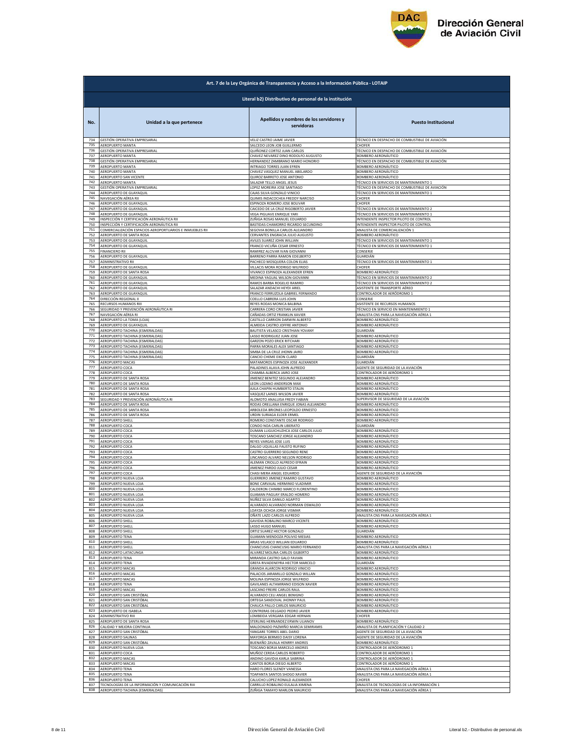| Art. 7 de la Ley Orgánica de Transparencia y Acceso a la Información Pública - LOTAIP | | | |
|---|---|---|---|
| Literal b2) Distributivo de personal de la institución | | | |
| No. | Unidad a la que pertenece | Apellidos y nombres de los servidores y servidoras | Puesto Institucional |
| 734 | GESTIÓN OPERATIVA EMPRESARIAL | VELIZ CASTRO JAIME JAVIER | TÉCNICO EN DESPACHO DE COMBUSTIBLE DE AVIACIÓN |
| 735 | AEROPUERTO MANTA | SALCEDO LEON JOB GUILLERMO | CHOFER |
| 736 | GESTIÓN OPERATIVA EMPRESARIAL | QUIÑONEZ CORTEZ JUAN CARLOS | TÉCNICO EN DESPACHO DE COMBUSTIBLE DE AVIACIÓN |
| 737 | AEROPUERTO MANTA | CHAVEZ NEVAREZ DINO RODOLFO AUGUSTO | BOMBERO AERONÁUTICO |
| 738 | GESTIÓN OPERATIVA EMPRESARIAL | HERNANDEZ ZAMBRANO MARIO HONORIO | TÉCNICO EN DESPACHO DE COMBUSTIBLE DE AVIACIÓN |
| 739 | AEROPUERTO MANTA | INTRIAGO TORRES JUAN EFREN | BOMBERO AERONÁUTICO |
| 740 | AEROPUERTO MANTA | CHAVEZ VASQUEZ MANUEL ABELARDO | BOMBERO AERONÁUTICO |
| 741 | AEROPUERTO SAN VICENTE | QUIROZ BARRETO JOSE ANTONIO | BOMBERO AERONÁUTICO |
| 742 | AEROPUERTO MANTA | SALAZAR TELLO ANGEL JESUS | TÉCNICO EN SERVICIOS DE MANTENIMIENTO 1 |
| 743 | GESTIÓN OPERATIVA EMPRESARIAL | LOPEZ MOREIRA JOSE SANTIAGO | TÉCNICO EN DESPACHO DE COMBUSTIBLE DE AVIACIÓN |
| 744 | AEROPUERTO DE GUAYAQUIL | CAJAS SILVA GONZALO VINICIO | TÉCNICO EN SERVICIOS DE MANTENIMIENTO 1 |
| 745 | NAVEGACIÓN AÉREA RII | QUIMIS INDACOCHEA FREDDY NARCISO | CHOFER |
| 746 | AEROPUERTO DE GUAYAQUIL | ESPINOZA ROMERO JOSE BOLIVAR | CHOFER |
| 747 | AEROPUERTO DE GUAYAQUIL | CAICEDO DE LA CRUZ RIGOBERTO JAVIER | TÉCNICO EN SERVICIOS DE MANTENIMIENTO 2 |
| 748 | AEROPUERTO DE GUAYAQUIL | VEGA PIGUAVE ENRIQUE YARI | TÉCNICO EN SERVICIOS DE MANTENIMIENTO 1 |
| 749 | INSPECCIÓN Y CERTIFICACIÓN AERONÁUTICA RII | ZUÑIGA ROSAS MANUEL EDUARDO | INTENDENTE INSPECTOR PILOTO DE CONTROL |
| 750 | INSPECCIÓN Y CERTIFICACIÓN AERONÁUTICA RII | BASTIDAS CHAMORRO RICARDO SECUNDINO | INTENDENTE INSPECTOR PILOTO DE CONTROL |
| 751 | COMERCIALIZACIÓN ESPACIOS AEROPORTUARIOS E INMUEBLES RII | SEGOVIA BONILLA CARLOS ALEJANDRO | ANALISTA DE COMERCIALIZACIÓN 1 |
| 752 | AEROPUERTO DE SANTA ROSA | CERVANTES ENGRACIA JULIO AUGUSTO | BOMBERO AERONÁUTICO |
| 753 | AEROPUERTO DE GUAYAQUIL | AVILES SUAREZ JOHN WILLIAN | TÉCNICO EN SERVICIOS DE MANTENIMIENTO 1 |
| 754 | AEROPUERTO DE GUAYAQUIL | FRANCO VICUÑA CESAR ERNESTO | TÉCNICO EN SERVICIOS DE MANTENIMIENTO 1 |
| 755 | FINANCIERO RII | RAMIREZ ALCIVAR IVAN GIOVANNI | CONSERJE |
| 756 | AEROPUERTO DE GUAYAQUIL | BARRENO PARRA RAMON EDELBERTO | GUARDIÁN |
| 757 | ADMINISTRATIVO RII | PACHECO MOSQUERA COLON ELIAS | TÉCNICO EN SERVICIOS DE MANTENIMIENTO 1 |
| 758 | AEROPUERTO DE GUAYAQUIL | VILLACIS MORA RODRIGO WILFRIDO | CHOFER |
| 759 | AEROPUERTO DE SANTA ROSA | VIVANCO ESPINOZA ALEXANDER EFREN | BOMBERO AERONÁUTICO |
| 760 | AEROPUERTO DE GUAYAQUIL | MEDINA YAGUAL WILSON GIOVANNI | TÉCNICO EN SERVICIOS DE MANTENIMIENTO 2 |
| 761 | AEROPUERTO DE GUAYAQUIL | RAMOS BARBA ROGELIO RAMIRO | TÉCNICO EN SERVICIOS DE MANTENIMIENTO 2 |
| 762 | AEROPUERTO DE GUAYAQUIL | SALAZAR ANDACHI HEYDI ARIEL | ASISTENTE DE TRANSPORTE AÉREO |
| 763 | AEROPUERTO DE GUAYAQUIL | FRANCO FERRUZOLA GABRIEL FERNANDO | CONTROLADOR DE AERÓDROMO 1 |
| 764 | DIRECCIÓN REGIONAL II | COELLO CABRERA LUIS JOHN | CONSERJE |
| 765 | RECURSOS HUMANOS RIII | REYES RODAS MONICA BALBINA | ASISTENTE DE RECURSOS HUMANOS |
| 766 | SEGURIDAD Y PREVENCIÓN AERONÁUTICA RI | CARRERA CORO CRISTIAN JAVIER | TÉCNICO EN SERVICIO EN MANTENIMIENTO 1 |
| 767 | NAVEGACIÓN AÉREA RI | CAÑADAS ORTIZ FRANKLIN XAVIER | ANALISTA CNS PARA LA NAVEGACIÓN AÉREA 1 |
| 768 | AEROPUERTO LA TOMA (LOJA) | CASTILLO CARRION DARWIN ALBERTO | BOMBERO AERONÁUTICO |
| 769 | AEROPUERTO DE GUAYAQUIL | ALMEIDA CASTRO JOFFRE ANTONIO | BOMBERO AERONÁUTICO |
| 770 | AEROPUERTO TACHINA (ESMERALDAS) | BAUTISTA VELASCO CRISTHIAN YOVANY | GUARDIÁN |
| 771 | AEROPUERTO TACHINA (ESMERALDAS) | LASSO RODRIGUEZ JUAN JOSE | BOMBERO AERONÁUTICO |
| 772 | AEROPUERTO TACHINA (ESMERALDAS) | GARZON POZO ERICK RITCHARI | BOMBERO AERONÁUTICO |
| 773 | AEROPUERTO TACHINA (ESMERALDAS) | PARRA MORALES ALEX SANTIAGO | BOMBERO AERONÁUTICO |
| 774 | AEROPUERTO TACHINA (ESMERALDAS) | SIMBA DE LA CRUZ JHONN JAIRO | BOMBERO AERONÁUTICO |
| 775 | AEROPUERTO TACHINA (ESMERALDAS) | CANCIO CHEME EXON CLARD | GUARDIÁN |
| 776 | AEROPUERTO MACAS | MATAMOROS ESPINOZA JOSE ALEXANDER | GUARDIÁN |
| 777 | AEROPUERTO COCA | PALADINES ALAVA JOHN ALFREDO | AGENTE DE SEGURIDAD DE LA AVIACIÓN |
| 778 | AEROPUERTO COCA | CHAMBA ALBERCA JAIRO JOSE | CONTROLADOR DE AERÓDROMO 1 |
| 779 | AEROPUERTO DE SANTA ROSA | JIMENEZ BENITEZ SEGUNDO ALEJANDRO | BOMBERO AERONÁUTICO |
| 780 | AEROPUERTO DE SANTA ROSA | LEON LOZANO ANDERSON MAX | BOMBERO AERONÁUTICO |
| 781 | AEROPUERTO DE SANTA ROSA | AJILA CHAPIN HUMBERTO STALIN | BOMBERO AERONÁUTICO |
| 782 | AEROPUERTO DE SANTA ROSA | VASQUEZ LAINES WILSON JAVIER | BOMBERO AERONÁUTICO |
| 783 | SEGURIDAD Y PREVENCIÓN AERONÁUTICA RI | ALOMOTO ANALUISA FREDY FABIAN | SUPERVISOR DE SEGURIDAD DE LA AVIACIÓN |
| 784 | AEROPUERTO DE SANTA ROSA | RODAS ORELLANA ENRIQUE JONAS ALEJANDRO | BOMBERO AERONÁUTICO |
| 785 | AEROPUERTO DE SANTA ROSA | ARBOLEDA BRIONES LEOPOLDO ERNESTO | BOMBERO AERONÁUTICO |
| 786 | AEROPUERTO DE SANTA ROSA | URDIN SURIAGA ELDER ERMEL | BOMBERO AERONÁUTICO |
| 787 | AEROPUERTO SHELL | ROMERO CONSTANTE OSCAR RODRIGO | BOMBERO AERONÁUTICO |
| 788 | AEROPUERTO COCA | CONDO NOA CARLIN LIBERATO | GUARDIÁN |
| 789 | AEROPUERTO COCA | DUMAN LLIGUICHUZHCA JOSE CARLOS JULIO | BOMBERO AERONÁUTICO |
| 790 | AEROPUERTO COCA | TOSCANO SANCHEZ JORGE ALEJANDRO | BOMBERO AERONÁUTICO |
| 791 | AEROPUERTO COCA | REYES VARGAS JOSE LUIS | BOMBERO AERONÁUTICO |
| 792 | AEROPUERTO COCA | DALGO UQUILLAS FAUSTO RUFINO | BOMBERO AERONÁUTICO |
| 793 | AEROPUERTO COCA | CASTRO GUERRERO SEGUNDO RENE | BOMBERO AERONÁUTICO |
| 794 | AEROPUERTO COCA | LINCANGO ALVARO NELSON RODRIGO | BOMBERO AERONÁUTICO |
| 795 | AEROPUERTO COCA | ALEMAN CRIOLLO ALFREDO EFRAIN | BOMBERO AERONÁUTICO |
| 796 | AEROPUERTO COCA | JIMENEZ PARDO JULIO CESAR | BOMBERO AERONÁUTICO |
| 797 | AEROPUERTO COCA | CHASI MERA ANGEL EDUARDO | AGENTE DE SEGURIDAD DE LA AVIACIÓN |
| 798 | AEROPUERTO NUEVA LOJA | GUERRERO JIMENEZ RAMIRO GUSTAVO | BOMBERO AERONÁUTICO |
| 799 | AEROPUERTO NUEVA LOJA | BONE CARVAJAL HERMINIO VLADIMIR | BOMBERO AERONÁUTICO |
| 800 | AEROPUERTO NUEVA LOJA | CALDERON CHIMBO MARCO FLORENTINO | BOMBERO AERONÁUTICO |
| 801 | AEROPUERTO NUEVA LOJA | GUAMAN PAGUAY ERALDO HOMERO | BOMBERO AERONÁUTICO |
| 802 | AEROPUERTO NUEVA LOJA | NUÑEZ SILVA DANILO AGAPITO | BOMBERO AERONÁUTICO |
| 803 | AEROPUERTO NUEVA LOJA | ALVARADO ALVARADO NORMAN OSWALDO | BOMBERO AERONÁUTICO |
| 804 | AEROPUERTO NUEVA LOJA | LOAYZA OCHOA JORGE VISMAR | BOMBERO AERONÁUTICO |
| 805 | AEROPUERTO NUEVA LOJA | OÑATE LAZO CARLOS ALFREDO | ANALISTA CNS PARA LA NAVEGACIÓN AÉREA 1 |
| 806 | AEROPUERTO SHELL | GAVIDIA ROBALINO MARCO VICENTE | BOMBERO AERONÁUTICO |
| 807 | AEROPUERTO SHELL | LASSO HUGO MANUEL | BOMBERO AERONÁUTICO |
| 808 | AEROPUERTO SHELL | ORTIZ SUAREZ HECTOR GONZALO | GUARDIÁN |
| 809 | AEROPUERTO TENA | GUAMAN MENDOZA POLIVIO MESIAS | BOMBERO AERONÁUTICO |
| 810 | AEROPUERTO SHELL | ARIAS VELASCO WILLIAN EDUARDO | BOMBERO AERONÁUTICO |
| 811 | AEROPUERTO SHELL | CHANCUSIG CHANCUSIG MARIO FERNANDO | ANALISTA CNS PARA LA NAVEGACIÓN AÉREA 1 |
| 812 | AEROPUERTO LATACUNGA | ALVAREZ MOLINA CARLOS GILBERTO | BOMBERO AERONÁUTICO |
| 813 | AEROPUERTO TENA | MIRANDA CASTRO GALO FAVIAN | BOMBERO AERONÁUTICO |
| 814 | AEROPUERTO TENA | GREFA RIVADENEYRA HECTOR MARCELO | GUARDIÁN |
| 815 | AEROPUERTO MACAS | GRANDA ALARCON RODRIGO VINICIO | BOMBERO AERONÁUTICO |
| 816 | AEROPUERTO MACAS | PALACIOS JARAMILLO GONZALO WILLAN | BOMBERO AERONÁUTICO |
| 817 | AEROPUERTO MACAS | MOLINA ESPINOZA JORGE WILFRIDO | BOMBERO AERONÁUTICO |
| 818 | AEROPUERTO TENA | GAVILANES ALTAMIRANO EDISON XAVIER | BOMBERO AERONÁUTICO |
| 819 | AEROPUERTO MACAS | LASCANO FREIRE CARLOS RAUL | BOMBERO AERONÁUTICO |
| 820 | AEROPUERTO SAN CRISTÓBAL | ALVARADO CELI ANGEL BENIGNO | BOMBERO AERONÁUTICO |
| 821 | AEROPUERTO SAN CRISTÓBAL | ORTEGA SANDOVAL JHONNY PAUL | BOMBERO AERONÁUTICO |
| 822 | AEROPUERTO SAN CRISTÓBAL | CHAUCA PALLO CARLOS MAURICIO | BOMBERO AERONÁUTICO |
| 823 | AEROPUERTO DE ISABELA | CONTRERAS DELGADO PEDRO JAVIER | BOMBERO AERONÁUTICO |
| 824 | ADMINISTRATIVO RIII | LOMBEIDA VERGARA EDGAR HERNAN | CHOFER |
| 825 | AEROPUERTO DE SANTA ROSA | STERLING HERNANDEZ ERWIN ULIANOV | BOMBERO AERONÁUTICO |
| 826 | CALIDAD Y MEJORA CONTINUA | MALDONADO PAZMIÑO MARCIA SEMIRAMIS | ANALISTA DE PLANIFICACIÓN Y CALIDAD 2 |
| 827 | AEROPUERTO SAN CRISTÓBAL | YANGARE TORRES ABEL DARIO | AGENTE DE SEGURIDAD DE LA AVIACIÓN |
| 828 | AEROPUERTO SALINAS | MAYORGA BERMEO DAISY LORENA | AGENTE DE SEGURIDAD DE LA AVIACIÓN |
| 829 | AEROPUERTO SAN CRISTÓBAL | BUENAÑO ZAVALA HENRRY ANDRES | BOMBERO AERONÁUTICO |
| 830 | AEROPUERTO NUEVA LOJA | TOSCANO BORJA MARCELO ANDRES | CONTROLADOR DE AERÓDROMO 1 |
| 831 | AEROPUERTO COCA | MUÑOZ CERDA CARLOS ROBERTO | CONTROLADOR DE AERÓDROMO 1 |
| 832 | AEROPUERTO MACAS | ANDINO GAVIDIA KARLA SABRINA | CONTROLADOR DE AERÓDROMO 1 |
| 833 | AEROPUERTO MACAS | CANTOS BORJA DIEGO ALBERTO | CONTROLADOR DE AERÓDROMO 1 |
| 834 | AEROPUERTO TENA | HARO FLORES SLENDY VANESSA | ANALISTA CNS PARA LA NAVEGACIÓN AÉREA 1 |
| 835 | AEROPUERTO TENA | TOAPANTA SANTOS SHOGO XAVIER | ANALISTA CNS PARA LA NAVEGACIÓN AÉREA 1 |
| 836 | AEROPUERTO TENA | CALUCHO LOPEZ RONALD ALEXANDER | CHOFER |
| 837 | TECNOLOGÍAS DE LA INFORMACIÓN Y COMUNICACIÓN RIII | CARRILLO ROBALINO EULALIA XIMENA | ANALISTA DE TECNOLOGÍAS DE LA INFORMACIÓN 1 |
| 838 | AEROPUERTO TACHINA (ESMERALDAS) | ZUÑIGA TAMAYO MARLON MAURICIO | ANALISTA CNS PARA LA NAVEGACIÓN AÉREA 1 |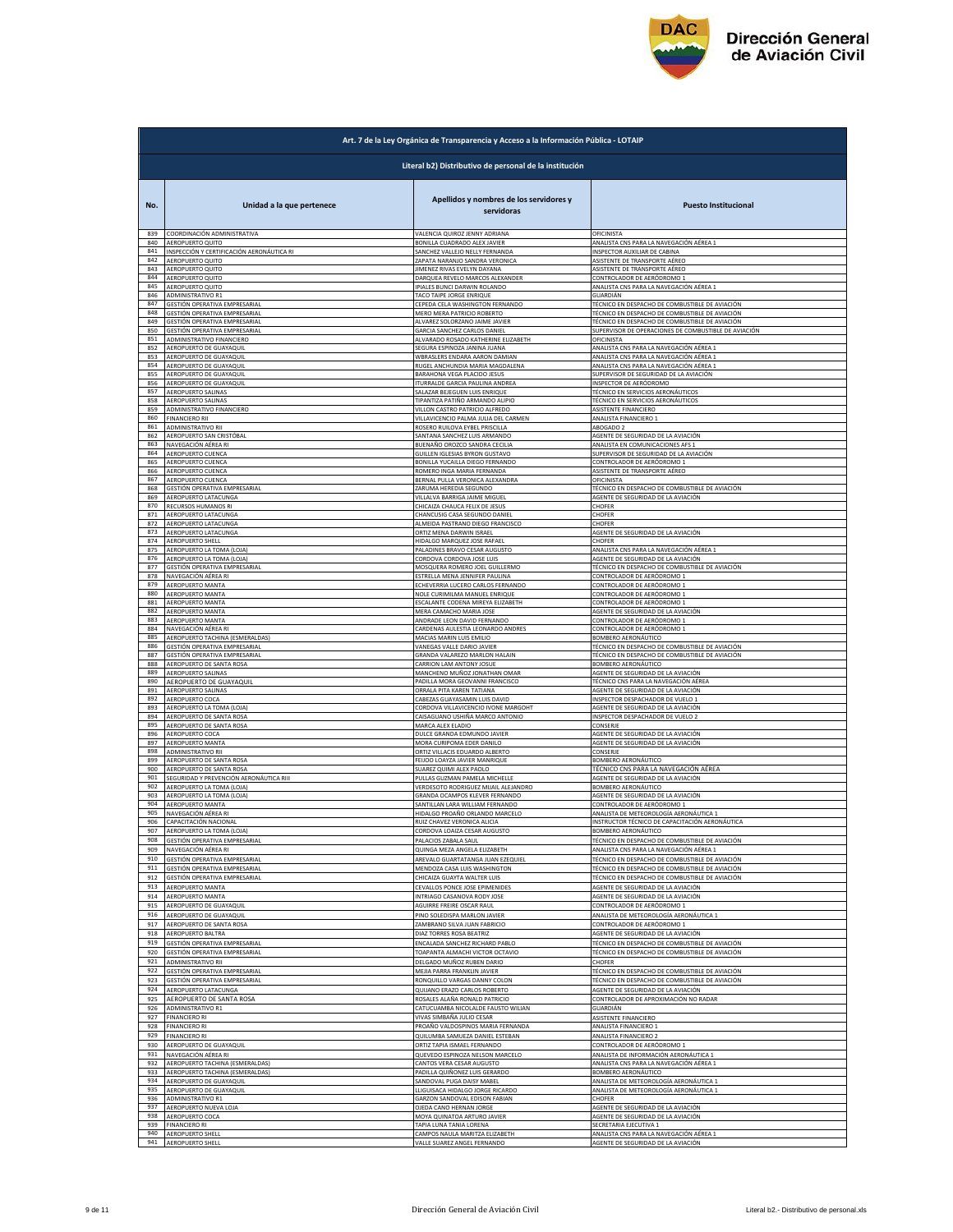| Art. 7 de la Ley Orgánica de Transparencia y Acceso a la Información Pública - LOTAIP | | | |
|---|---|---|---|
| **Literal b2) Distributivo de personal de la institución** | | | |
| **No.** | **Unidad a la que pertenece** | **Apellidos y nombres de los servidores y servidoras** | **Puesto Institucional** |
| 839 | COORDINACIÓN ADMINISTRATIVA | VALENCIA QUIROZ JENNY ADRIANA | OFICINISTA |
| 840 | AEROPUERTO QUITO | BONILLA CUADRADO ALEX JAVIER | ANALISTA CNS PARA LA NAVEGACIÓN AÉREA 1 |
| 841 | INSPECCIÓN Y CERTIFICACIÓN AERONÁUTICA RI | SANCHEZ VALLEJO NELLY FERNANDA | INSPECTOR AUXILIAR DE CABINA |
| 842 | AEROPUERTO QUITO | ZAPATA NARANJO SANDRA VERONICA | ASISTENTE DE TRANSPORTE AÉREO |
| 843 | AEROPUERTO QUITO | JIMENEZ RIVAS EVELYN DAYANA | ASISTENTE DE TRANSPORTE AÉREO |
| 844 | AEROPUERTO QUITO | DARQUEA REVELO MARCOS ALEXANDER | CONTROLADOR DE AERÓDROMO 1 |
| 845 | AEROPUERTO QUITO | IPIALES BUNCI DARWIN ROLANDO | ANALISTA CNS PARA LA NAVEGACIÓN AÉREA 1 |
| 846 | ADMINISTRATIVO R1 | TACO TAIPE JORGE ENRIQUE | GUARDIÁN |
| 847 | GESTIÓN OPERATIVA EMPRESARIAL | CEPEDA CELA WASHINGTON FERNANDO | TÉCNICO EN DESPACHO DE COMBUSTIBLE DE AVIACIÓN |
| 848 | GESTIÓN OPERATIVA EMPRESARIAL | MERO MERA PATRICIO ROBERTO | TÉCNICO EN DESPACHO DE COMBUSTIBLE DE AVIACIÓN |
| 849 | GESTIÓN OPERATIVA EMPRESARIAL | ALVAREZ SOLORZANO JAIME JAVIER | TÉCNICO EN DESPACHO DE COMBUSTIBLE DE AVIACIÓN |
| 850 | GESTIÓN OPERATIVA EMPRESARIAL | GARCIA SANCHEZ CARLOS DANIEL | SUPERVISOR DE OPERACIONES DE COMBUSTIBLE DE AVIACIÓN |
| 851 | ADMINISTRATIVO FINANCIERO | ALVARADO ROSADO KATHERINE ELIZABETH | OFICINISTA |
| 852 | AEROPUERTO DE GUAYAQUIL | SEGURA ESPINOZA JANINA JUANA | ANALISTA CNS PARA LA NAVEGACIÓN AÉREA 1 |
| 853 | AEROPUERTO DE GUAYAQUIL | WBRASLERS ENDARA AARON DAMIAN | ANALISTA CNS PARA LA NAVEGACIÓN AÉREA 1 |
| 854 | AEROPUERTO DE GUAYAQUIL | RUGEL ANCHUNDIA MARIA MAGDALENA | ANALISTA CNS PARA LA NAVEGACIÓN AÉREA 1 |
| 855 | AEROPUERTO DE GUAYAQUIL | BARAHONA VEGA PLACIDO JESUS | SUPERVISOR DE SEGURIDAD DE LA AVIACIÓN |
| 856 | AEROPUERTO DE GUAYAQUIL | ITURRALDE GARCIA PAULINA ANDREA | INSPECTOR DE AERÓDROMO |
| 857 | AEROPUERTO SALINAS | SALAZAR BEJEGUEN LUIS ENRIQUE | TÉCNICO EN SERVICIOS AERONÁUTICOS |
| 858 | AEROPUERTO SALINAS | TIPANTIZA PATIÑO ARMANDO ALIPIO | TÉCNICO EN SERVICIOS AERONÁUTICOS |
| 859 | ADMINISTRATIVO FINANCIERO | VILLON CASTRO PATRICIO ALFREDO | ASISTENTE FINANCIERO |
| 860 | FINANCIERO RII | VILLAVICENCIO PALMA JULIA DEL CARMEN | ANALISTA FINANCIERO 1 |
| 861 | ADMINISTRATIVO RII | ROSERO RUILOVA EYBEL PRISCILLA | ABOGADO 2 |
| 862 | AEROPUERTO SAN CRISTÓBAL | SANTANA SANCHEZ LUIS ARMANDO | AGENTE DE SEGURIDAD DE LA AVIACIÓN |
| 863 | NAVEGACIÓN AÉREA RI | BUENAÑO OROZCO SANDRA CECILIA | ANALISTA EN COMUNICACIONES AFS 1 |
| 864 | AEROPUERTO CUENCA | GUILLEN IGLESIAS BYRON GUSTAVO | SUPERVISOR DE SEGURIDAD DE LA AVIACIÓN |
| 865 | AEROPUERTO CUENCA | BONILLA YUCAILLA DIEGO FERNANDO | CONTROLADOR DE AERÓDROMO 1 |
| 866 | AEROPUERTO CUENCA | ROMERO INGA MARIA FERNANDA | ASISTENTE DE TRANSPORTE AÉREO |
| 867 | AEROPUERTO CUENCA | BERNAL PULLA VERONICA ALEXANDRA | OFICINISTA |
| 868 | GESTIÓN OPERATIVA EMPRESARIAL | ZARUMA HEREDIA SEGUNDO | TÉCNICO EN DESPACHO DE COMBUSTIBLE DE AVIACIÓN |
| 869 | AEROPUERTO LATACUNGA | VILLALVA BARRIGA JAIME MIGUEL | AGENTE DE SEGURIDAD DE LA AVIACIÓN |
| 870 | RECURSOS HUMANOS RI | CHICAIZA CHAUCA FELIX DE JESUS | CHOFER |
| 871 | AEROPUERTO LATACUNGA | CHANCUSIG CASA SEGUNDO DANIEL | CHOFER |
| 872 | AEROPUERTO LATACUNGA | ALMEIDA PASTRANO DIEGO FRANCISCO | CHOFER |
| 873 | AEROPUERTO LATACUNGA | ORTIZ MENA DARWIN ISRAEL | AGENTE DE SEGURIDAD DE LA AVIACIÓN |
| 874 | AEROPUERTO SHELL | HIDALGO MARQUEZ JOSE RAFAEL | CHOFER |
| 875 | AEROPUERTO LA TOMA (LOJA) | PALADINES BRAVO CESAR AUGUSTO | ANALISTA CNS PARA LA NAVEGACIÓN AÉREA 1 |
| 876 | AEROPUERTO LA TOMA (LOJA) | CORDOVA CORDOVA JOSE LUIS | AGENTE DE SEGURIDAD DE LA AVIACIÓN |
| 877 | GESTIÓN OPERATIVA EMPRESARIAL | MOSQUERA ROMERO JOEL GUILLERMO | TÉCNICO EN DESPACHO DE COMBUSTIBLE DE AVIACIÓN |
| 878 | NAVEGACIÓN AÉREA RI | ESTRELLA MENA JENNIFER PAULINA | CONTROLADOR DE AERÓDROMO 1 |
| 879 | AEROPUERTO MANTA | ECHEVERRIA LUCERO CARLOS FERNANDO | CONTROLADOR DE AERÓDROMO 1 |
| 880 | AEROPUERTO MANTA | NOLE CURIMILMA MANUEL ENRIQUE | CONTROLADOR DE AERÓDROMO 1 |
| 881 | AEROPUERTO MANTA | ESCALANTE CODENA MIREYA ELIZABETH | CONTROLADOR DE AERÓDROMO 1 |
| 882 | AEROPUERTO MANTA | MERA CAMACHO MARIA JOSE | AGENTE DE SEGURIDAD DE LA AVIACIÓN |
| 883 | AEROPUERTO MANTA | ANDRADE LEON DAVID FERNANDO | CONTROLADOR DE AERÓDROMO 1 |
| 884 | NAVEGACIÓN AÉREA RI | CARDENAS AULESTIA LEONARDO ANDRES | CONTROLADOR DE AERÓDROMO 1 |
| 885 | AEROPUERTO TACHINA (ESMERALDAS) | MACIAS MARIN LUIS EMILIO | BOMBERO AERONÁUTICO |
| 886 | GESTIÓN OPERATIVA EMPRESARIAL | VANEGAS VALLE DARIO JAVIER | TÉCNICO EN DESPACHO DE COMBUSTIBLE DE AVIACIÓN |
| 887 | GESTIÓN OPERATIVA EMPRESARIAL | GRANDA VALAREZO MARLON HALAIN | TÉCNICO EN DESPACHO DE COMBUSTIBLE DE AVIACIÓN |
| 888 | AEROPUERTO DE SANTA ROSA | CARRION LAM ANTONY JOSUE | BOMBERO AERONÁUTICO |
| 889 | AEROPUERTO SALINAS | MANCHENO MUÑOZ JONATHAN OMAR | AGENTE DE SEGURIDAD DE LA AVIACIÓN |
| 890 | AEROPUERTO DE GUAYAQUIL | PADILLA MORA GEOVANNI FRANCISCO | TÉCNICO CNS PARA LA NAVEGACIÓN AÉREA |
| 891 | AEROPUERTO SALINAS | ORRALA PITA KAREN TATIANA | AGENTE DE SEGURIDAD DE LA AVIACIÓN |
| 892 | AEROPUERTO COCA | CABEZAS GUAYASAMIN LUIS DAVID | INSPECTOR DESPACHADOR DE VUELO 1 |
| 893 | AEROPUERTO LA TOMA (LOJA) | CORDOVA VILLAVICENCIO IVONE MARGOHT | AGENTE DE SEGURIDAD DE LA AVIACIÓN |
| 894 | AEROPUERTO DE SANTA ROSA | CAISAGUANO USHIÑA MARCO ANTONIO | INSPECTOR DESPACHADOR DE VUELO 2 |
| 895 | AEROPUERTO DE SANTA ROSA | MARCA ALEX ELADIO | CONSERJE |
| 896 | AEROPUERTO COCA | DULCE GRANDA EDMUNDO JAVIER | AGENTE DE SEGURIDAD DE LA AVIACIÓN |
| 897 | AEROPUERTO MANTA | MORA CURIPOMA EDER DANILO | AGENTE DE SEGURIDAD DE LA AVIACIÓN |
| 898 | ADMINISTRATIVO RII | ORTIZ VILLACIS EDUARDO ALBERTO | CONSERJE |
| 899 | AEROPUERTO DE SANTA ROSA | FEIJOO LOAYZA JAVIER MANRIQUE | BOMBERO AERONÁUTICO |
| 900 | AEROPUERTO DE SANTA ROSA | SUAREZ QUIMI ALEX PAOLO | TÉCNICO CNS PARA LA NAVEGACIÓN AÉREA |
| 901 | SEGURIDAD Y PREVENCIÓN AERONÁUTICA RIII | PULLAS GUZMAN PAMELA MICHELLE | AGENTE DE SEGURIDAD DE LA AVIACIÓN |
| 902 | AEROPUERTO LA TOMA (LOJA) | VERDESOTO RODRIGUEZ MIJAIL ALEJANDRO | BOMBERO AERONÁUTICO |
| 903 | AEROPUERTO LA TOMA (LOJA) | GRANDA OCAMPOS KLEVER FERNANDO | AGENTE DE SEGURIDAD DE LA AVIACIÓN |
| 904 | AEROPUERTO MANTA | SANTILLAN LARA WILLIAM FERNANDO | CONTROLADOR DE AERÓDROMO 1 |
| 905 | NAVEGACIÓN AÉREA RI | HIDALGO PROAÑO ORLANDO MARCELO | ANALISTA DE METEOROLOGÍA AERONÁUTICA 1 |
| 906 | CAPACITACIÓN NACIONAL | RUIZ CHAVEZ VERONICA ALICIA | INSTRUCTOR TÉCNICO DE CAPACITACIÓN AERONÁUTICA |
| 907 | AEROPUERTO LA TOMA (LOJA) | CORDOVA LOAIZA CESAR AUGUSTO | BOMBERO AERONÁUTICO |
| 908 | GESTIÓN OPERATIVA EMPRESARIAL | PALACIOS ZABALA SAUL | TÉCNICO EN DESPACHO DE COMBUSTIBLE DE AVIACIÓN |
| 909 | NAVEGACIÓN AÉREA RI | QUINGA MEZA ANGELA ELIZABETH | ANALISTA CNS PARA LA NAVEGACIÓN AÉREA 1 |
| 910 | GESTIÓN OPERATIVA EMPRESARIAL | AREVALO GUARTATANGA JUAN EZEQUIEL | TÉCNICO EN DESPACHO DE COMBUSTIBLE DE AVIACIÓN |
| 911 | GESTIÓN OPERATIVA EMPRESARIAL | MENDOZA CASA LUIS WASHINGTON | TÉCNICO EN DESPACHO DE COMBUSTIBLE DE AVIACIÓN |
| 912 | GESTIÓN OPERATIVA EMPRESARIAL | CHICAIZA GUAYTA WALTER LUIS | TÉCNICO EN DESPACHO DE COMBUSTIBLE DE AVIACIÓN |
| 913 | AEROPUERTO MANTA | CEVALLOS PONCE JOSE EPIMENIDES | AGENTE DE SEGURIDAD DE LA AVIACIÓN |
| 914 | AEROPUERTO MANTA | INTRIAGO CASANOVA RODY JOSE | AGENTE DE SEGURIDAD DE LA AVIACIÓN |
| 915 | AEROPUERTO DE GUAYAQUIL | AGUIRRE FREIRE OSCAR RAUL | CONTROLADOR DE AERÓDROMO 1 |
| 916 | AEROPUERTO DE GUAYAQUIL | PINO SOLEDISPA MARLON JAVIER | ANALISTA DE METEOROLOGÍA AERONÁUTICA 1 |
| 917 | AEROPUERTO DE SANTA ROSA | ZAMBRANO SILVA JUAN FABRICIO | CONTROLADOR DE AERÓDROMO 1 |
| 918 | AEROPUERTO BALTRA | DIAZ TORRES ROSA BEATRIZ | AGENTE DE SEGURIDAD DE LA AVIACIÓN |
| 919 | GESTIÓN OPERATIVA EMPRESARIAL | ENCALADA SANCHEZ RICHARD PABLO | TÉCNICO EN DESPACHO DE COMBUSTIBLE DE AVIACIÓN |
| 920 | GESTIÓN OPERATIVA EMPRESARIAL | TOAPANTA ALMACHI VICTOR OCTAVIO | TÉCNICO EN DESPACHO DE COMBUSTIBLE DE AVIACIÓN |
| 921 | ADMINISTRATIVO RII | DELGADO MUÑOZ RUBEN DARIO | CHOFER |
| 922 | GESTIÓN OPERATIVA EMPRESARIAL | MEJIA PARRA FRANKLIN JAVIER | TÉCNICO EN DESPACHO DE COMBUSTIBLE DE AVIACIÓN |
| 923 | GESTIÓN OPERATIVA EMPRESARIAL | RONQUILLO VARGAS DANNY COLON | TÉCNICO EN DESPACHO DE COMBUSTIBLE DE AVIACIÓN |
| 924 | AEROPUERTO LATACUNGA | QUIJANO ERAZO CARLOS ROBERTO | AGENTE DE SEGURIDAD DE LA AVIACIÓN |
| 925 | AEROPUERTO DE SANTA ROSA | ROSALES ALAÑA RONALD PATRICIO | CONTROLADOR DE APROXIMACIÓN NO RADAR |
| 926 | ADMINISTRATIVO R1 | CATUCUAMBA NICOLALDE FAUSTO WILIAN | GUARDIÁN |
| 927 | FINANCIERO RI | VIVAS SIMBAÑA JULIO CESAR | ASISTENTE FINANCIERO |
| 928 | FINANCIERO RI | PROAÑO VALDOSPINOS MARIA FERNANDA | ANALISTA FINANCIERO 1 |
| 929 | FINANCIERO RI | QUILUMBA SAMUEZA DANIEL ESTEBAN | ANALISTA FINANCIERO 2 |
| 930 | AEROPUERTO DE GUAYAQUIL | ORTIZ TAPIA ISMAEL FERNANDO | CONTROLADOR DE AERÓDROMO 1 |
| 931 | NAVEGACIÓN AÉREA RI | QUEVEDO ESPINOZA NELSON MARCELO | ANALISTA DE INFORMACIÓN AERONÁUTICA 1 |
| 932 | AEROPUERTO TACHINA (ESMERALDAS) | CANTOS VERA CESAR AUGUSTO | ANALISTA CNS PARA LA NAVEGACIÓN AÉREA 1 |
| 933 | AEROPUERTO TACHINA (ESMERALDAS) | PADILLA QUIÑONEZ LUIS GERARDO | BOMBERO AERONÁUTICO |
| 934 | AEROPUERTO DE GUAYAQUIL | SANDOVAL PUGA DAISY MABEL | ANALISTA DE METEOROLOGÍA AERONÁUTICA 1 |
| 935 | AEROPUERTO DE GUAYAQUIL | LLIGUISACA HIDALGO JORGE RICARDO | ANALISTA DE METEOROLOGÍA AERONÁUTICA 1 |
| 936 | ADMINISTRATIVO R1 | GARZON SANDOVAL EDISON FABIAN | CHOFER |
| 937 | AEROPUERTO NUEVA LOJA | OJEDA CANO HERNAN JORGE | AGENTE DE SEGURIDAD DE LA AVIACIÓN |
| 938 | AEROPUERTO COCA | MOYA QUINATOA ARTURO JAVIER | AGENTE DE SEGURIDAD DE LA AVIACIÓN |
| 939 | FINANCIERO RI | TAPIA LUNA TANIA LORENA | SECRETARIA EJECUTIVA 1 |
| 940 | AEROPUERTO SHELL | CAMPOS NAULA MARITZA ELIZABETH | ANALISTA CNS PARA LA NAVEGACIÓN AÉREA 1 |
| 941 | AEROPUERTO SHELL | VALLE SUAREZ ANGEL FERNANDO | AGENTE DE SEGURIDAD DE LA AVIACIÓN |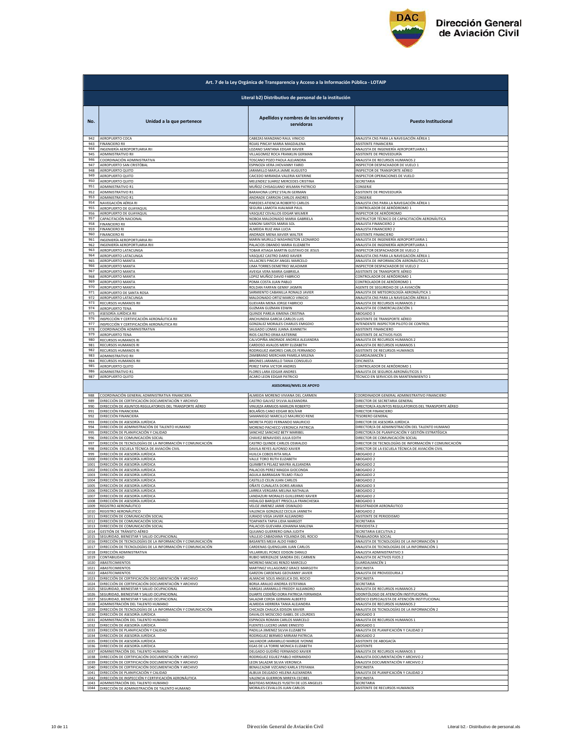| Art. 7 de la Ley Orgánica de Transparencia y Acceso a la Información Pública - LOTAIP | | | |
|---|---|---|---|
| Literal b2) Distributivo de personal de la institución | | | |
| No. | Unidad a la que pertenece | Apellidos y nombres de los servidores y servidoras | Puesto Institucional |
| 942 | AEROPUERTO COCA | CABEZAS MANZANO RAUL VINICIO | ANALISTA CNS PARA LA NAVEGACIÓN AÉREA 1 |
| 943 | FINANCIERO RII | ROJAS PINCAY MARIA MAGDALENA | ASISTENTE FINANCIERA |
| 944 | INGENIERÍA AEROPORTUARIA RII | LOZANO SANTANA EDGAR XAVIER | ANALISTA DE INGENIERÍA AEROPORTUARIA 1 |
| 945 | ADMINISTRATIVO RII | VILLAGOMEZ ROCA FRANKLIN GERMAN | ASISTENTE DE PROVEEDURÍA |
| 946 | COORDINACIÓN ADMINISTRATIVA | TOSCANO POZO PAOLA ALEJANDRA | ANALISTA DE RECURSOS HUMANOS 2 |
| 947 | AEROPUERTO SAN CRISTÓBAL | ESPINOZA VERA JHOVANNY FARID | INSPECTOR DESPACHADOR DE VUELO 1 |
| 948 | AEROPUERTO QUITO | JARAMILLO MAFLA JAIME AUGUSTO | INSPECTOR DE TRANSPORTE AÉREO |
| 949 | AEROPUERTO QUITO | CAICEDO MIRANDA VALERIA KATERINE | INSPECTOR OPERACIONES DE VUELO |
| 950 | AEROPUERTO QUITO | MELENDEZ SUAREZ MERCEDES CRISTINA | SECRETARIA |
| 951 | ADMINISTRATIVO R1 | MUÑOZ CHISAGUANO WILMAN PATRICIO | CONSERJE |
| 952 | ADMINISTRATIVO R1 | BARAHONA LOPEZ STALIN GERMAN | ASISTENTE DE PROVEEDURÍA |
| 953 | ADMINISTRATIVO R1 | ANDRADE CARRION CARLOS ANDRES | CONSERJE |
| 954 | NAVEGACIÓN AÉREA RI | PAREDES ATIENCIA ROBERTO CARLOS | ANALISTA CNS PARA LA NAVEGACIÓN AÉREA 1 |
| 955 | AEROPUERTO DE GUAYAQUIL | SEGURA LAMOTA HJALMAR PAUL | CONTROLADOR DE AERÓDROMO 1 |
| 956 | AEROPUERTO DE GUAYAQUIL | VASQUEZ CEVALLOS EDGAR WILMER | INSPECTOR DE AERÓDROMO |
| 957 | CAPACITACIÓN NACIONAL | NOBOA MALDONADO MARIA GABRIELA | INSTRUCTOR TÉCNICO DE CAPACITACIÓN AERONÁUTICA |
| 958 | FINANCIERO RII | VANONI SANTOS MARIA SOL | ANALISTA FINANCIERO 2 |
| 959 | FINANCIERO RI | ALMEIDA RUIZ ANA LUCIA | ANALISTA FINANCIERO 2 |
| 960 | FINANCIERO RI | ANDRADE MENA XAVIER WALTER | ASISTENTE FINANCIERO |
| 961 | INGENIERÍA AEROPORTUARIA RII | MARIN MURILLO WASHINGTON LEONARDO | ANALISTA DE INGENIERÍA AEROPORTUARIA 1 |
| 962 | INGENIERÍA AEROPORTUARIA RIII | PALACIOS OBANDO MARIA ELIZABETH | ANALISTA DE INGENIERÍA AEROPORTUARIA 1 |
| 963 | AEROPUERTO LATACUNGA | TOBAR ATIAGA MARTIN GUSTAVO DE JESUS | INSPECTOR DESPACHADOR DE VUELO 2 |
| 964 | AEROPUERTO LATACUNGA | VASQUEZ CASTRO DARIO XAVIER | ANALISTA CNS PARA LA NAVEGACIÓN AÉREA 1 |
| 965 | AEROPUERTO MANTA | VILLACRES PINCAY ANGEL MARCELO | ANALISTA DE INFORMACIÓN AERONÁUTICA 1 |
| 966 | AEROPUERTO MANTA | LIMA TORRES DEMETRIO WLADIMIR | INSPECTOR DESPACHADOR DE VUELO 2 |
| 967 | AEROPUERTO MANTA | AVEIGA VERA MARIA GABRIELA | ASISTENTE DE TRANSPORTE AÉREO |
| 968 | AEROPUERTO MANTA | LOPEZ MUÑOZ DAVID FABRICIO | CONTROLADOR DE AERÓDROMO 1 |
| 969 | AEROPUERTO MANTA | POMA COSTA JUAN PABLO | CONTROLADOR DE AERÓDROMO 1 |
| 970 | AEROPUERTO MANTA | ROLDAN FARFAN GENNY JASMIN | AGENTE DE SEGURIDAD DE LA AVIACIÓN |
| 971 | AEROPUERTO DE SANTA ROSA | SARMIENTO CABANILLA RONALD JAVIER | ANALISTA DE METEOROLOGÍA AERONÁUTICA 1 |
| 972 | AEROPUERTO LATACUNGA | MALDONADO ORTIZ MARCO VINICIO | ANALISTA CNS PARA LA NAVEGACIÓN AÉREA 1 |
| 973 | RECURSOS HUMANOS RII | GUEVARA MENA JORGE FABRICIO | ANALISTA DE RECURSOS HUMANOS 2 |
| 974 | AEROPUERTO TENA | GUZMAN GUZMAN EDWIN | ANALISTA DE COMERCIALIZACIÓN 1 |
| 975 | ASESORÍA JURÍDICA RII | QUINDE PAREJA XIMENA CRISTINA | ABOGADO 3 |
| 976 | INSPECCIÓN Y CERTIFICACIÓN AERONÁUTICA RII | ANCHUNDIA GARCIA CARLOS LUIS | ASISTENTE DE TRANSPORTE AÉREO |
| 977 | INSPECCIÓN Y CERTIFICACIÓN AERONÁUTICA RII | GONZALEZ MORALES CHARLES EMIGDIO | INTENDENTE INSPECTOR PILOTO DE CONTROL |
| 978 | COORDINACIÓN ADMINISTRATIVA | SALGADO LOMAS JUANA JEANNETH | ASISTENTE FINANCIERO |
| 979 | AEROPUERTO TENA | RIOS CASTRO ERIKA KATERINE | ASISTENTE DE ACTIVOS FIJOS |
| 980 | RECURSOS HUMANOS RI | CALVOPIÑA ANDRADE ANDREA ALEJANDRA | ANALISTA DE RECURSOS HUMANOS 2 |
| 981 | RECURSOS HUMANOS RI | CARDOSO AVALOS MERY ELIZABETH | ANALISTA DE RECURSOS HUMANOS 1 |
| 982 | RECURSOS HUMANOS RI | RODRIGUEZ AMORES CARLOS FERNANDO | ASISTENTE DE RECURSOS HUMANOS |
| 983 | ADMINISTRATIVO RII | ZAMBRANO MERCHAN PAMELA MILENA | GUARDALMACÉN 1 |
| 984 | RECURSOS HUMANOS RII | BRIONES JARAMILLO TANIA CONSUELO | OFICINISTA |
| 985 | AEROPUERTO QUITO | PEREZ TAPIA VICTOR ANDRES | CONTROLADOR DE AERÓDROMO 1 |
| 986 | ADMINISTRATIVO R1 | FLORES LARA EDGAR ANDRES | ANALISTA DE SEGUROS AERONÁUTICOS 3 |
| 987 | AEROPUERTO QUITO | ACARO LEON EDGAR PATRICIO | TÉCNICO EN SERVICIOS EN MANTENIMIENTO 1 |
| ASESORIAS/NIVEL DE APOYO | | | |
| 988 | COORDINACIÓN GENERAL ADMINISTRATIVA FINANCIERA | ALMEIDA MORENO VIVIANA DEL CARMEN | COORDINADOR GENERAL ADMINISTRATIVO FINANCIERO |
| 989 | DIRECCIÓN DE CERTIFICACIÓN DOCUMENTACIÓN Y ARCHIVO | CASTRO GALVEZ SYLVIA ALEXANDRA | DIRECTOR DE SECRETARIA GENERAL |
| 990 | DIRECCIÓN DE ASUNTOS REGULATORIOS DEL TRANSPORTE AÉREO | VINUEZA ARMIJOS MARLON ROBERTO | DIRECTOR/A ASUNTOS REGULATORIOS DEL TRANSPORTE AÉREO |
| 991 | DIRECCIÓN FINANCIERA | BOLAÑOS CANO EDGAR BOLÍVAR | DIRECTOR FINANCIERO |
| 992 | DIRECCIÓN FINANCIERA | SAMANIEGO MARCILLO MAURICIO RENE | TESORERO GENERAL |
| 993 | DIRECCIÓN DE ASESORÍA JURÍDICA | MORETA POZO FERNANDO MAURICIO | DIRECTOR DE ASESORÍA JURÍDICA |
| 994 | DIRECCIÓN DE ADMINISTRACIÓN DE TALENTO HUMANO | MORENO PACHECO VERONICA PATRICIA | DIRECTOR/A DE ADMINISTRACIÓN DEL TALENTO HUMANO |
| 995 | DIRECCIÓN DE PLANIFICACIÓN Y CALIDAD | SANCHEZ SANCHEZ BETY MARIBEL | DIRECTOR/A DE PLANIFICACIÓN Y GESTIÓN ESTRATÉGICA |
| 996 | DIRECCIÓN DE COMUNICACIÓN SOCIAL | CHAVEZ BENAVIDES JULIA EDITH | DIRECTOR DE COMUNICACIÓN SOCIAL |
| 997 | DIRECCIÓN DE TECNOLOGÍAS DE LA INFORMACIÓN Y COMUNICACIÓN | CASTRO QUINDE CARLOS OSWALDO | DIRECTOR DE TECNOLOGÍAS DE INFORMACIÓN Y COMUNICACIÓN |
| 998 | DIRECCIÓN ESCUELA TÉCNICA DE AVIACIÓN CIVIL | DAVILA REYES ALFONSO XAVIER | DIRECTOR DE LA ESCUELA TÉCNICA DE AVIACIÓN CIVIL |
| 999 | DIRECCIÓN DE ASESORÍA JURÍDICA | HUILCA COBOS RITA MILA | ABOGADO 2 |
| 1000 | DIRECCIÓN DE ASESORÍA JURÍDICA | VALLE TORO RUTH ELIZABETH | ABOGADO 2 |
| 1001 | DIRECCIÓN DE ASESORÍA JURÍDICA | QUIMBITA PELAEZ MAYRA ALEJANDRA | ABOGADO 2 |
| 1002 | DIRECCIÓN DE ASESORÍA JURÍDICA | PALACIOS PEREZ MAGDA GIOCONDA | ABOGADO 2 |
| 1003 | DIRECCIÓN DE ASESORÍA JURÍDICA | AGUILA BARRAGAN TELMO ITALO | ABOGADO 2 |
| 1004 | DIRECCIÓN DE ASESORÍA JURÍDICA | CASTILLO CELIN JUAN CARLOS | ABOGADO 2 |
| 1005 | DIRECCIÓN DE ASESORÍA JURÍDICA | OÑATE CUNALATA DORIS ARIANA | ABOGADO 3 |
| 1006 | DIRECCIÓN DE ASESORÍA JURÍDICA | LARREA VERGARA MELINA NATHALIA | ABOGADO 2 |
| 1007 | DIRECCIÓN DE ASESORÍA JURÍDICA | LANDAZURI MORALES GUILLERMO XAVIER | ABOGADO 2 |
| 1008 | DIRECCIÓN DE ASESORÍA JURÍDICA | HIDALGO BARQUET PRISCILLA FRANCHESKA | ABOGADO 3 |
| 1009 | REGISTRO AERONÁUTICO | VELOZ JIMENEZ JAIME OSWALDO | REGISTRADOR AERONÁUTICO |
| 1010 | REGISTRO AERONÁUTICO | VALENCIA GONZALEZ CECILIA JANNETH | ABOGADO 2 |
| 1011 | DIRECCIÓN DE COMUNICACIÓN SOCIAL | JURADO VEGA JAVIER ALEJANDRO | ASISTENTE DE PERIODISMO |
| 1012 | DIRECCIÓN DE COMUNICACIÓN SOCIAL | TOAPANTA TAPIA LIDIA MARGOT | SECRETARIA |
| 1013 | DIRECCIÓN DE COMUNICACIÓN SOCIAL | PALACIOS GUEVARA JOHANNA MALENA | PERIODISTA 2 |
| 1014 | GESTIÓN DE TRÁNSITO AÉREO | QUIJANO GUERRERO GINA JUDITH | SECRETARIA EJECUTIVA 2 |
| 1015 | SEGURIDAD, BIENESTAR Y SALUD OCUPACIONAL | VALLEJO CABADIANA YOLANDA DEL ROCIO | TRABAJADORA SOCIAL |
| 1016 | DIRECCIÓN DE TECNOLOGÍAS DE LA INFORMACIÓN Y COMUNICACIÓN | BASANTES MEJIA ALDO FABIO | ANALISTA DE TECNOLOGÍAS DE LA INFORMACIÓN 3 |
| 1017 | DIRECCIÓN DE TECNOLOGÍAS DE LA INFORMACIÓN Y COMUNICACIÓN | CARDENAS QUENGUAN JUAN CARLOS | ANALISTA DE TECNOLOGÍAS DE LA INFORMACIÓN 1 |
| 1018 | DIRECCIÓN ADMINISTRATIVA | VILLARRUEL PONCE EDISON DANILO | ANALISTA ADMINISTRATIVO 3 |
| 1019 | CONTABILIDAD | RUBIO MERIZALDE SANDRA DEL CARMEN | ANALISTA DE ACTIVOS FIJOS 2 |
| 1020 | ABASTECIMIENTOS | MORENO MACIAS RENZO MARCELO | GUARDALMACÉN 1 |
| 1021 | ABASTECIMIENTOS | MARTINEZ VILLAGOMEZ GRACE MARGOTH | OFICINISTA |
| 1022 | ABASTECIMIENTOS | GARZON CARDENAS GEOVANNY JAVIER | ANALISTA DE PROVEEDURIA 2 |
| 1023 | DIRECCIÓN DE CERTIFICACIÓN DOCUMENTACIÓN Y ARCHIVO | ALMACHE SOLIS ANGELICA DEL ROCIO | OFICINISTA |
| 1024 | DIRECCIÓN DE CERTIFICACIÓN DOCUMENTACIÓN Y ARCHIVO | BORJA ARAUJO ANDREA ESTEFANIA | SECRETARIA |
| 1025 | SEGURIDAD, BIENESTAR Y SALUD OCUPACIONAL | VARGAS JARAMILLO FREDDY ALEJANDRO | ANALISTA DE RECURSOS HUMANOS 2 |
| 1026 | SEGURIDAD, BIENESTAR Y SALUD OCUPACIONAL | DUARTE CEDEÑO DORA PATRICIA FERNANDA | ODONTÓLOGO DE ATENCIÓN INSTITUCIONAL |
| 1027 | SEGURIDAD, BIENESTAR Y SALUD OCUPACIONAL | SALAZAR CERDA GERMAN ALBERTO | MÉDICO ESPECIALISTA DE ATENCIÓN INSTITUCIONAL |
| 1028 | ADMINISTRACIÓN DEL TALENTO HUMANO | ALMEIDA HERRERA TANIA ALEJANDRA | ANALISTA DE RECURSOS HUMANOS 2 |
| 1029 | DIRECCIÓN DE TECNOLOGÍAS DE LA INFORMACIÓN Y COMUNICACIÓN | CHICAIZA CHAUCA EDISON XAVIER | ANALISTA DE TECNOLOGÍAS DE LA INFORMACIÓN 2 |
| 1030 | DIRECCIÓN DE ASESORÍA JURÍDICA | DAVALOS MOSCOSO ISABEL DE LOURDES | ABOGADO 3 |
| 1031 | ADMINISTRACIÓN DEL TALENTO HUMANO | ESPINOZA ROMAN CARLOS MARCELO | ANALISTA DE RECURSOS HUMANOS 1 |
| 1032 | DIRECCIÓN DE ASESORÍA JURÍDICA | FUENTES LUCERO JAIME ERNESTO | ABOGADO 1 |
| 1033 | DIRECCIÓN DE PLANIFICACIÓN Y CALIDAD | PADILLA JIMENEZ SILVIA ELIZABETH | ANALISTA DE PLANIFICACIÓN Y CALIDAD 2 |
| 1034 | DIRECCIÓN DE ASESORÍA JURÍDICA | RODRIGUEZ BERMEO MIRIAM PATRICIA | ABOGADO 2 |
| 1035 | DIRECCIÓN DE ASESORÍA JURÍDICA | SALVADOR JARAMILLO MARGIE IVONNE | ASISTENTE DE ABOGACÍA |
| 1036 | DIRECCIÓN DE ASESORÍA JURÍDICA | EGAS DE LA TORRE MONICA ELIZABETH | ASISTENTE |
| 1037 | ADMINISTRACIÓN DEL TALENTO HUMANO | DELGADO GUDIÑO FERNANDO XAVIER | ANALISTA DE RECURSOS HUMANOS 3 |
| 1038 | DIRECCIÓN DE CERTIFICACIÓN DOCUMENTACIÓN Y ARCHIVO | RODRIGUEZ EGUEZ PABLO HERNANDO | ANALISTA DOCUMENTACIÓN Y ARCHIVO 2 |
| 1039 | DIRECCIÓN DE CERTIFICACIÓN DOCUMENTACIÓN Y ARCHIVO | LEON SALAZAR SILVIA VERONICA | ANALISTA DOCUMENTACIÓN Y ARCHIVO 2 |
| 1040 | DIRECCIÓN DE CERTIFICACIÓN DOCUMENTACIÓN Y ARCHIVO | BENALCAZAR VIZCAINO KARLA STEFANIA | OFICINISTA |
| 1041 | DIRECCIÓN DE PLANIFICACIÓN Y CALIDAD | ALBUJA DELGADO HELENA ALEXANDRA | ANALISTA DE PLANIFICACIÓN Y CALIDAD 2 |
| 1042 | DIRECCIÓN DE INSPECCIÓN Y CERTIFICACIÓN AERONÁUTICA | VALENCIA GUERRON MIREYA CECIBEL | OFICINISTA |
| 1043 | ADMINISTRACIÓN DEL TALENTO HUMANO | BASTIDAS MORALES YUSETH DE LOS ANGELES | SECRETARIA |
| 1044 | DIRECCIÓN DE ADMINISTRACIÓN DE TALENTO HUMANO | MORALES CEVALLOS JUAN CARLOS | ASISTENTE DE RECURSOS HUMANOS |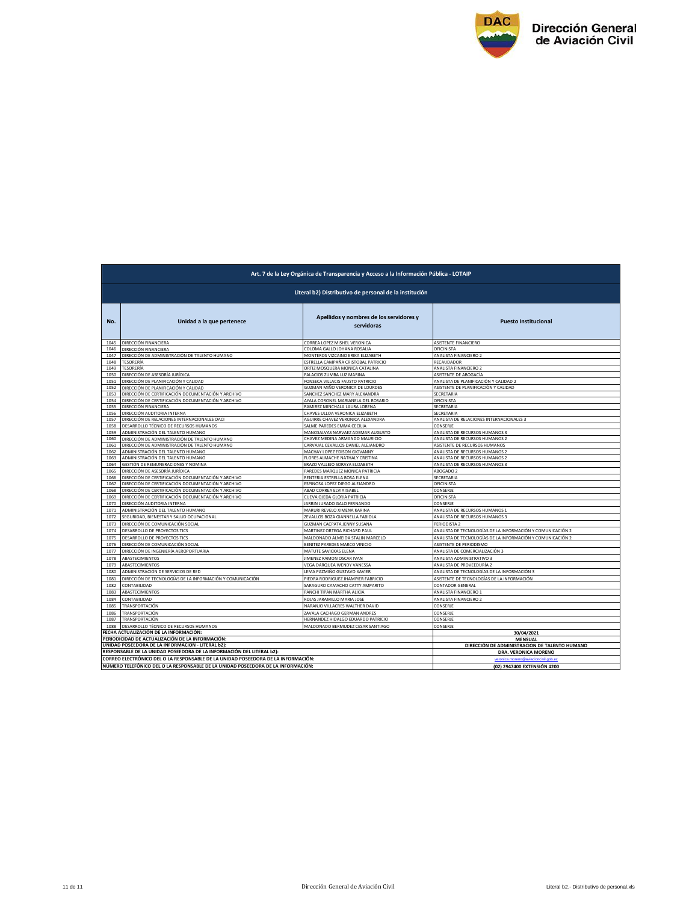Dirección General de Aviación Civil

| Art. 7 de la Ley Orgánica de Transparencia y Acceso a la Información Pública - LOTAIP | | | |
|---|---|---|---|
| Literal b2) Distributivo de personal de la institución | | | |
| No. | Unidad a la que pertenece | Apellidos y nombres de los servidores y servidoras | Puesto Institucional |
| 1045 | DIRECCIÓN FINANCIERA | CORREA LOPEZ MISHEL VERONICA | ASISTENTE FINANCIERO |
| 1046 | DIRECCIÓN FINANCIERA | COLOMA GALLO JOHANA ROSALIA | OFICINISTA |
| 1047 | DIRECCIÓN DE ADMINISTRACIÓN DE TALENTO HUMANO | MONTEROS VIZCAINO ERIKA ELIZABETH | ANALISTA FINANCIERO 2 |
| 1048 | TESORERÍA | ESTRELLA CAMPAÑA CRISTOBAL PATRICIO | RECAUDADOR |
| 1049 | TESORERÍA | ORTIZ MOSQUERA MONICA CATALINA | ANALISTA FINANCIERO 2 |
| 1050 | DIRECCIÓN DE ASESORÍA JURÍDICA | PALACIOS ZUMBA LUZ MARINA | ASISTENTE DE ABOGACÍA |
| 1051 | DIRECCIÓN DE PLANIFICACIÓN Y CALIDAD | FONSECA VILLACIS FAUSTO PATRICIO | ANALISTA DE PLANIFICACIÓN Y CALIDAD 2 |
| 1052 | DIRECCIÓN DE PLANIFICACIÓN Y CALIDAD | GUZMAN MIÑO VERONICA DE LOURDES | ASISTENTE DE PLANIFICACIÓN Y CALIDAD |
| 1053 | DIRECCIÓN DE CERTIFICACIÓN DOCUMENTACIÓN Y ARCHIVO | SANCHEZ SANCHEZ MARY ALEXANDRA | SECRETARIA |
| 1054 | DIRECCIÓN DE CERTIFICACIÓN DOCUMENTACIÓN Y ARCHIVO | AYALA CORONEL MARIANELA DEL ROSARIO | OFICINISTA |
| 1055 | DIRECCIÓN FINANCIERA | RAMIREZ MINCHALA LAURA LORENA | SECRETARIA |
| 1056 | DIRECCIÓN AUDITORIA INTERNA | CHAVES ULLOA VERONICA ELIZABETH | SECRETARIA |
| 1057 | DIRECCIÓN DE RELACIONES INTERNACIONALES OACI | AGUIRRE CHAVEZ VERONICA ALEXANDRA | ANALISTA DE RELACIONES INTERNACIONALES 3 |
| 1058 | DESARROLLO TÉCNICO DE RECURSOS HUMANOS | SALME PAREDES EMMA CECILIA | CONSERJE |
| 1059 | ADMINISTRACIÓN DEL TALENTO HUMANO | MANOSALVAS NARVAEZ ADEMAR AUGUSTO | ANALISTA DE RECURSOS HUMANOS 3 |
| 1060 | DIRECCIÓN DE ADMINISTRACIÓN DE TALENTO HUMANO | CHAVEZ MEDINA ARMANDO MAURICIO | ANALISTA DE RECURSOS HUMANOS 2 |
| 1061 | DIRECCIÓN DE ADMINISTRACIÓN DE TALENTO HUMANO | CARVAJAL CEVALLOS DANIEL ALEJANDRO | ASISTENTE DE RECURSOS HUMANOS |
| 1062 | ADMINISTRACIÓN DEL TALENTO HUMANO | MACHAY LOPEZ EDISON GIOVANNY | ANALISTA DE RECURSOS HUMANOS 2 |
| 1063 | ADMINISTRACIÓN DEL TALENTO HUMANO | FLORES ALMACHE NATHALY CRISTINA | ANALISTA DE RECURSOS HUMANOS 2 |
| 1064 | GESTIÓN DE REMUNERACIONES Y NOMINA | ERAZO VALLEJO SORAYA ELIZABETH | ANALISTA DE RECURSOS HUMANOS 3 |
| 1065 | DIRECCIÓN DE ASESORÍA JURÍDICA | PAREDES MARQUEZ MONICA PATRICIA | ABOGADO 2 |
| 1066 | DIRECCIÓN DE CERTIFICACIÓN DOCUMENTACIÓN Y ARCHIVO | RENTERIA ESTRELLA ROSA ELENA | SECRETARIA |
| 1067 | DIRECCIÓN DE CERTIFICACIÓN DOCUMENTACIÓN Y ARCHIVO | ESPINOSA LOPEZ DIEGO ALEJANDRO | OFICINISTA |
| 1068 | DIRECCIÓN DE CERTIFICACIÓN DOCUMENTACIÓN Y ARCHIVO | ABAD CORREA ELVIA ISABEL | CONSERJE |
| 1069 | DIRECCIÓN DE CERTIFICACIÓN DOCUMENTACIÓN Y ARCHIVO | CUEVA OJEDA GLORIA PATRICIA | OFICINISTA |
| 1070 | DIRECCIÓN AUDITORIA INTERNA | JARRIN JURADO GALO FERNANDO | CONSERJE |
| 1071 | ADMINISTRACIÓN DEL TALENTO HUMANO | MARURI REVELO XIMENA KARINA | ANALISTA DE RECURSOS HUMANOS 1 |
| 1072 | SEGURIDAD, BIENESTAR Y SALUD OCUPACIONAL | ZEVALLOS BOZA GIANNELLA FABIOLA | ANALISTA DE RECURSOS HUMANOS 3 |
| 1073 | DIRECCIÓN DE COMUNICACIÓN SOCIAL | GUZMAN CACPATA JENNY SUSANA | PERIODISTA 2 |
| 1074 | DESARROLLO DE PROYECTOS TICS | MARTINEZ ORTEGA RICHARD PAUL | ANALISTA DE TECNOLOGÍAS DE LA INFORMACIÓN Y COMUNICACIÓN 2 |
| 1075 | DESARROLLO DE PROYECTOS TICS | MALDONADO ALMEIDA STALIN MARCELO | ANALISTA DE TECNOLOGÍAS DE LA INFORMACIÓN Y COMUNICACIÓN 2 |
| 1076 | DIRECCIÓN DE COMUNICACIÓN SOCIAL | BENITEZ PAREDES MARCO VINICIO | ASISTENTE DE PERIODISMO |
| 1077 | DIRECCIÓN DE INGENIERÍA AEROPORTUARIA | MATUTE SAVICKAS ELENA | ANALISTA DE COMERCIALIZACIÓN 3 |
| 1078 | ABASTECIMIENTOS | JIMENEZ RAMON OSCAR IVAN | ANALISTA ADMINISTRATIVO 3 |
| 1079 | ABASTECIMIENTOS | VEGA DARQUEA WENDY VANESSA | ANALISTA DE PROVEEDURÍA 2 |
| 1080 | ADMINISTRACIÓN DE SERVICIOS DE RED | LEMA PAZMIÑO GUSTAVO XAVIER | ANALISTA DE TECNOLOGÍAS DE LA INFORMACIÓN 3 |
| 1081 | DIRECCIÓN DE TECNOLOGÍAS DE LA INFORMACIÓN Y COMUNICACIÓN | PIEDRA RODRIGUEZ JHAMPIER FABRICIO | ASISTENTE DE TECNOLOGÍAS DE LA INFORMACIÓN |
| 1082 | CONTABILIDAD | SARAGURO CAMACHO CATTY AMPARITO | CONTADOR GENERAL |
| 1083 | ABASTECIMIENTOS | PANCHI TIPAN MARTHA ALICIA | ANALISTA FINANCIERO 1 |
| 1084 | CONTABILIDAD | ROJAS JARAMILLO MARIA JOSE | ANALISTA FINANCIERO 2 |
| 1085 | TRANSPORTACIÓN | NARANJO VILLACRES WALTHER DAVID | CONSERJE |
| 1086 | TRANSPORTACIÓN | ZAVALA CACHAGO GERMAN ANDRES | CONSERJE |
| 1087 | TRANSPORTACIÓN | HERNANDEZ HIDALGO EDUARDO PATRICIO | CONSERJE |
| 1088 | DESARROLLO TÉCNICO DE RECURSOS HUMANOS | MALDONADO BERMUDEZ CESAR SANTIAGO | CONSERJE |
| FECHA ACTUALIZACIÓN DE LA INFORMACIÓN: | | | 30/04/2021 |
| PERIODICIDAD DE ACTUALIZACIÓN DE LA INFORMACIÓN: | | | MENSUAL |
| UNIDAD POSEEDORA DE LA INFORMACION - LITERAL b2): | | | DIRECCIÓN DE ADMINISTRACION DE TALENTO HUMANO |
| RESPONSABLE DE LA UNIDAD POSEEDORA DE LA INFORMACIÓN DEL LITERAL b2): | | | DRA. VERONICA MORENO |
| CORREO ELECTRÓNICO DEL O LA RESPONSABLE DE LA UNIDAD POSEEDORA DE LA INFORMACIÓN: | | | veronica.moreno@aviacioncivil.gob.ec |
| NÚMERO TELEFÓNICO DEL O LA RESPONSABLE DE LA UNIDAD POSEEDORA DE LA INFORMACIÓN: | | | (02) 2947400 EXTENSIÓN 4200 |